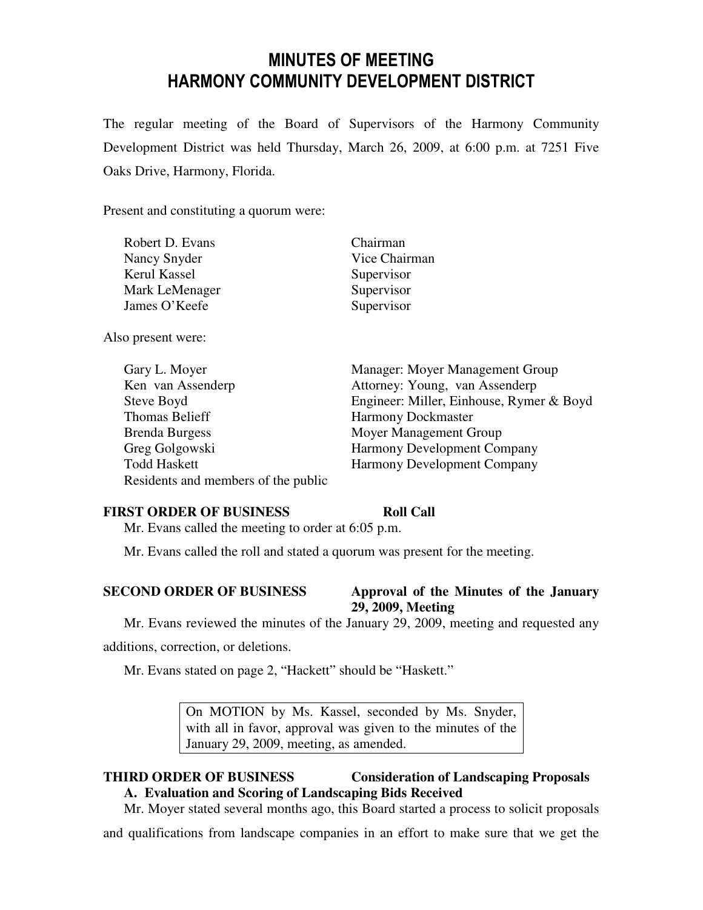# MINUTES OF MEETING
# HARMONY COMMUNITY DEVELOPMENT DISTRICT

The regular meeting of the Board of Supervisors of the Harmony Community Development District was held Thursday, March 26, 2009, at 6:00 p.m. at 7251 Five Oaks Drive, Harmony, Florida.

Present and constituting a quorum were:

| | |
|---|---|
| Robert D. Evans | Chairman |
| Nancy Snyder | Vice Chairman |
| Kerul Kassel | Supervisor |
| Mark LeMenager | Supervisor |
| James O'Keefe | Supervisor |

Also present were:

| | |
|---|---|
| Gary L. Moyer | Manager: Moyer Management Group |
| Ken van Assenderp | Attorney: Young, van Assenderp |
| Steve Boyd | Engineer: Miller, Einhouse, Rymer & Boyd |
| Thomas Belieff | Harmony Dockmaster |
| Brenda Burgess | Moyer Management Group |
| Greg Golgowski | Harmony Development Company |
| Todd Haskett | Harmony Development Company |
| Residents and members of the public | |

**FIRST ORDER OF BUSINESS** **Roll Call**

Mr. Evans called the meeting to order at 6:05 p.m.

Mr. Evans called the roll and stated a quorum was present for the meeting.

**SECOND ORDER OF BUSINESS** **Approval of the Minutes of the January 29, 2009, Meeting**

Mr. Evans reviewed the minutes of the January 29, 2009, meeting and requested any additions, correction, or deletions.

Mr. Evans stated on page 2, "Hackett" should be "Haskett."

> On MOTION by Ms. Kassel, seconded by Ms. Snyder, with all in favor, approval was given to the minutes of the January 29, 2009, meeting, as amended.

**THIRD ORDER OF BUSINESS** **Consideration of Landscaping Proposals**

**A. Evaluation and Scoring of Landscaping Bids Received**

Mr. Moyer stated several months ago, this Board started a process to solicit proposals and qualifications from landscape companies in an effort to make sure that we get the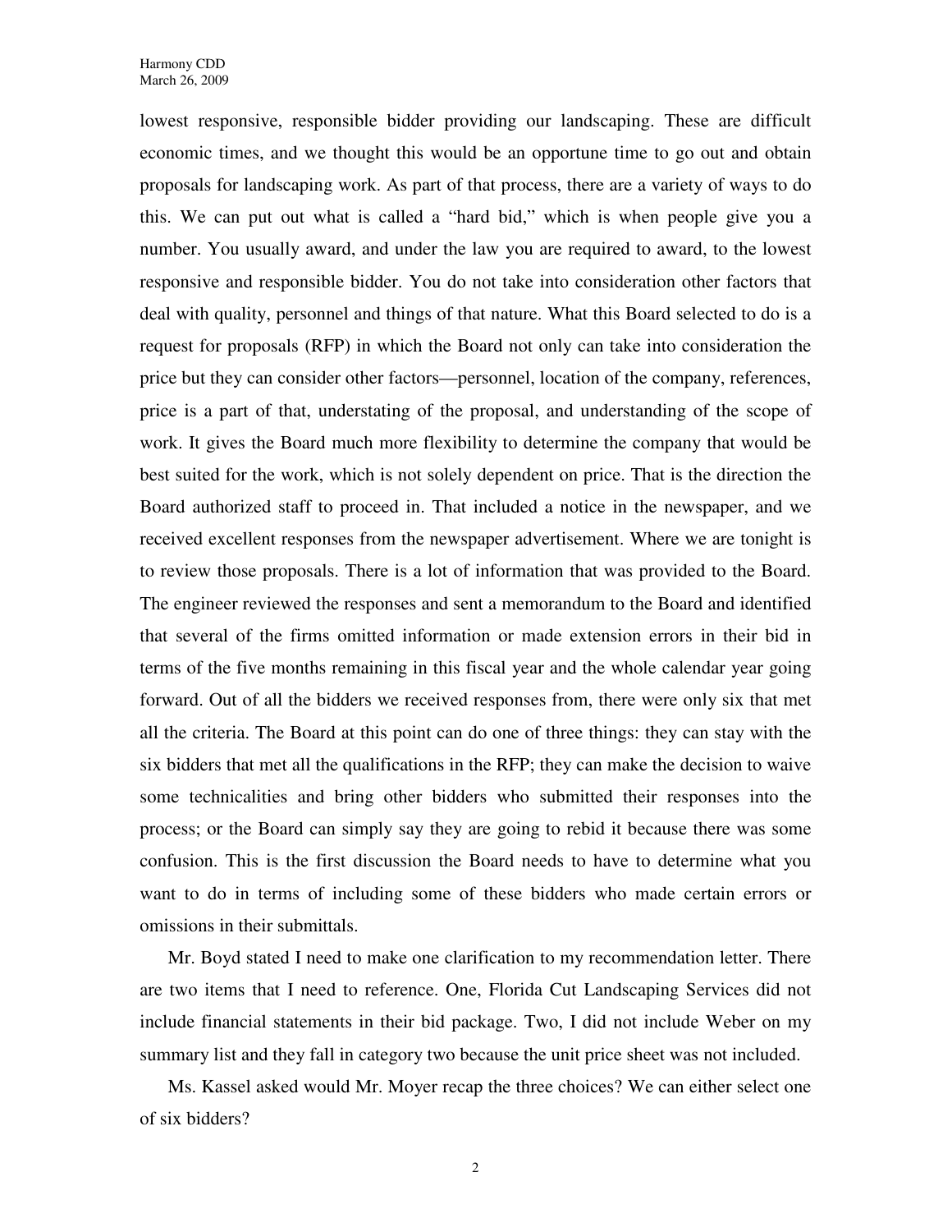lowest responsive, responsible bidder providing our landscaping. These are difficult economic times, and we thought this would be an opportune time to go out and obtain proposals for landscaping work. As part of that process, there are a variety of ways to do this. We can put out what is called a "hard bid," which is when people give you a number. You usually award, and under the law you are required to award, to the lowest responsive and responsible bidder. You do not take into consideration other factors that deal with quality, personnel and things of that nature. What this Board selected to do is a request for proposals (RFP) in which the Board not only can take into consideration the price but they can consider other factors—personnel, location of the company, references, price is a part of that, understating of the proposal, and understanding of the scope of work. It gives the Board much more flexibility to determine the company that would be best suited for the work, which is not solely dependent on price. That is the direction the Board authorized staff to proceed in. That included a notice in the newspaper, and we received excellent responses from the newspaper advertisement. Where we are tonight is to review those proposals. There is a lot of information that was provided to the Board. The engineer reviewed the responses and sent a memorandum to the Board and identified that several of the firms omitted information or made extension errors in their bid in terms of the five months remaining in this fiscal year and the whole calendar year going forward. Out of all the bidders we received responses from, there were only six that met all the criteria. The Board at this point can do one of three things: they can stay with the six bidders that met all the qualifications in the RFP; they can make the decision to waive some technicalities and bring other bidders who submitted their responses into the process; or the Board can simply say they are going to rebid it because there was some confusion. This is the first discussion the Board needs to have to determine what you want to do in terms of including some of these bidders who made certain errors or omissions in their submittals.

Mr. Boyd stated I need to make one clarification to my recommendation letter. There are two items that I need to reference. One, Florida Cut Landscaping Services did not include financial statements in their bid package. Two, I did not include Weber on my summary list and they fall in category two because the unit price sheet was not included.

Ms. Kassel asked would Mr. Moyer recap the three choices? We can either select one of six bidders?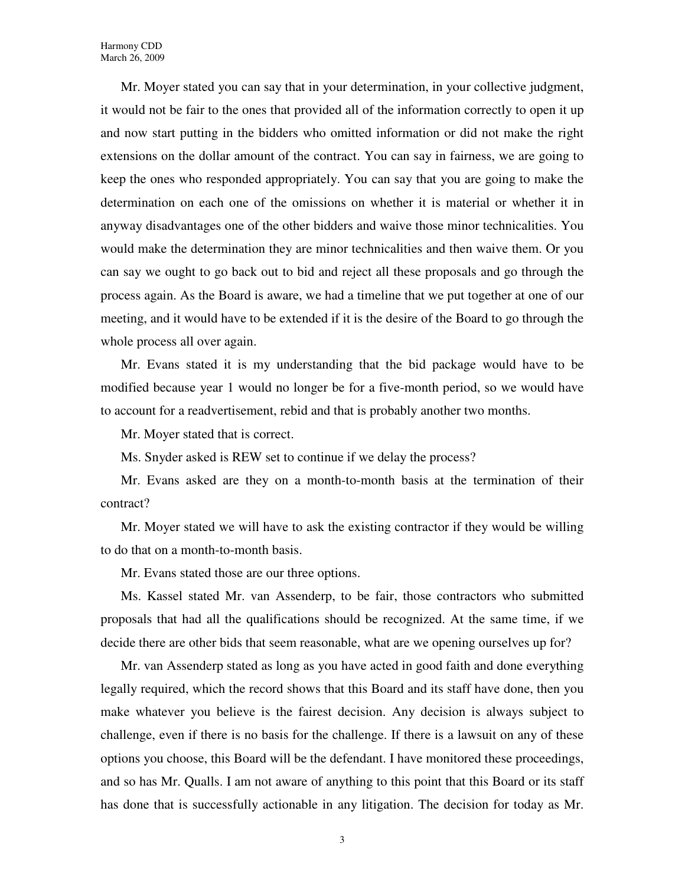Mr. Moyer stated you can say that in your determination, in your collective judgment, it would not be fair to the ones that provided all of the information correctly to open it up and now start putting in the bidders who omitted information or did not make the right extensions on the dollar amount of the contract. You can say in fairness, we are going to keep the ones who responded appropriately. You can say that you are going to make the determination on each one of the omissions on whether it is material or whether it in anyway disadvantages one of the other bidders and waive those minor technicalities. You would make the determination they are minor technicalities and then waive them. Or you can say we ought to go back out to bid and reject all these proposals and go through the process again. As the Board is aware, we had a timeline that we put together at one of our meeting, and it would have to be extended if it is the desire of the Board to go through the whole process all over again.

Mr. Evans stated it is my understanding that the bid package would have to be modified because year 1 would no longer be for a five-month period, so we would have to account for a readvertisement, rebid and that is probably another two months.

Mr. Moyer stated that is correct.

Ms. Snyder asked is REW set to continue if we delay the process?

Mr. Evans asked are they on a month-to-month basis at the termination of their contract?

Mr. Moyer stated we will have to ask the existing contractor if they would be willing to do that on a month-to-month basis.

Mr. Evans stated those are our three options.

Ms. Kassel stated Mr. van Assenderp, to be fair, those contractors who submitted proposals that had all the qualifications should be recognized. At the same time, if we decide there are other bids that seem reasonable, what are we opening ourselves up for?

Mr. van Assenderp stated as long as you have acted in good faith and done everything legally required, which the record shows that this Board and its staff have done, then you make whatever you believe is the fairest decision. Any decision is always subject to challenge, even if there is no basis for the challenge. If there is a lawsuit on any of these options you choose, this Board will be the defendant. I have monitored these proceedings, and so has Mr. Qualls. I am not aware of anything to this point that this Board or its staff has done that is successfully actionable in any litigation. The decision for today as Mr.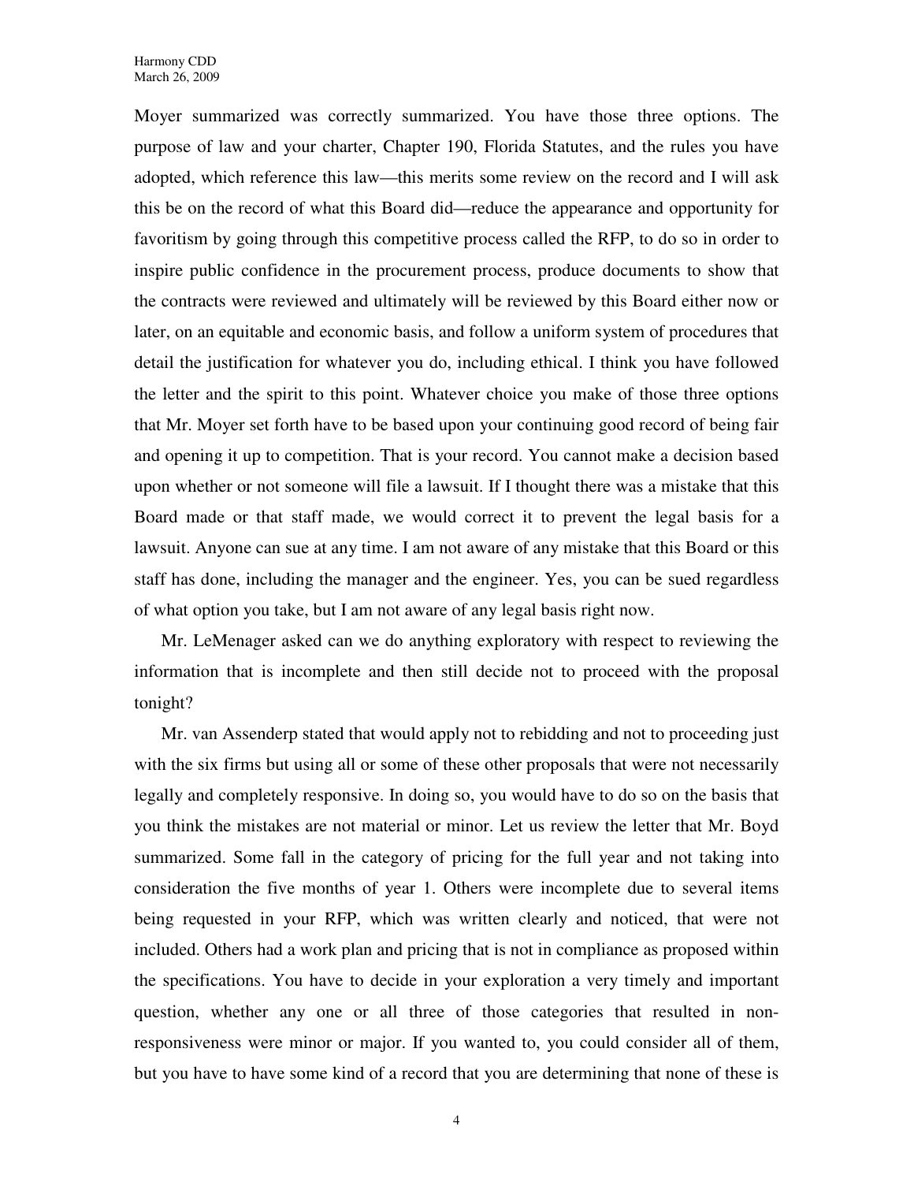Moyer summarized was correctly summarized. You have those three options. The purpose of law and your charter, Chapter 190, Florida Statutes, and the rules you have adopted, which reference this law—this merits some review on the record and I will ask this be on the record of what this Board did—reduce the appearance and opportunity for favoritism by going through this competitive process called the RFP, to do so in order to inspire public confidence in the procurement process, produce documents to show that the contracts were reviewed and ultimately will be reviewed by this Board either now or later, on an equitable and economic basis, and follow a uniform system of procedures that detail the justification for whatever you do, including ethical. I think you have followed the letter and the spirit to this point. Whatever choice you make of those three options that Mr. Moyer set forth have to be based upon your continuing good record of being fair and opening it up to competition. That is your record. You cannot make a decision based upon whether or not someone will file a lawsuit. If I thought there was a mistake that this Board made or that staff made, we would correct it to prevent the legal basis for a lawsuit. Anyone can sue at any time. I am not aware of any mistake that this Board or this staff has done, including the manager and the engineer. Yes, you can be sued regardless of what option you take, but I am not aware of any legal basis right now.

Mr. LeMenager asked can we do anything exploratory with respect to reviewing the information that is incomplete and then still decide not to proceed with the proposal tonight?

Mr. van Assenderp stated that would apply not to rebidding and not to proceeding just with the six firms but using all or some of these other proposals that were not necessarily legally and completely responsive. In doing so, you would have to do so on the basis that you think the mistakes are not material or minor. Let us review the letter that Mr. Boyd summarized. Some fall in the category of pricing for the full year and not taking into consideration the five months of year 1. Others were incomplete due to several items being requested in your RFP, which was written clearly and noticed, that were not included. Others had a work plan and pricing that is not in compliance as proposed within the specifications. You have to decide in your exploration a very timely and important question, whether any one or all three of those categories that resulted in non-responsiveness were minor or major. If you wanted to, you could consider all of them, but you have to have some kind of a record that you are determining that none of these is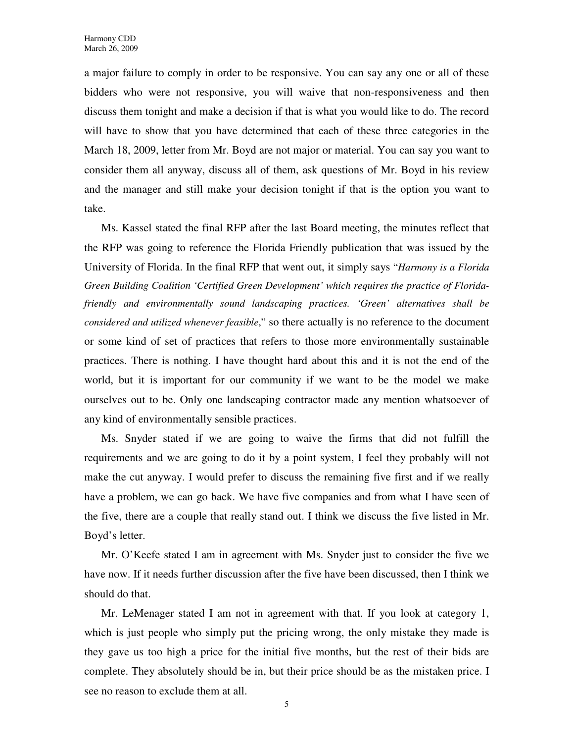a major failure to comply in order to be responsive. You can say any one or all of these bidders who were not responsive, you will waive that non-responsiveness and then discuss them tonight and make a decision if that is what you would like to do. The record will have to show that you have determined that each of these three categories in the March 18, 2009, letter from Mr. Boyd are not major or material. You can say you want to consider them all anyway, discuss all of them, ask questions of Mr. Boyd in his review and the manager and still make your decision tonight if that is the option you want to take.

Ms. Kassel stated the final RFP after the last Board meeting, the minutes reflect that the RFP was going to reference the Florida Friendly publication that was issued by the University of Florida. In the final RFP that went out, it simply says "*Harmony is a Florida Green Building Coalition 'Certified Green Development' which requires the practice of Florida-friendly and environmentally sound landscaping practices. 'Green' alternatives shall be considered and utilized whenever feasible*," so there actually is no reference to the document or some kind of set of practices that refers to those more environmentally sustainable practices. There is nothing. I have thought hard about this and it is not the end of the world, but it is important for our community if we want to be the model we make ourselves out to be. Only one landscaping contractor made any mention whatsoever of any kind of environmentally sensible practices.

Ms. Snyder stated if we are going to waive the firms that did not fulfill the requirements and we are going to do it by a point system, I feel they probably will not make the cut anyway. I would prefer to discuss the remaining five first and if we really have a problem, we can go back. We have five companies and from what I have seen of the five, there are a couple that really stand out. I think we discuss the five listed in Mr. Boyd's letter.

Mr. O'Keefe stated I am in agreement with Ms. Snyder just to consider the five we have now. If it needs further discussion after the five have been discussed, then I think we should do that.

Mr. LeMenager stated I am not in agreement with that. If you look at category 1, which is just people who simply put the pricing wrong, the only mistake they made is they gave us too high a price for the initial five months, but the rest of their bids are complete. They absolutely should be in, but their price should be as the mistaken price. I see no reason to exclude them at all.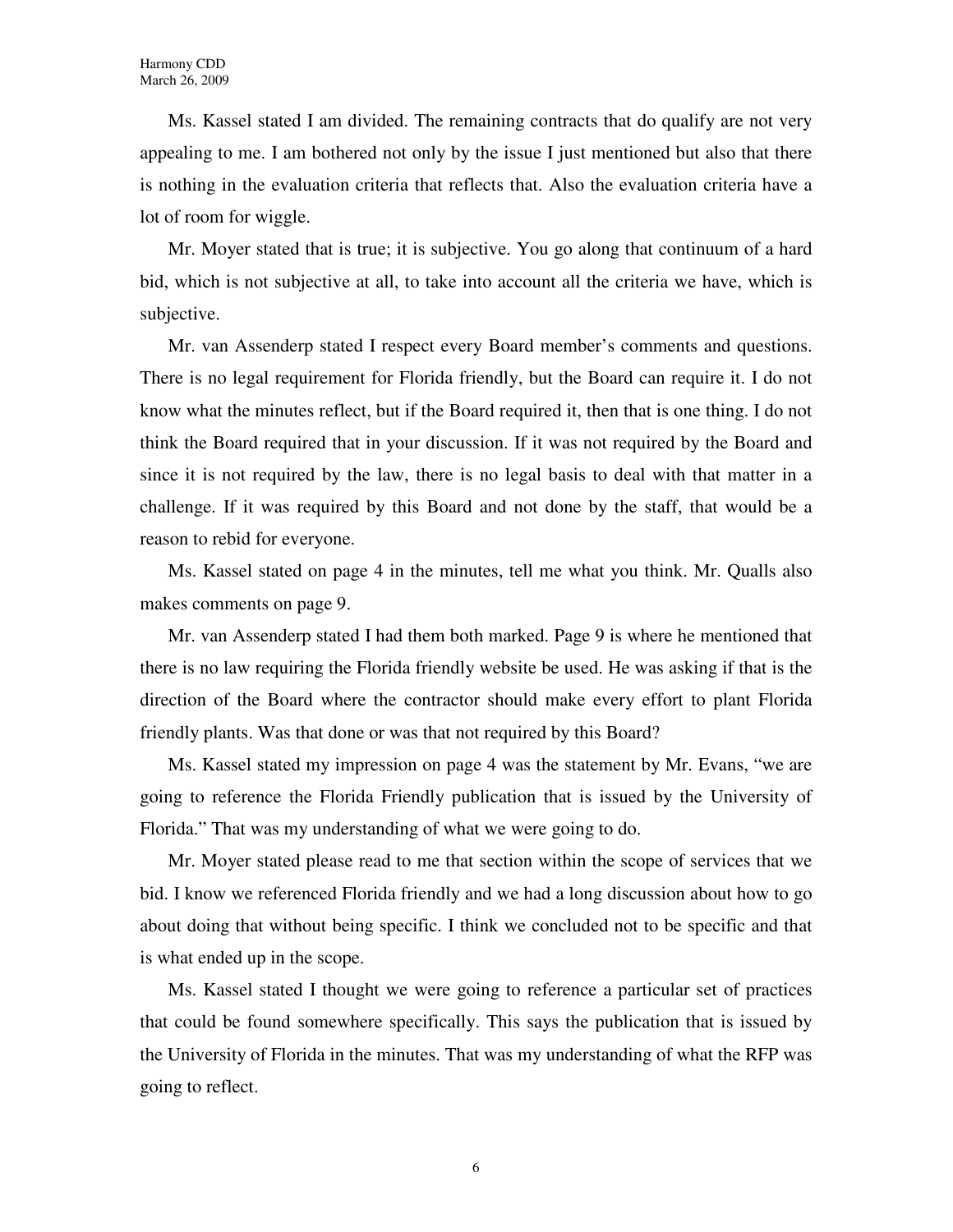Ms. Kassel stated I am divided. The remaining contracts that do qualify are not very appealing to me. I am bothered not only by the issue I just mentioned but also that there is nothing in the evaluation criteria that reflects that. Also the evaluation criteria have a lot of room for wiggle.

Mr. Moyer stated that is true; it is subjective. You go along that continuum of a hard bid, which is not subjective at all, to take into account all the criteria we have, which is subjective.

Mr. van Assenderp stated I respect every Board member's comments and questions. There is no legal requirement for Florida friendly, but the Board can require it. I do not know what the minutes reflect, but if the Board required it, then that is one thing. I do not think the Board required that in your discussion. If it was not required by the Board and since it is not required by the law, there is no legal basis to deal with that matter in a challenge. If it was required by this Board and not done by the staff, that would be a reason to rebid for everyone.

Ms. Kassel stated on page 4 in the minutes, tell me what you think. Mr. Qualls also makes comments on page 9.

Mr. van Assenderp stated I had them both marked. Page 9 is where he mentioned that there is no law requiring the Florida friendly website be used. He was asking if that is the direction of the Board where the contractor should make every effort to plant Florida friendly plants. Was that done or was that not required by this Board?

Ms. Kassel stated my impression on page 4 was the statement by Mr. Evans, "we are going to reference the Florida Friendly publication that is issued by the University of Florida." That was my understanding of what we were going to do.

Mr. Moyer stated please read to me that section within the scope of services that we bid. I know we referenced Florida friendly and we had a long discussion about how to go about doing that without being specific. I think we concluded not to be specific and that is what ended up in the scope.

Ms. Kassel stated I thought we were going to reference a particular set of practices that could be found somewhere specifically. This says the publication that is issued by the University of Florida in the minutes. That was my understanding of what the RFP was going to reflect.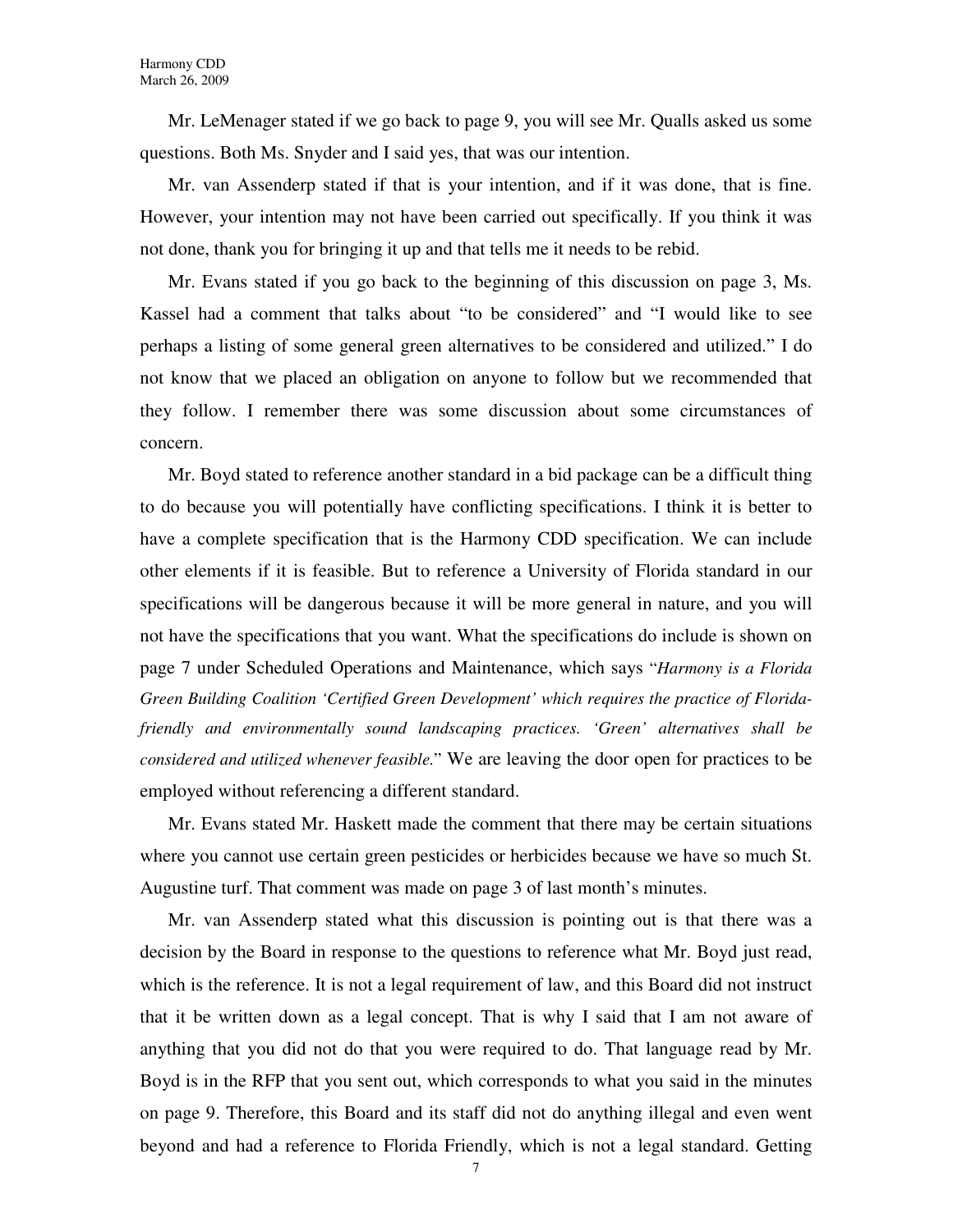Mr. LeMenager stated if we go back to page 9, you will see Mr. Qualls asked us some questions. Both Ms. Snyder and I said yes, that was our intention.

Mr. van Assenderp stated if that is your intention, and if it was done, that is fine. However, your intention may not have been carried out specifically. If you think it was not done, thank you for bringing it up and that tells me it needs to be rebid.

Mr. Evans stated if you go back to the beginning of this discussion on page 3, Ms. Kassel had a comment that talks about "to be considered" and "I would like to see perhaps a listing of some general green alternatives to be considered and utilized." I do not know that we placed an obligation on anyone to follow but we recommended that they follow. I remember there was some discussion about some circumstances of concern.

Mr. Boyd stated to reference another standard in a bid package can be a difficult thing to do because you will potentially have conflicting specifications. I think it is better to have a complete specification that is the Harmony CDD specification. We can include other elements if it is feasible. But to reference a University of Florida standard in our specifications will be dangerous because it will be more general in nature, and you will not have the specifications that you want. What the specifications do include is shown on page 7 under Scheduled Operations and Maintenance, which says "*Harmony is a Florida Green Building Coalition 'Certified Green Development' which requires the practice of Florida-friendly and environmentally sound landscaping practices. 'Green' alternatives shall be considered and utilized whenever feasible.*" We are leaving the door open for practices to be employed without referencing a different standard.

Mr. Evans stated Mr. Haskett made the comment that there may be certain situations where you cannot use certain green pesticides or herbicides because we have so much St. Augustine turf. That comment was made on page 3 of last month's minutes.

Mr. van Assenderp stated what this discussion is pointing out is that there was a decision by the Board in response to the questions to reference what Mr. Boyd just read, which is the reference. It is not a legal requirement of law, and this Board did not instruct that it be written down as a legal concept. That is why I said that I am not aware of anything that you did not do that you were required to do. That language read by Mr. Boyd is in the RFP that you sent out, which corresponds to what you said in the minutes on page 9. Therefore, this Board and its staff did not do anything illegal and even went beyond and had a reference to Florida Friendly, which is not a legal standard. Getting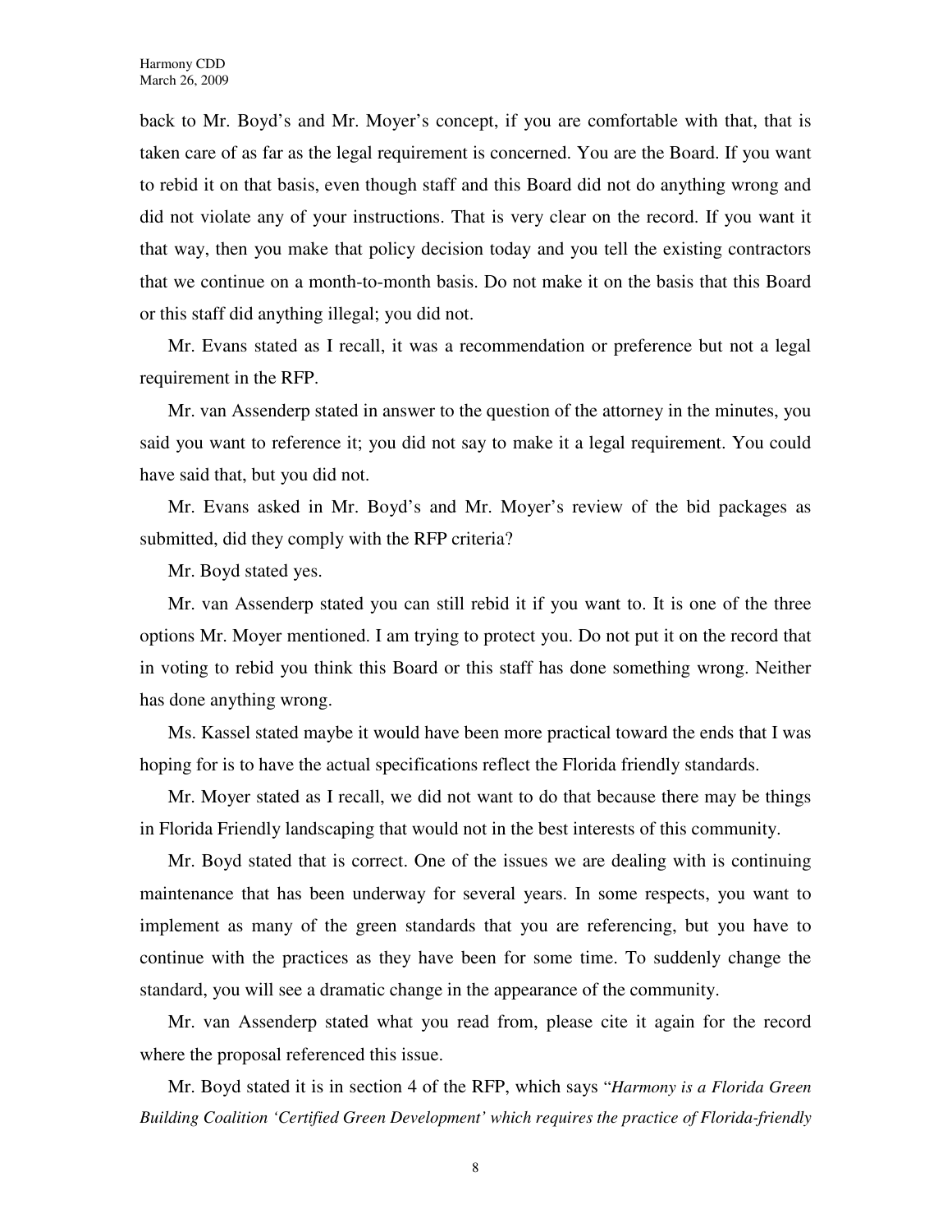back to Mr. Boyd's and Mr. Moyer's concept, if you are comfortable with that, that is taken care of as far as the legal requirement is concerned. You are the Board. If you want to rebid it on that basis, even though staff and this Board did not do anything wrong and did not violate any of your instructions. That is very clear on the record. If you want it that way, then you make that policy decision today and you tell the existing contractors that we continue on a month-to-month basis. Do not make it on the basis that this Board or this staff did anything illegal; you did not.

Mr. Evans stated as I recall, it was a recommendation or preference but not a legal requirement in the RFP.

Mr. van Assenderp stated in answer to the question of the attorney in the minutes, you said you want to reference it; you did not say to make it a legal requirement. You could have said that, but you did not.

Mr. Evans asked in Mr. Boyd's and Mr. Moyer's review of the bid packages as submitted, did they comply with the RFP criteria?

Mr. Boyd stated yes.

Mr. van Assenderp stated you can still rebid it if you want to. It is one of the three options Mr. Moyer mentioned. I am trying to protect you. Do not put it on the record that in voting to rebid you think this Board or this staff has done something wrong. Neither has done anything wrong.

Ms. Kassel stated maybe it would have been more practical toward the ends that I was hoping for is to have the actual specifications reflect the Florida friendly standards.

Mr. Moyer stated as I recall, we did not want to do that because there may be things in Florida Friendly landscaping that would not in the best interests of this community.

Mr. Boyd stated that is correct. One of the issues we are dealing with is continuing maintenance that has been underway for several years. In some respects, you want to implement as many of the green standards that you are referencing, but you have to continue with the practices as they have been for some time. To suddenly change the standard, you will see a dramatic change in the appearance of the community.

Mr. van Assenderp stated what you read from, please cite it again for the record where the proposal referenced this issue.

Mr. Boyd stated it is in section 4 of the RFP, which says "*Harmony is a Florida Green Building Coalition 'Certified Green Development' which requires the practice of Florida-friendly*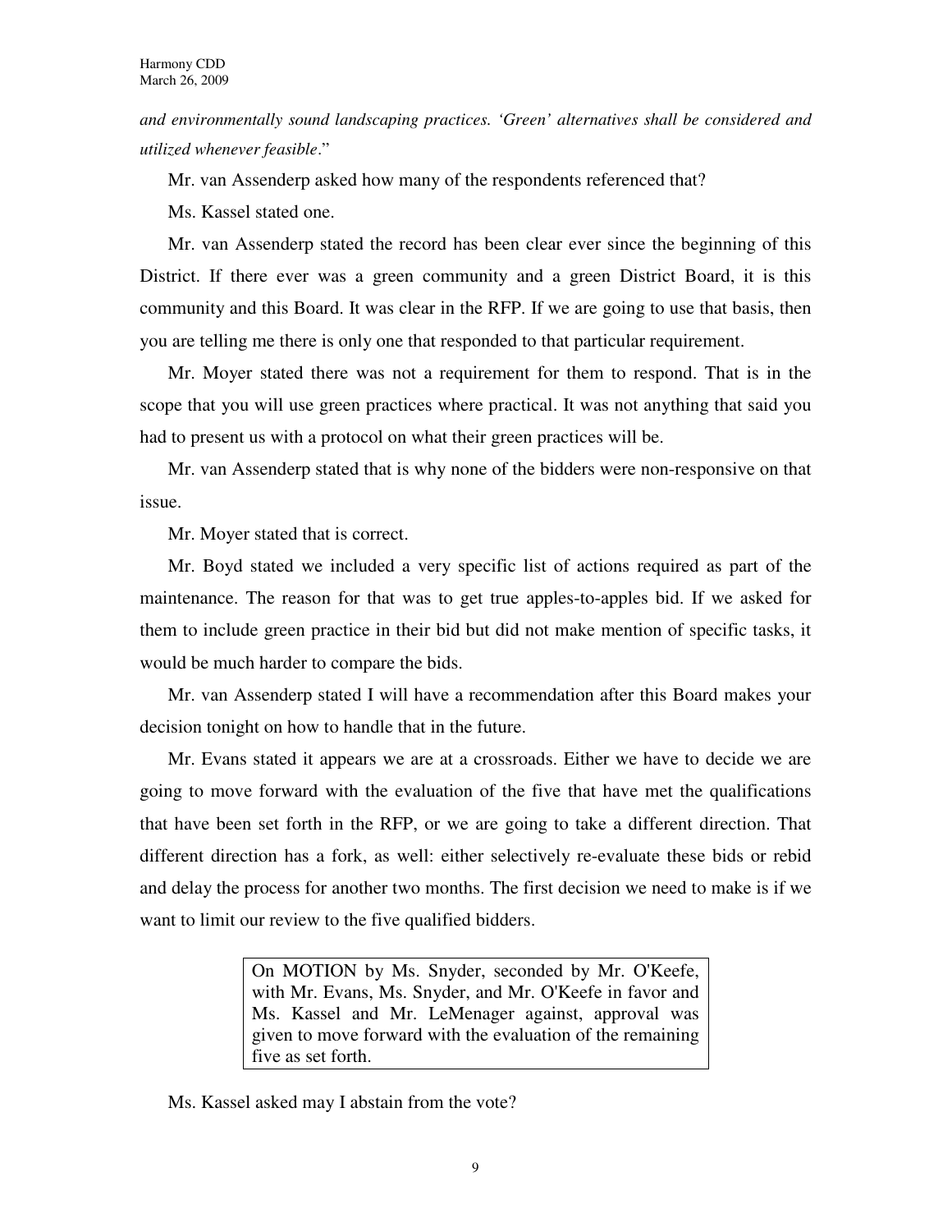*and environmentally sound landscaping practices. 'Green' alternatives shall be considered and utilized whenever feasible*."

Mr. van Assenderp asked how many of the respondents referenced that?

Ms. Kassel stated one.

Mr. van Assenderp stated the record has been clear ever since the beginning of this District. If there ever was a green community and a green District Board, it is this community and this Board. It was clear in the RFP. If we are going to use that basis, then you are telling me there is only one that responded to that particular requirement.

Mr. Moyer stated there was not a requirement for them to respond. That is in the scope that you will use green practices where practical. It was not anything that said you had to present us with a protocol on what their green practices will be.

Mr. van Assenderp stated that is why none of the bidders were non-responsive on that issue.

Mr. Moyer stated that is correct.

Mr. Boyd stated we included a very specific list of actions required as part of the maintenance. The reason for that was to get true apples-to-apples bid. If we asked for them to include green practice in their bid but did not make mention of specific tasks, it would be much harder to compare the bids.

Mr. van Assenderp stated I will have a recommendation after this Board makes your decision tonight on how to handle that in the future.

Mr. Evans stated it appears we are at a crossroads. Either we have to decide we are going to move forward with the evaluation of the five that have met the qualifications that have been set forth in the RFP, or we are going to take a different direction. That different direction has a fork, as well: either selectively re-evaluate these bids or rebid and delay the process for another two months. The first decision we need to make is if we want to limit our review to the five qualified bidders.

> On MOTION by Ms. Snyder, seconded by Mr. O'Keefe, with Mr. Evans, Ms. Snyder, and Mr. O'Keefe in favor and Ms. Kassel and Mr. LeMenager against, approval was given to move forward with the evaluation of the remaining five as set forth.

Ms. Kassel asked may I abstain from the vote?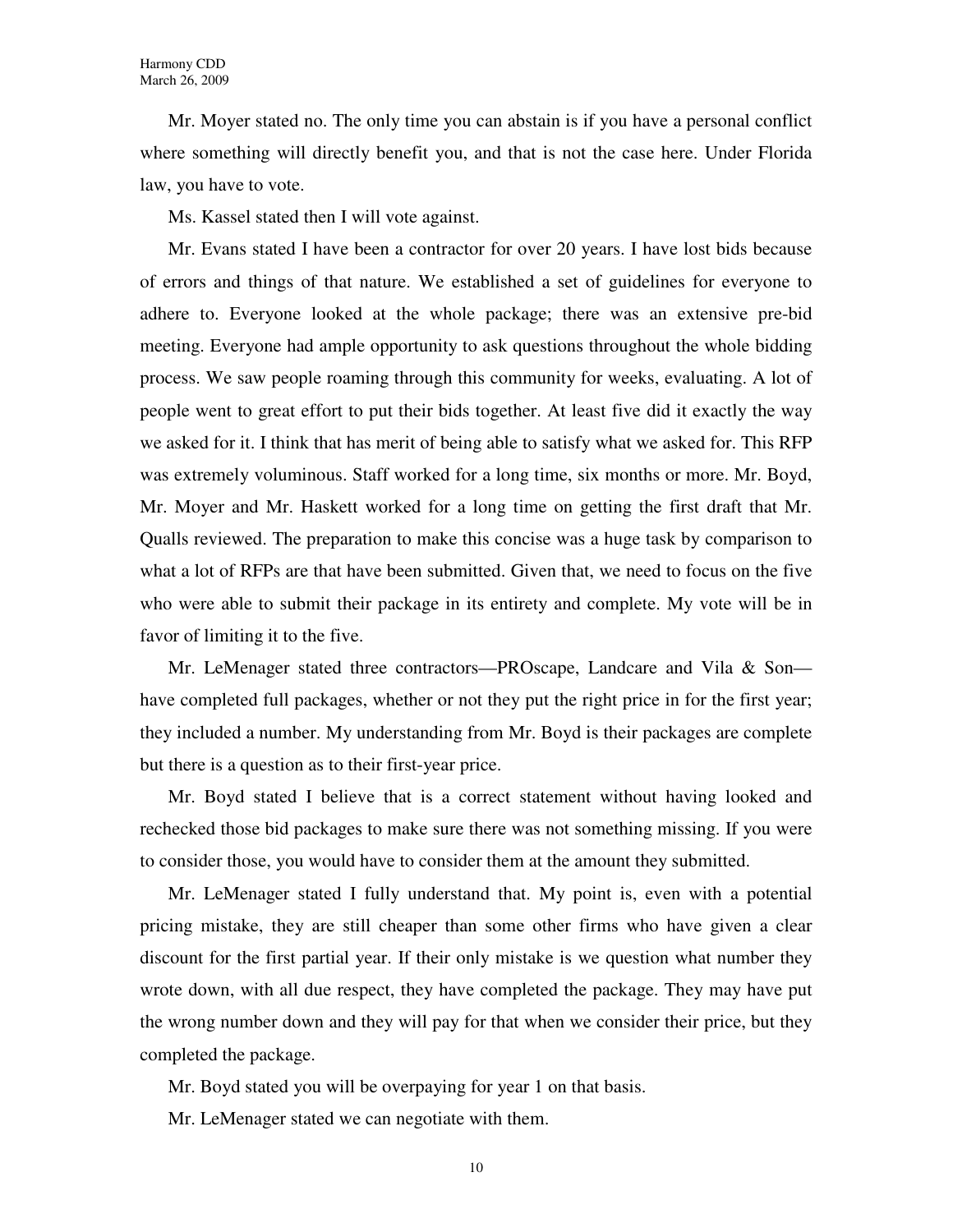Mr. Moyer stated no. The only time you can abstain is if you have a personal conflict where something will directly benefit you, and that is not the case here. Under Florida law, you have to vote.

Ms. Kassel stated then I will vote against.

Mr. Evans stated I have been a contractor for over 20 years. I have lost bids because of errors and things of that nature. We established a set of guidelines for everyone to adhere to. Everyone looked at the whole package; there was an extensive pre-bid meeting. Everyone had ample opportunity to ask questions throughout the whole bidding process. We saw people roaming through this community for weeks, evaluating. A lot of people went to great effort to put their bids together. At least five did it exactly the way we asked for it. I think that has merit of being able to satisfy what we asked for. This RFP was extremely voluminous. Staff worked for a long time, six months or more. Mr. Boyd, Mr. Moyer and Mr. Haskett worked for a long time on getting the first draft that Mr. Qualls reviewed. The preparation to make this concise was a huge task by comparison to what a lot of RFPs are that have been submitted. Given that, we need to focus on the five who were able to submit their package in its entirety and complete. My vote will be in favor of limiting it to the five.

Mr. LeMenager stated three contractors—PROscape, Landcare and Vila & Son—have completed full packages, whether or not they put the right price in for the first year; they included a number. My understanding from Mr. Boyd is their packages are complete but there is a question as to their first-year price.

Mr. Boyd stated I believe that is a correct statement without having looked and rechecked those bid packages to make sure there was not something missing. If you were to consider those, you would have to consider them at the amount they submitted.

Mr. LeMenager stated I fully understand that. My point is, even with a potential pricing mistake, they are still cheaper than some other firms who have given a clear discount for the first partial year. If their only mistake is we question what number they wrote down, with all due respect, they have completed the package. They may have put the wrong number down and they will pay for that when we consider their price, but they completed the package.

Mr. Boyd stated you will be overpaying for year 1 on that basis.

Mr. LeMenager stated we can negotiate with them.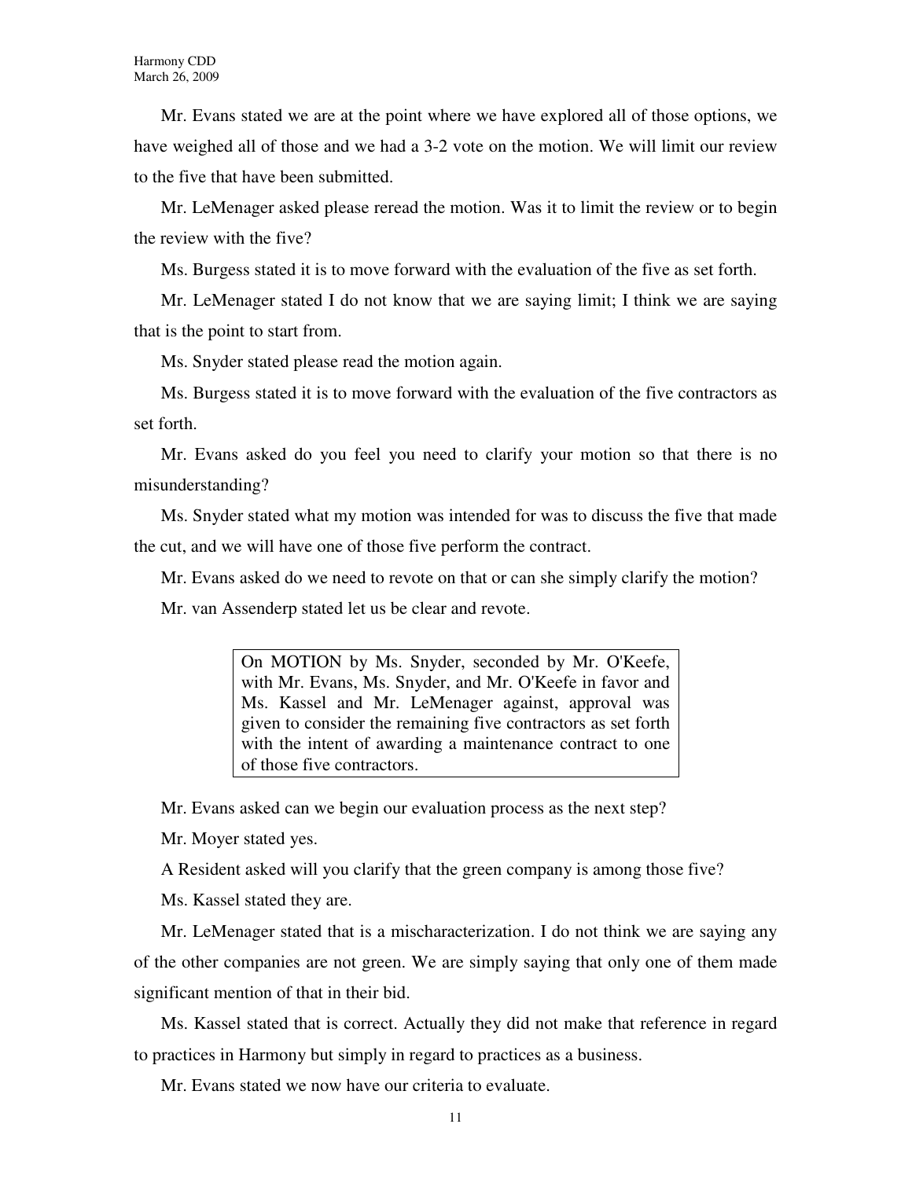Mr. Evans stated we are at the point where we have explored all of those options, we have weighed all of those and we had a 3-2 vote on the motion. We will limit our review to the five that have been submitted.

Mr. LeMenager asked please reread the motion. Was it to limit the review or to begin the review with the five?

Ms. Burgess stated it is to move forward with the evaluation of the five as set forth.

Mr. LeMenager stated I do not know that we are saying limit; I think we are saying that is the point to start from.

Ms. Snyder stated please read the motion again.

Ms. Burgess stated it is to move forward with the evaluation of the five contractors as set forth.

Mr. Evans asked do you feel you need to clarify your motion so that there is no misunderstanding?

Ms. Snyder stated what my motion was intended for was to discuss the five that made the cut, and we will have one of those five perform the contract.

Mr. Evans asked do we need to revote on that or can she simply clarify the motion?

Mr. van Assenderp stated let us be clear and revote.

> On MOTION by Ms. Snyder, seconded by Mr. O'Keefe, with Mr. Evans, Ms. Snyder, and Mr. O'Keefe in favor and Ms. Kassel and Mr. LeMenager against, approval was given to consider the remaining five contractors as set forth with the intent of awarding a maintenance contract to one of those five contractors.

Mr. Evans asked can we begin our evaluation process as the next step?

Mr. Moyer stated yes.

A Resident asked will you clarify that the green company is among those five?

Ms. Kassel stated they are.

Mr. LeMenager stated that is a mischaracterization. I do not think we are saying any of the other companies are not green. We are simply saying that only one of them made significant mention of that in their bid.

Ms. Kassel stated that is correct. Actually they did not make that reference in regard to practices in Harmony but simply in regard to practices as a business.

Mr. Evans stated we now have our criteria to evaluate.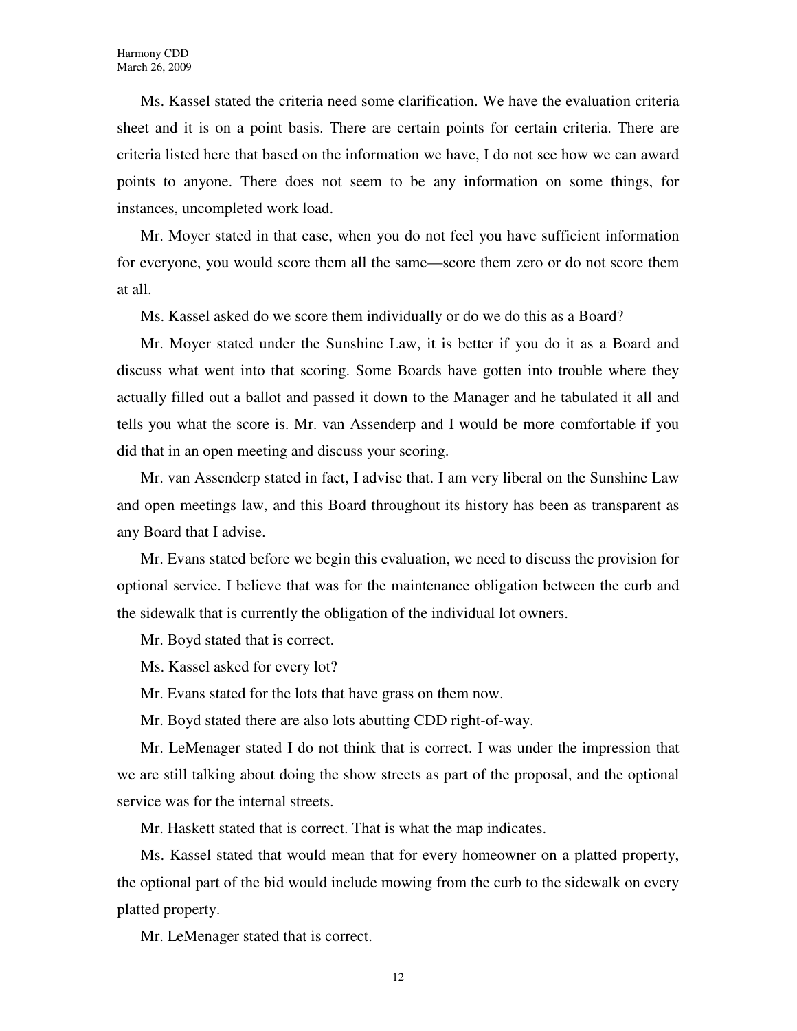Ms. Kassel stated the criteria need some clarification. We have the evaluation criteria sheet and it is on a point basis. There are certain points for certain criteria. There are criteria listed here that based on the information we have, I do not see how we can award points to anyone. There does not seem to be any information on some things, for instances, uncompleted work load.

Mr. Moyer stated in that case, when you do not feel you have sufficient information for everyone, you would score them all the same—score them zero or do not score them at all.

Ms. Kassel asked do we score them individually or do we do this as a Board?

Mr. Moyer stated under the Sunshine Law, it is better if you do it as a Board and discuss what went into that scoring. Some Boards have gotten into trouble where they actually filled out a ballot and passed it down to the Manager and he tabulated it all and tells you what the score is. Mr. van Assenderp and I would be more comfortable if you did that in an open meeting and discuss your scoring.

Mr. van Assenderp stated in fact, I advise that. I am very liberal on the Sunshine Law and open meetings law, and this Board throughout its history has been as transparent as any Board that I advise.

Mr. Evans stated before we begin this evaluation, we need to discuss the provision for optional service. I believe that was for the maintenance obligation between the curb and the sidewalk that is currently the obligation of the individual lot owners.

Mr. Boyd stated that is correct.

Ms. Kassel asked for every lot?

Mr. Evans stated for the lots that have grass on them now.

Mr. Boyd stated there are also lots abutting CDD right-of-way.

Mr. LeMenager stated I do not think that is correct. I was under the impression that we are still talking about doing the show streets as part of the proposal, and the optional service was for the internal streets.

Mr. Haskett stated that is correct. That is what the map indicates.

Ms. Kassel stated that would mean that for every homeowner on a platted property, the optional part of the bid would include mowing from the curb to the sidewalk on every platted property.

Mr. LeMenager stated that is correct.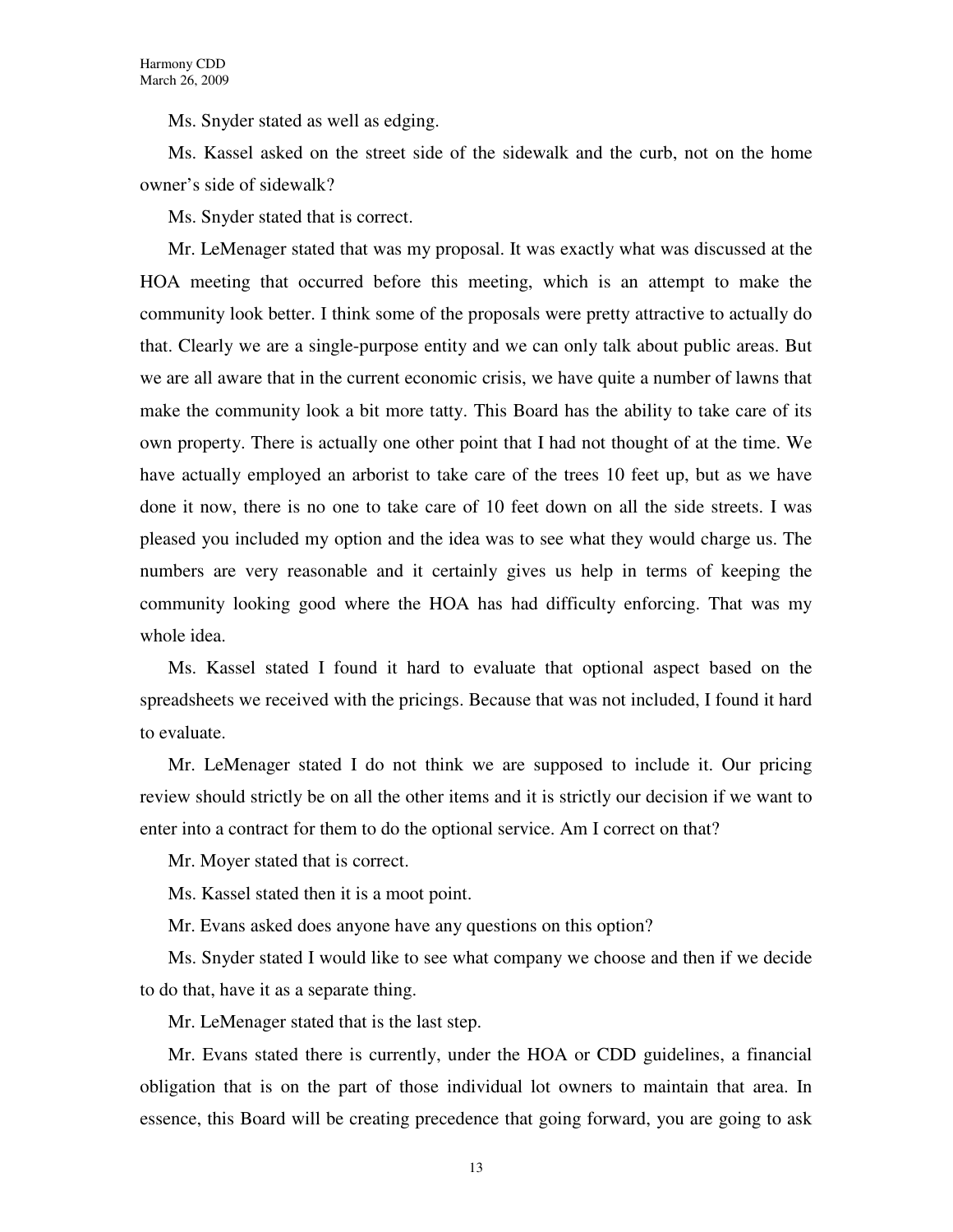Ms. Snyder stated as well as edging.

Ms. Kassel asked on the street side of the sidewalk and the curb, not on the home owner's side of sidewalk?

Ms. Snyder stated that is correct.

Mr. LeMenager stated that was my proposal. It was exactly what was discussed at the HOA meeting that occurred before this meeting, which is an attempt to make the community look better. I think some of the proposals were pretty attractive to actually do that. Clearly we are a single-purpose entity and we can only talk about public areas. But we are all aware that in the current economic crisis, we have quite a number of lawns that make the community look a bit more tatty. This Board has the ability to take care of its own property. There is actually one other point that I had not thought of at the time. We have actually employed an arborist to take care of the trees 10 feet up, but as we have done it now, there is no one to take care of 10 feet down on all the side streets. I was pleased you included my option and the idea was to see what they would charge us. The numbers are very reasonable and it certainly gives us help in terms of keeping the community looking good where the HOA has had difficulty enforcing. That was my whole idea.

Ms. Kassel stated I found it hard to evaluate that optional aspect based on the spreadsheets we received with the pricings. Because that was not included, I found it hard to evaluate.

Mr. LeMenager stated I do not think we are supposed to include it. Our pricing review should strictly be on all the other items and it is strictly our decision if we want to enter into a contract for them to do the optional service. Am I correct on that?

Mr. Moyer stated that is correct.

Ms. Kassel stated then it is a moot point.

Mr. Evans asked does anyone have any questions on this option?

Ms. Snyder stated I would like to see what company we choose and then if we decide to do that, have it as a separate thing.

Mr. LeMenager stated that is the last step.

Mr. Evans stated there is currently, under the HOA or CDD guidelines, a financial obligation that is on the part of those individual lot owners to maintain that area. In essence, this Board will be creating precedence that going forward, you are going to ask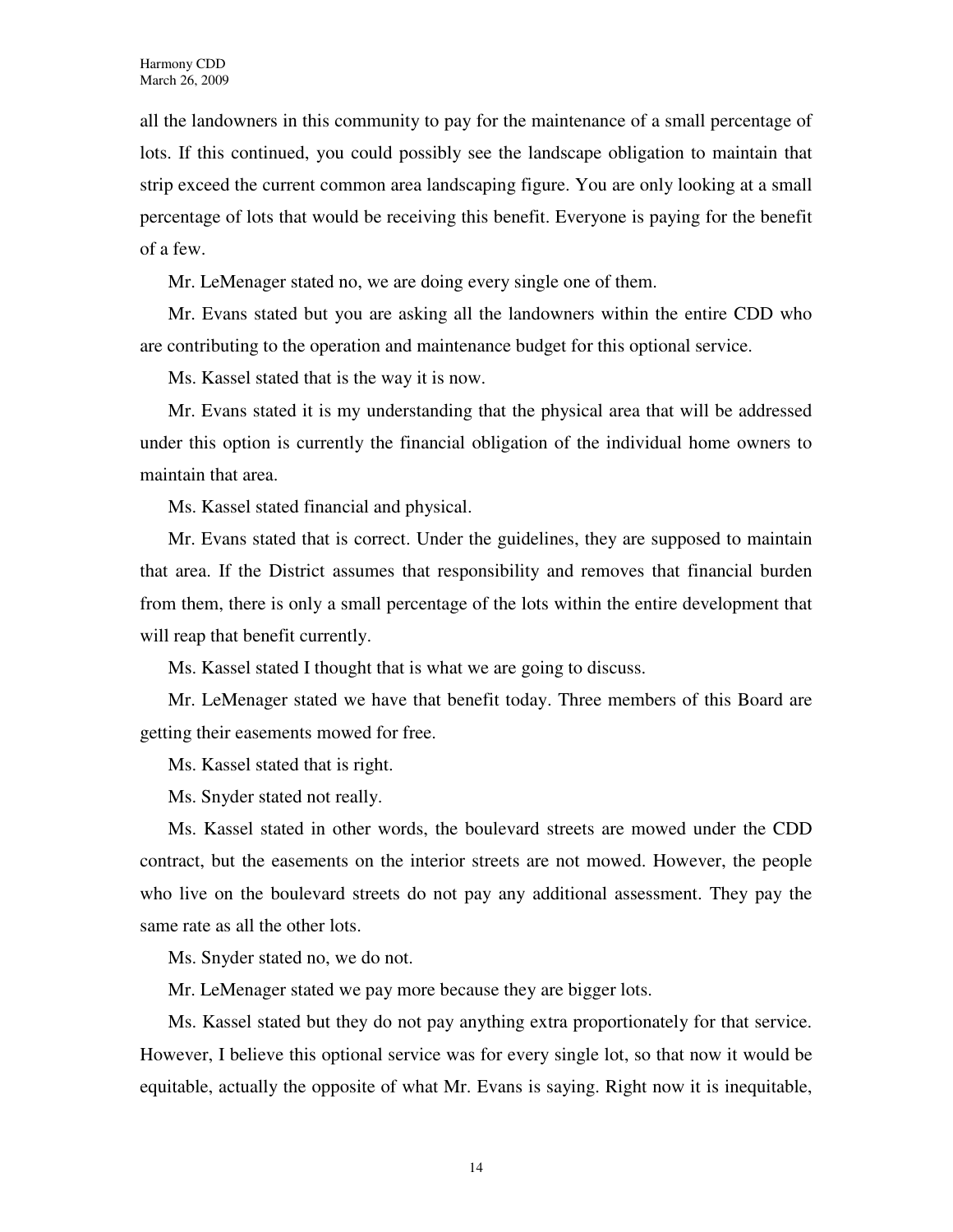all the landowners in this community to pay for the maintenance of a small percentage of lots. If this continued, you could possibly see the landscape obligation to maintain that strip exceed the current common area landscaping figure. You are only looking at a small percentage of lots that would be receiving this benefit. Everyone is paying for the benefit of a few.

Mr. LeMenager stated no, we are doing every single one of them.

Mr. Evans stated but you are asking all the landowners within the entire CDD who are contributing to the operation and maintenance budget for this optional service.

Ms. Kassel stated that is the way it is now.

Mr. Evans stated it is my understanding that the physical area that will be addressed under this option is currently the financial obligation of the individual home owners to maintain that area.

Ms. Kassel stated financial and physical.

Mr. Evans stated that is correct. Under the guidelines, they are supposed to maintain that area. If the District assumes that responsibility and removes that financial burden from them, there is only a small percentage of the lots within the entire development that will reap that benefit currently.

Ms. Kassel stated I thought that is what we are going to discuss.

Mr. LeMenager stated we have that benefit today. Three members of this Board are getting their easements mowed for free.

Ms. Kassel stated that is right.

Ms. Snyder stated not really.

Ms. Kassel stated in other words, the boulevard streets are mowed under the CDD contract, but the easements on the interior streets are not mowed. However, the people who live on the boulevard streets do not pay any additional assessment. They pay the same rate as all the other lots.

Ms. Snyder stated no, we do not.

Mr. LeMenager stated we pay more because they are bigger lots.

Ms. Kassel stated but they do not pay anything extra proportionately for that service. However, I believe this optional service was for every single lot, so that now it would be equitable, actually the opposite of what Mr. Evans is saying. Right now it is inequitable,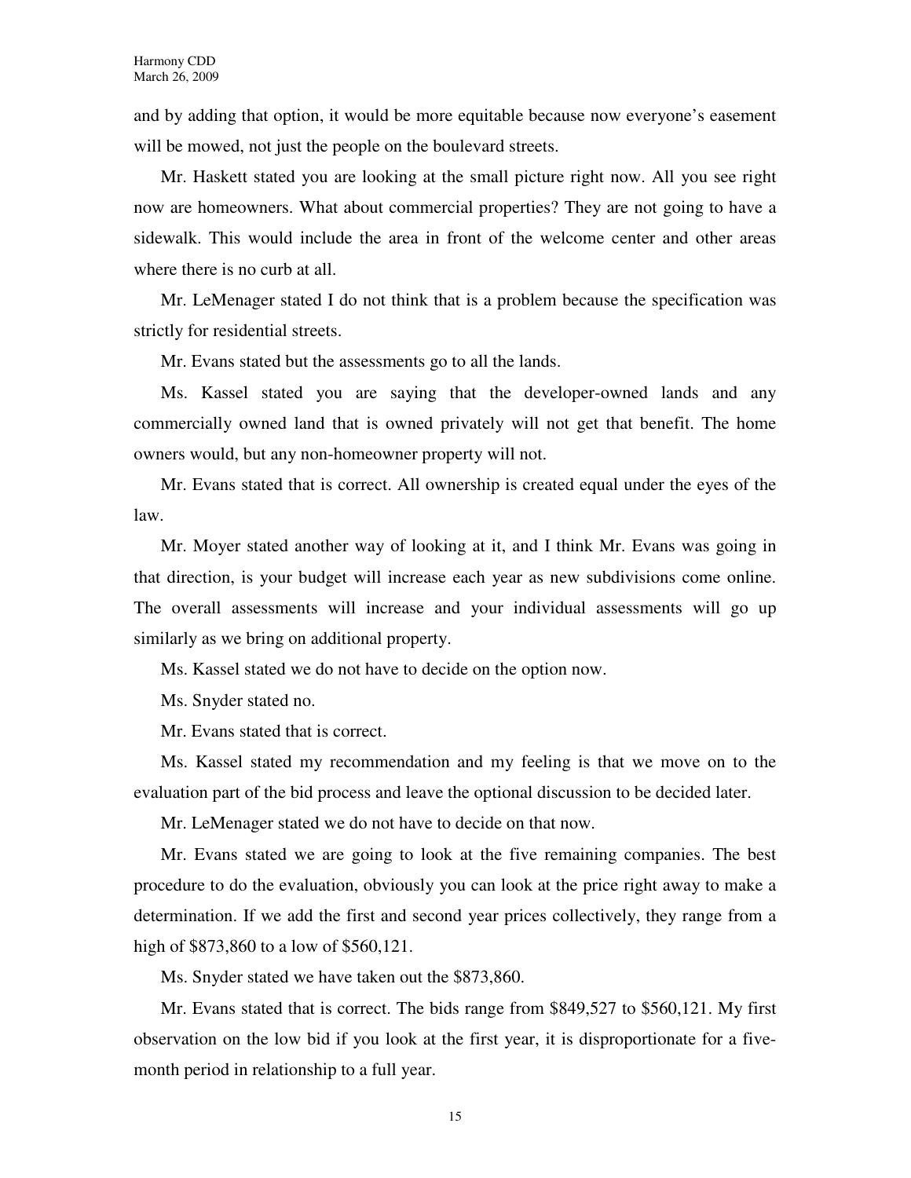and by adding that option, it would be more equitable because now everyone's easement will be mowed, not just the people on the boulevard streets.

Mr. Haskett stated you are looking at the small picture right now. All you see right now are homeowners. What about commercial properties? They are not going to have a sidewalk. This would include the area in front of the welcome center and other areas where there is no curb at all.

Mr. LeMenager stated I do not think that is a problem because the specification was strictly for residential streets.

Mr. Evans stated but the assessments go to all the lands.

Ms. Kassel stated you are saying that the developer-owned lands and any commercially owned land that is owned privately will not get that benefit. The home owners would, but any non-homeowner property will not.

Mr. Evans stated that is correct. All ownership is created equal under the eyes of the law.

Mr. Moyer stated another way of looking at it, and I think Mr. Evans was going in that direction, is your budget will increase each year as new subdivisions come online. The overall assessments will increase and your individual assessments will go up similarly as we bring on additional property.

Ms. Kassel stated we do not have to decide on the option now.

Ms. Snyder stated no.

Mr. Evans stated that is correct.

Ms. Kassel stated my recommendation and my feeling is that we move on to the evaluation part of the bid process and leave the optional discussion to be decided later.

Mr. LeMenager stated we do not have to decide on that now.

Mr. Evans stated we are going to look at the five remaining companies. The best procedure to do the evaluation, obviously you can look at the price right away to make a determination. If we add the first and second year prices collectively, they range from a high of $873,860 to a low of $560,121.

Ms. Snyder stated we have taken out the $873,860.

Mr. Evans stated that is correct. The bids range from $849,527 to $560,121. My first observation on the low bid if you look at the first year, it is disproportionate for a five-month period in relationship to a full year.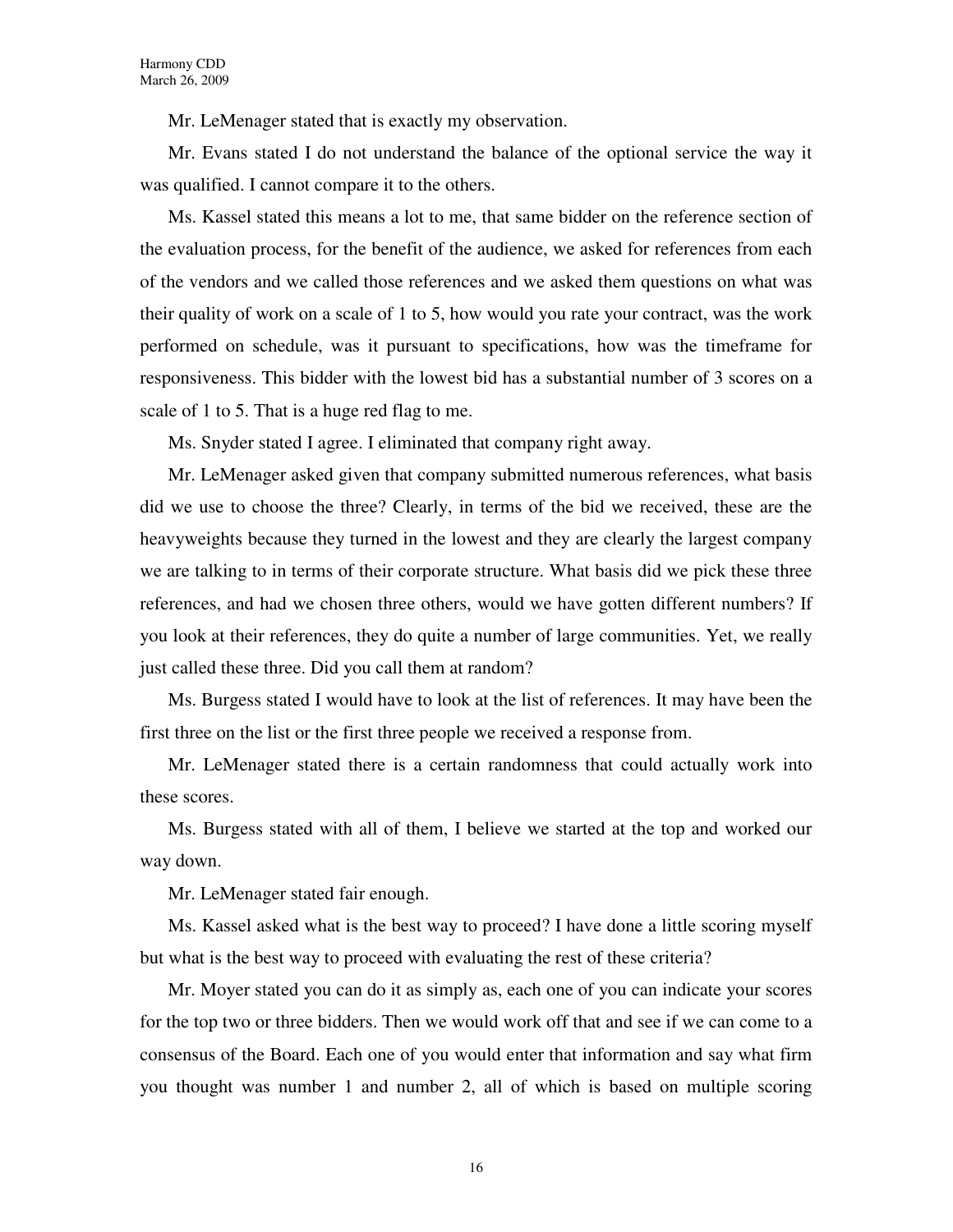Mr. LeMenager stated that is exactly my observation.

Mr. Evans stated I do not understand the balance of the optional service the way it was qualified. I cannot compare it to the others.

Ms. Kassel stated this means a lot to me, that same bidder on the reference section of the evaluation process, for the benefit of the audience, we asked for references from each of the vendors and we called those references and we asked them questions on what was their quality of work on a scale of 1 to 5, how would you rate your contract, was the work performed on schedule, was it pursuant to specifications, how was the timeframe for responsiveness. This bidder with the lowest bid has a substantial number of 3 scores on a scale of 1 to 5. That is a huge red flag to me.

Ms. Snyder stated I agree. I eliminated that company right away.

Mr. LeMenager asked given that company submitted numerous references, what basis did we use to choose the three? Clearly, in terms of the bid we received, these are the heavyweights because they turned in the lowest and they are clearly the largest company we are talking to in terms of their corporate structure. What basis did we pick these three references, and had we chosen three others, would we have gotten different numbers? If you look at their references, they do quite a number of large communities. Yet, we really just called these three. Did you call them at random?

Ms. Burgess stated I would have to look at the list of references. It may have been the first three on the list or the first three people we received a response from.

Mr. LeMenager stated there is a certain randomness that could actually work into these scores.

Ms. Burgess stated with all of them, I believe we started at the top and worked our way down.

Mr. LeMenager stated fair enough.

Ms. Kassel asked what is the best way to proceed? I have done a little scoring myself but what is the best way to proceed with evaluating the rest of these criteria?

Mr. Moyer stated you can do it as simply as, each one of you can indicate your scores for the top two or three bidders. Then we would work off that and see if we can come to a consensus of the Board. Each one of you would enter that information and say what firm you thought was number 1 and number 2, all of which is based on multiple scoring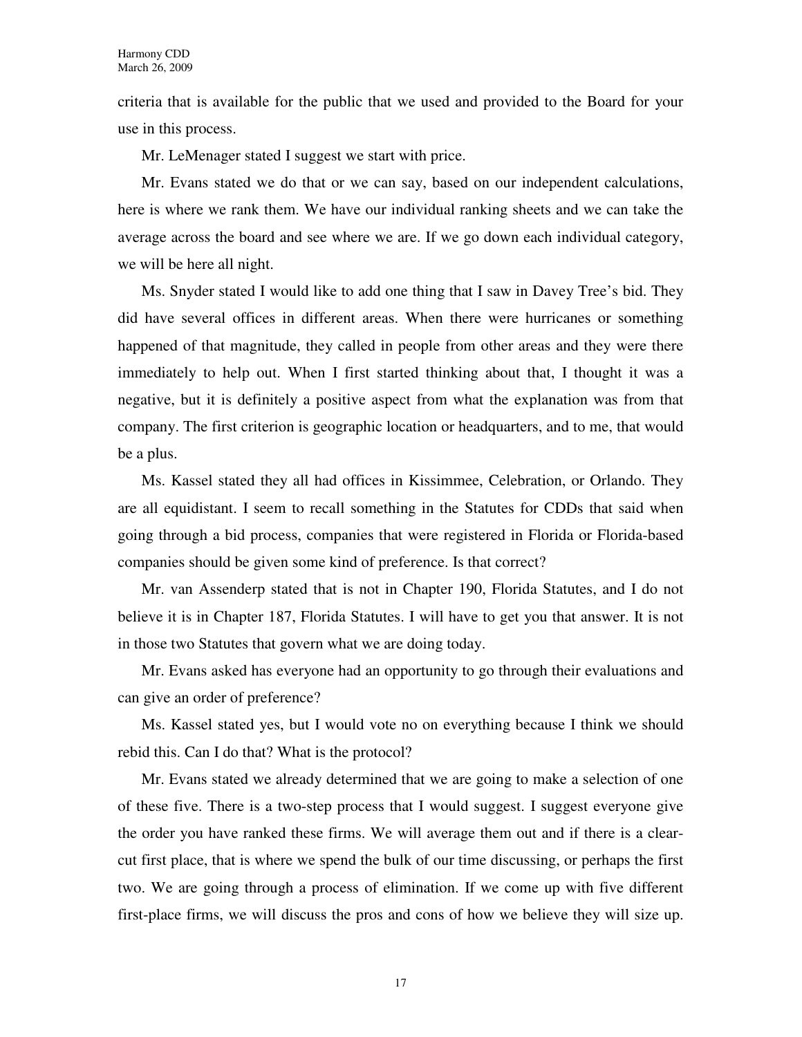criteria that is available for the public that we used and provided to the Board for your use in this process.

Mr. LeMenager stated I suggest we start with price.

Mr. Evans stated we do that or we can say, based on our independent calculations, here is where we rank them. We have our individual ranking sheets and we can take the average across the board and see where we are. If we go down each individual category, we will be here all night.

Ms. Snyder stated I would like to add one thing that I saw in Davey Tree's bid. They did have several offices in different areas. When there were hurricanes or something happened of that magnitude, they called in people from other areas and they were there immediately to help out. When I first started thinking about that, I thought it was a negative, but it is definitely a positive aspect from what the explanation was from that company. The first criterion is geographic location or headquarters, and to me, that would be a plus.

Ms. Kassel stated they all had offices in Kissimmee, Celebration, or Orlando. They are all equidistant. I seem to recall something in the Statutes for CDDs that said when going through a bid process, companies that were registered in Florida or Florida-based companies should be given some kind of preference. Is that correct?

Mr. van Assenderp stated that is not in Chapter 190, Florida Statutes, and I do not believe it is in Chapter 187, Florida Statutes. I will have to get you that answer. It is not in those two Statutes that govern what we are doing today.

Mr. Evans asked has everyone had an opportunity to go through their evaluations and can give an order of preference?

Ms. Kassel stated yes, but I would vote no on everything because I think we should rebid this. Can I do that? What is the protocol?

Mr. Evans stated we already determined that we are going to make a selection of one of these five. There is a two-step process that I would suggest. I suggest everyone give the order you have ranked these firms. We will average them out and if there is a clear-cut first place, that is where we spend the bulk of our time discussing, or perhaps the first two. We are going through a process of elimination. If we come up with five different first-place firms, we will discuss the pros and cons of how we believe they will size up.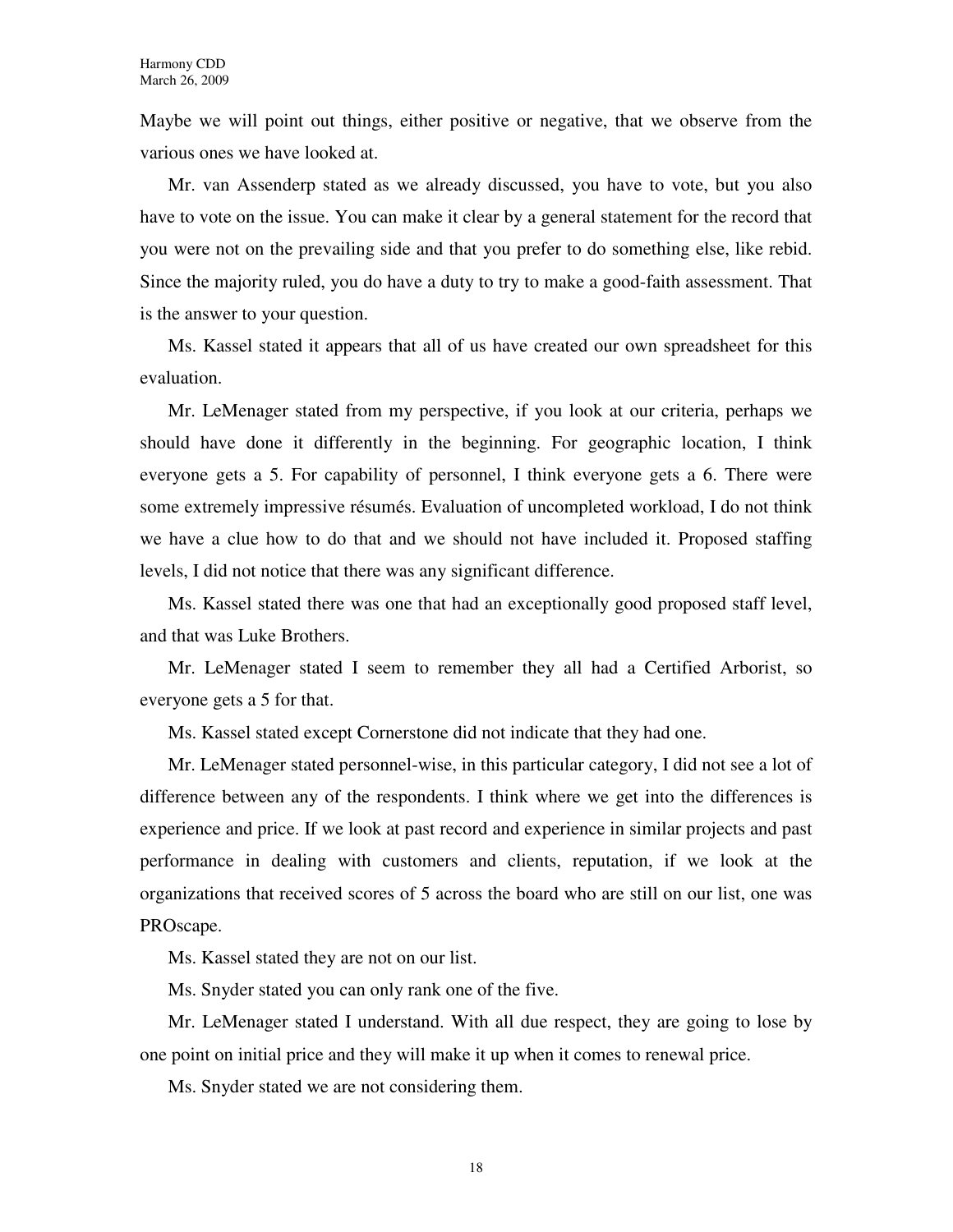Maybe we will point out things, either positive or negative, that we observe from the various ones we have looked at.

Mr. van Assenderp stated as we already discussed, you have to vote, but you also have to vote on the issue. You can make it clear by a general statement for the record that you were not on the prevailing side and that you prefer to do something else, like rebid. Since the majority ruled, you do have a duty to try to make a good-faith assessment. That is the answer to your question.

Ms. Kassel stated it appears that all of us have created our own spreadsheet for this evaluation.

Mr. LeMenager stated from my perspective, if you look at our criteria, perhaps we should have done it differently in the beginning. For geographic location, I think everyone gets a 5. For capability of personnel, I think everyone gets a 6. There were some extremely impressive résumés. Evaluation of uncompleted workload, I do not think we have a clue how to do that and we should not have included it. Proposed staffing levels, I did not notice that there was any significant difference.

Ms. Kassel stated there was one that had an exceptionally good proposed staff level, and that was Luke Brothers.

Mr. LeMenager stated I seem to remember they all had a Certified Arborist, so everyone gets a 5 for that.

Ms. Kassel stated except Cornerstone did not indicate that they had one.

Mr. LeMenager stated personnel-wise, in this particular category, I did not see a lot of difference between any of the respondents. I think where we get into the differences is experience and price. If we look at past record and experience in similar projects and past performance in dealing with customers and clients, reputation, if we look at the organizations that received scores of 5 across the board who are still on our list, one was PROscape.

Ms. Kassel stated they are not on our list.

Ms. Snyder stated you can only rank one of the five.

Mr. LeMenager stated I understand. With all due respect, they are going to lose by one point on initial price and they will make it up when it comes to renewal price.

Ms. Snyder stated we are not considering them.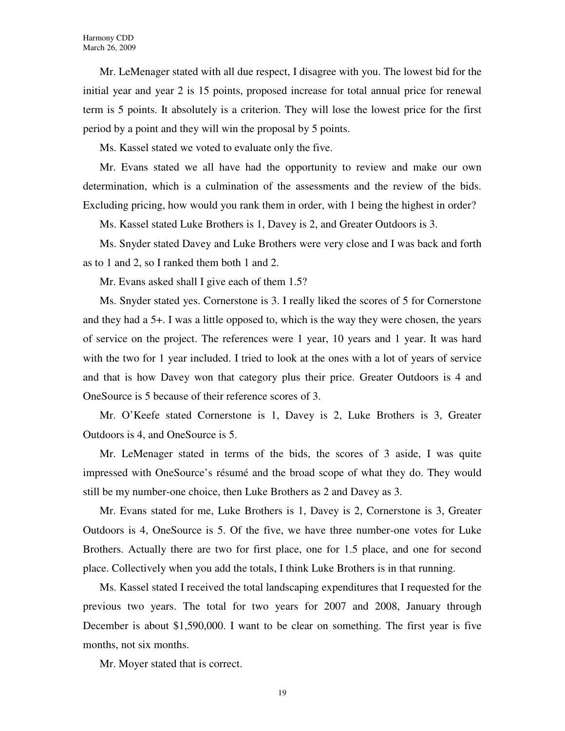Mr. LeMenager stated with all due respect, I disagree with you. The lowest bid for the initial year and year 2 is 15 points, proposed increase for total annual price for renewal term is 5 points. It absolutely is a criterion. They will lose the lowest price for the first period by a point and they will win the proposal by 5 points.

Ms. Kassel stated we voted to evaluate only the five.

Mr. Evans stated we all have had the opportunity to review and make our own determination, which is a culmination of the assessments and the review of the bids. Excluding pricing, how would you rank them in order, with 1 being the highest in order?

Ms. Kassel stated Luke Brothers is 1, Davey is 2, and Greater Outdoors is 3.

Ms. Snyder stated Davey and Luke Brothers were very close and I was back and forth as to 1 and 2, so I ranked them both 1 and 2.

Mr. Evans asked shall I give each of them 1.5?

Ms. Snyder stated yes. Cornerstone is 3. I really liked the scores of 5 for Cornerstone and they had a 5+. I was a little opposed to, which is the way they were chosen, the years of service on the project. The references were 1 year, 10 years and 1 year. It was hard with the two for 1 year included. I tried to look at the ones with a lot of years of service and that is how Davey won that category plus their price. Greater Outdoors is 4 and OneSource is 5 because of their reference scores of 3.

Mr. O'Keefe stated Cornerstone is 1, Davey is 2, Luke Brothers is 3, Greater Outdoors is 4, and OneSource is 5.

Mr. LeMenager stated in terms of the bids, the scores of 3 aside, I was quite impressed with OneSource's résumé and the broad scope of what they do. They would still be my number-one choice, then Luke Brothers as 2 and Davey as 3.

Mr. Evans stated for me, Luke Brothers is 1, Davey is 2, Cornerstone is 3, Greater Outdoors is 4, OneSource is 5. Of the five, we have three number-one votes for Luke Brothers. Actually there are two for first place, one for 1.5 place, and one for second place. Collectively when you add the totals, I think Luke Brothers is in that running.

Ms. Kassel stated I received the total landscaping expenditures that I requested for the previous two years. The total for two years for 2007 and 2008, January through December is about $1,590,000. I want to be clear on something. The first year is five months, not six months.

Mr. Moyer stated that is correct.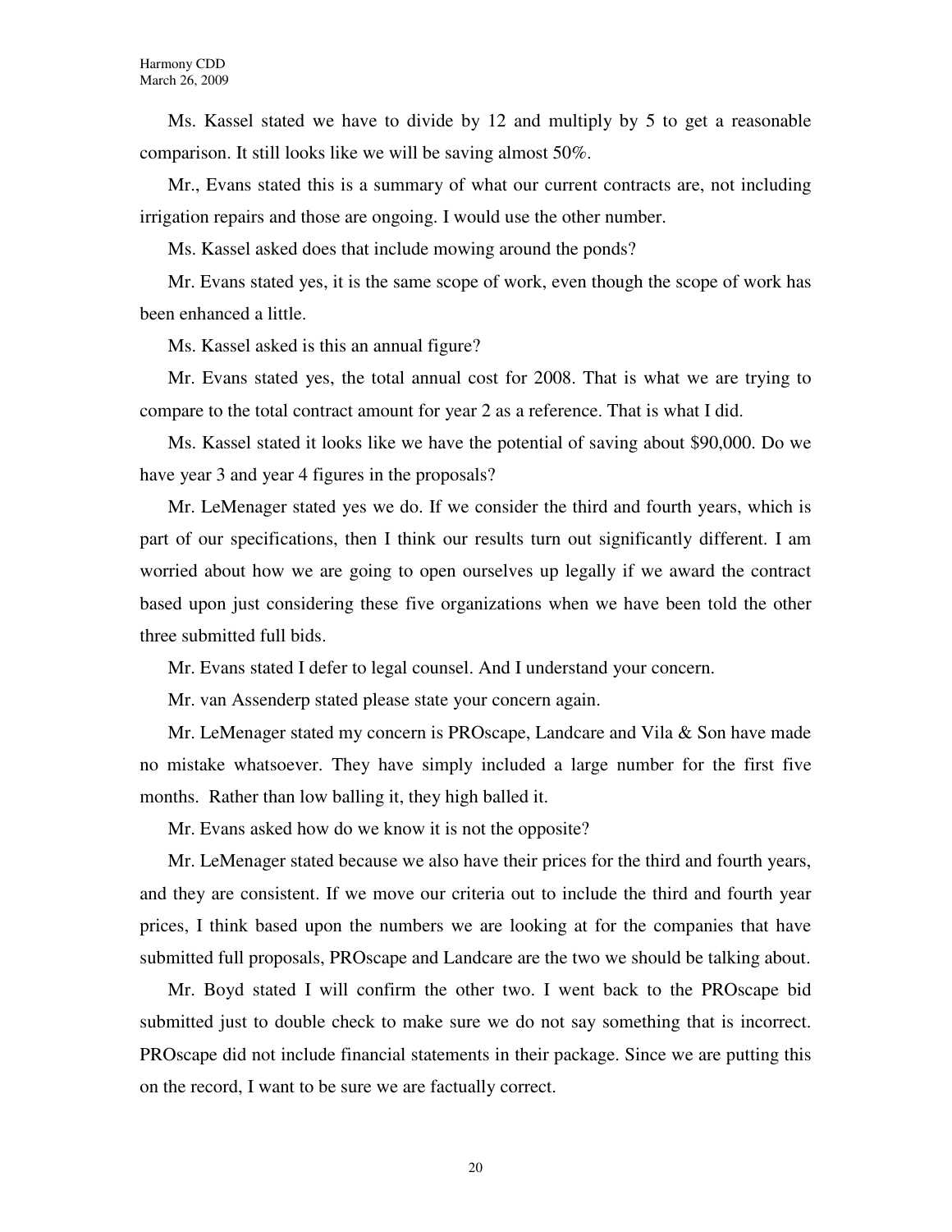Ms. Kassel stated we have to divide by 12 and multiply by 5 to get a reasonable comparison. It still looks like we will be saving almost 50%.

Mr., Evans stated this is a summary of what our current contracts are, not including irrigation repairs and those are ongoing. I would use the other number.

Ms. Kassel asked does that include mowing around the ponds?

Mr. Evans stated yes, it is the same scope of work, even though the scope of work has been enhanced a little.

Ms. Kassel asked is this an annual figure?

Mr. Evans stated yes, the total annual cost for 2008. That is what we are trying to compare to the total contract amount for year 2 as a reference. That is what I did.

Ms. Kassel stated it looks like we have the potential of saving about $90,000. Do we have year 3 and year 4 figures in the proposals?

Mr. LeMenager stated yes we do. If we consider the third and fourth years, which is part of our specifications, then I think our results turn out significantly different. I am worried about how we are going to open ourselves up legally if we award the contract based upon just considering these five organizations when we have been told the other three submitted full bids.

Mr. Evans stated I defer to legal counsel. And I understand your concern.

Mr. van Assenderp stated please state your concern again.

Mr. LeMenager stated my concern is PROscape, Landcare and Vila & Son have made no mistake whatsoever. They have simply included a large number for the first five months. Rather than low balling it, they high balled it.

Mr. Evans asked how do we know it is not the opposite?

Mr. LeMenager stated because we also have their prices for the third and fourth years, and they are consistent. If we move our criteria out to include the third and fourth year prices, I think based upon the numbers we are looking at for the companies that have submitted full proposals, PROscape and Landcare are the two we should be talking about.

Mr. Boyd stated I will confirm the other two. I went back to the PROscape bid submitted just to double check to make sure we do not say something that is incorrect. PROscape did not include financial statements in their package. Since we are putting this on the record, I want to be sure we are factually correct.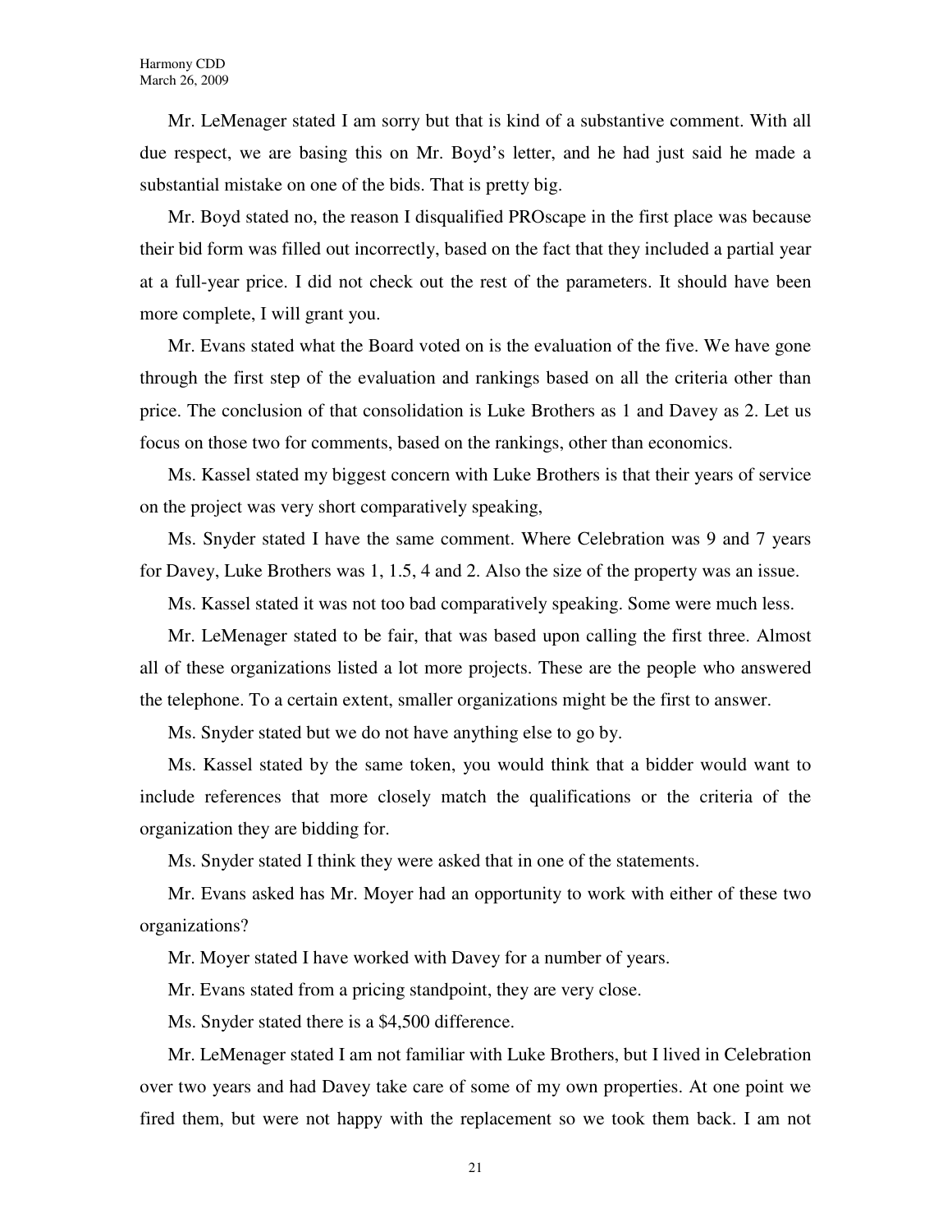Mr. LeMenager stated I am sorry but that is kind of a substantive comment. With all due respect, we are basing this on Mr. Boyd's letter, and he had just said he made a substantial mistake on one of the bids. That is pretty big.

Mr. Boyd stated no, the reason I disqualified PROscape in the first place was because their bid form was filled out incorrectly, based on the fact that they included a partial year at a full-year price. I did not check out the rest of the parameters. It should have been more complete, I will grant you.

Mr. Evans stated what the Board voted on is the evaluation of the five. We have gone through the first step of the evaluation and rankings based on all the criteria other than price. The conclusion of that consolidation is Luke Brothers as 1 and Davey as 2. Let us focus on those two for comments, based on the rankings, other than economics.

Ms. Kassel stated my biggest concern with Luke Brothers is that their years of service on the project was very short comparatively speaking,

Ms. Snyder stated I have the same comment. Where Celebration was 9 and 7 years for Davey, Luke Brothers was 1, 1.5, 4 and 2. Also the size of the property was an issue.

Ms. Kassel stated it was not too bad comparatively speaking. Some were much less.

Mr. LeMenager stated to be fair, that was based upon calling the first three. Almost all of these organizations listed a lot more projects. These are the people who answered the telephone. To a certain extent, smaller organizations might be the first to answer.

Ms. Snyder stated but we do not have anything else to go by.

Ms. Kassel stated by the same token, you would think that a bidder would want to include references that more closely match the qualifications or the criteria of the organization they are bidding for.

Ms. Snyder stated I think they were asked that in one of the statements.

Mr. Evans asked has Mr. Moyer had an opportunity to work with either of these two organizations?

Mr. Moyer stated I have worked with Davey for a number of years.

Mr. Evans stated from a pricing standpoint, they are very close.

Ms. Snyder stated there is a $4,500 difference.

Mr. LeMenager stated I am not familiar with Luke Brothers, but I lived in Celebration over two years and had Davey take care of some of my own properties. At one point we fired them, but were not happy with the replacement so we took them back. I am not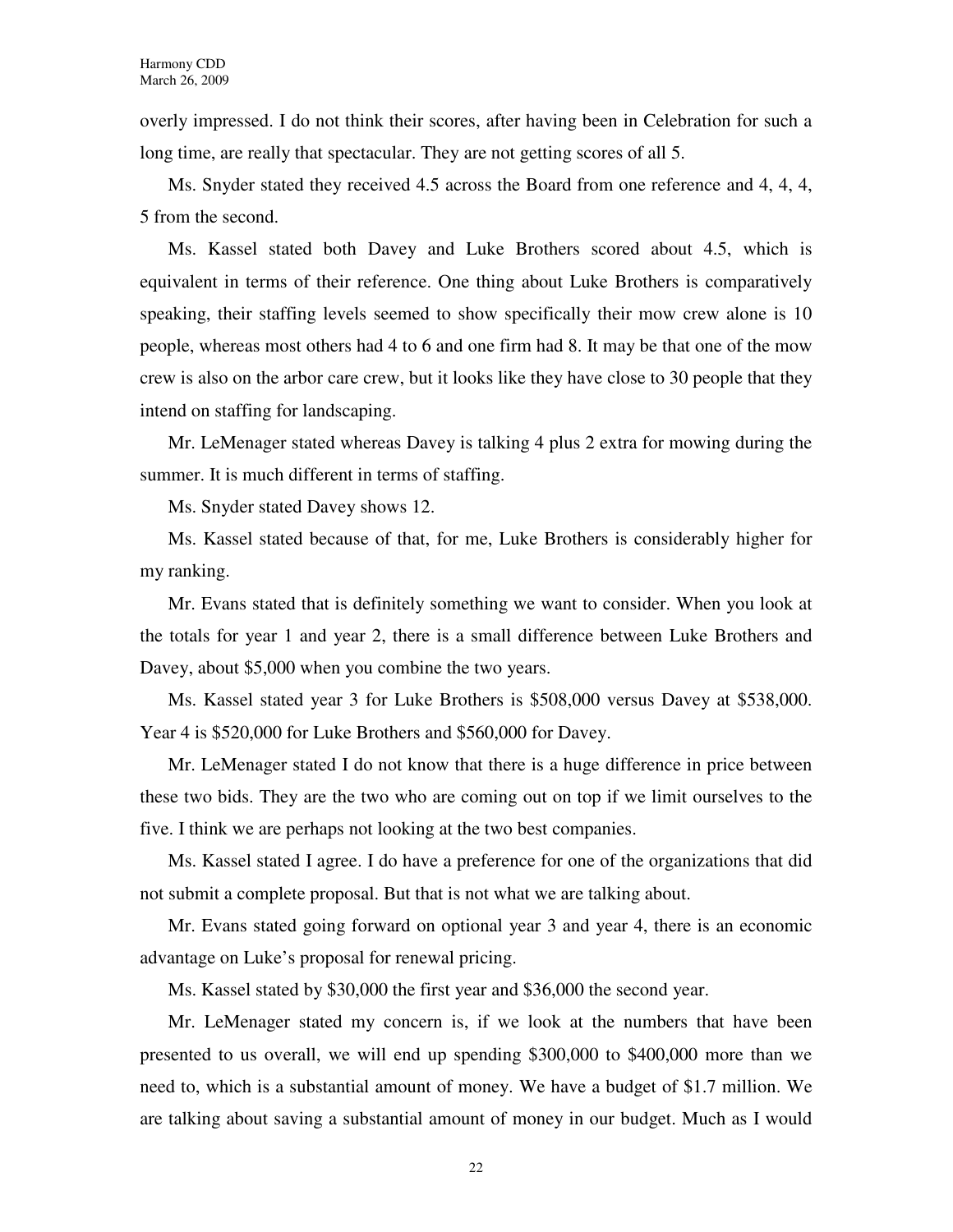overly impressed. I do not think their scores, after having been in Celebration for such a long time, are really that spectacular. They are not getting scores of all 5.

Ms. Snyder stated they received 4.5 across the Board from one reference and 4, 4, 4, 5 from the second.

Ms. Kassel stated both Davey and Luke Brothers scored about 4.5, which is equivalent in terms of their reference. One thing about Luke Brothers is comparatively speaking, their staffing levels seemed to show specifically their mow crew alone is 10 people, whereas most others had 4 to 6 and one firm had 8. It may be that one of the mow crew is also on the arbor care crew, but it looks like they have close to 30 people that they intend on staffing for landscaping.

Mr. LeMenager stated whereas Davey is talking 4 plus 2 extra for mowing during the summer. It is much different in terms of staffing.

Ms. Snyder stated Davey shows 12.

Ms. Kassel stated because of that, for me, Luke Brothers is considerably higher for my ranking.

Mr. Evans stated that is definitely something we want to consider. When you look at the totals for year 1 and year 2, there is a small difference between Luke Brothers and Davey, about $5,000 when you combine the two years.

Ms. Kassel stated year 3 for Luke Brothers is $508,000 versus Davey at $538,000. Year 4 is $520,000 for Luke Brothers and $560,000 for Davey.

Mr. LeMenager stated I do not know that there is a huge difference in price between these two bids. They are the two who are coming out on top if we limit ourselves to the five. I think we are perhaps not looking at the two best companies.

Ms. Kassel stated I agree. I do have a preference for one of the organizations that did not submit a complete proposal. But that is not what we are talking about.

Mr. Evans stated going forward on optional year 3 and year 4, there is an economic advantage on Luke's proposal for renewal pricing.

Ms. Kassel stated by $30,000 the first year and $36,000 the second year.

Mr. LeMenager stated my concern is, if we look at the numbers that have been presented to us overall, we will end up spending $300,000 to $400,000 more than we need to, which is a substantial amount of money. We have a budget of $1.7 million. We are talking about saving a substantial amount of money in our budget. Much as I would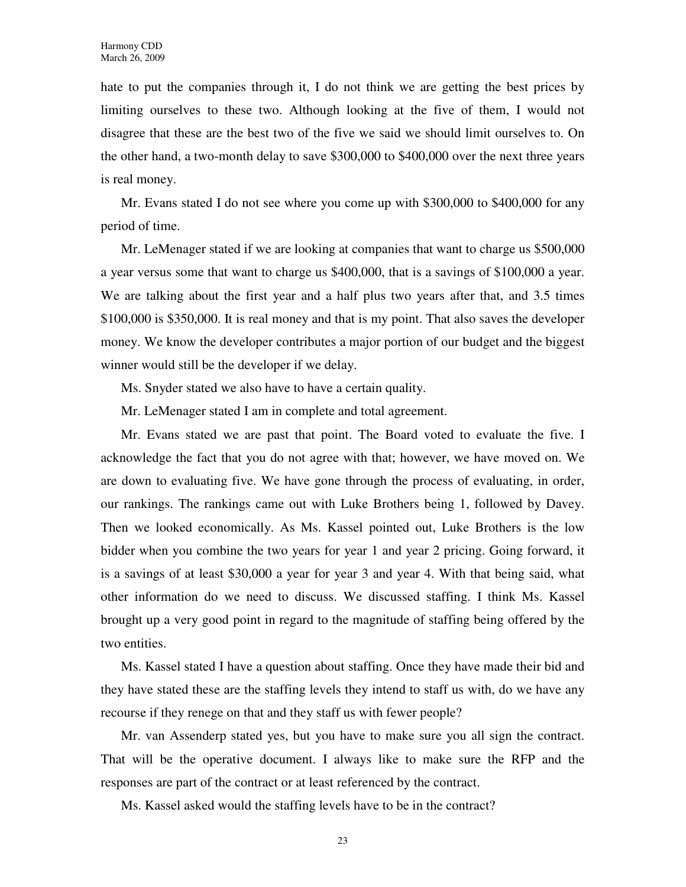hate to put the companies through it, I do not think we are getting the best prices by limiting ourselves to these two. Although looking at the five of them, I would not disagree that these are the best two of the five we said we should limit ourselves to. On the other hand, a two-month delay to save $300,000 to $400,000 over the next three years is real money.

Mr. Evans stated I do not see where you come up with $300,000 to $400,000 for any period of time.

Mr. LeMenager stated if we are looking at companies that want to charge us $500,000 a year versus some that want to charge us $400,000, that is a savings of $100,000 a year. We are talking about the first year and a half plus two years after that, and 3.5 times $100,000 is $350,000. It is real money and that is my point. That also saves the developer money. We know the developer contributes a major portion of our budget and the biggest winner would still be the developer if we delay.

Ms. Snyder stated we also have to have a certain quality.

Mr. LeMenager stated I am in complete and total agreement.

Mr. Evans stated we are past that point. The Board voted to evaluate the five. I acknowledge the fact that you do not agree with that; however, we have moved on. We are down to evaluating five. We have gone through the process of evaluating, in order, our rankings. The rankings came out with Luke Brothers being 1, followed by Davey. Then we looked economically. As Ms. Kassel pointed out, Luke Brothers is the low bidder when you combine the two years for year 1 and year 2 pricing. Going forward, it is a savings of at least $30,000 a year for year 3 and year 4. With that being said, what other information do we need to discuss. We discussed staffing. I think Ms. Kassel brought up a very good point in regard to the magnitude of staffing being offered by the two entities.

Ms. Kassel stated I have a question about staffing. Once they have made their bid and they have stated these are the staffing levels they intend to staff us with, do we have any recourse if they renege on that and they staff us with fewer people?

Mr. van Assenderp stated yes, but you have to make sure you all sign the contract. That will be the operative document. I always like to make sure the RFP and the responses are part of the contract or at least referenced by the contract.

Ms. Kassel asked would the staffing levels have to be in the contract?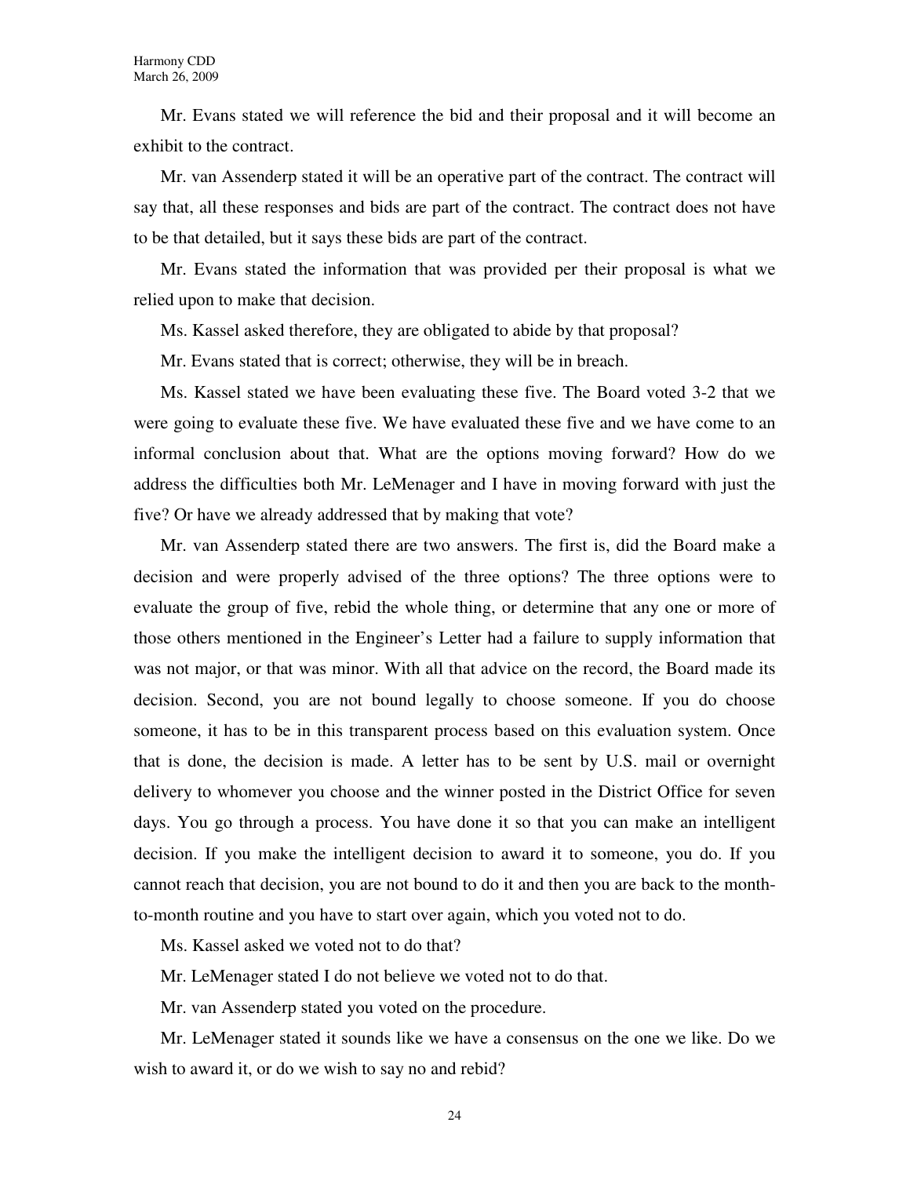Mr. Evans stated we will reference the bid and their proposal and it will become an exhibit to the contract.

Mr. van Assenderp stated it will be an operative part of the contract. The contract will say that, all these responses and bids are part of the contract. The contract does not have to be that detailed, but it says these bids are part of the contract.

Mr. Evans stated the information that was provided per their proposal is what we relied upon to make that decision.

Ms. Kassel asked therefore, they are obligated to abide by that proposal?

Mr. Evans stated that is correct; otherwise, they will be in breach.

Ms. Kassel stated we have been evaluating these five. The Board voted 3-2 that we were going to evaluate these five. We have evaluated these five and we have come to an informal conclusion about that. What are the options moving forward? How do we address the difficulties both Mr. LeMenager and I have in moving forward with just the five? Or have we already addressed that by making that vote?

Mr. van Assenderp stated there are two answers. The first is, did the Board make a decision and were properly advised of the three options? The three options were to evaluate the group of five, rebid the whole thing, or determine that any one or more of those others mentioned in the Engineer's Letter had a failure to supply information that was not major, or that was minor. With all that advice on the record, the Board made its decision. Second, you are not bound legally to choose someone. If you do choose someone, it has to be in this transparent process based on this evaluation system. Once that is done, the decision is made. A letter has to be sent by U.S. mail or overnight delivery to whomever you choose and the winner posted in the District Office for seven days. You go through a process. You have done it so that you can make an intelligent decision. If you make the intelligent decision to award it to someone, you do. If you cannot reach that decision, you are not bound to do it and then you are back to the month-to-month routine and you have to start over again, which you voted not to do.

Ms. Kassel asked we voted not to do that?

Mr. LeMenager stated I do not believe we voted not to do that.

Mr. van Assenderp stated you voted on the procedure.

Mr. LeMenager stated it sounds like we have a consensus on the one we like. Do we wish to award it, or do we wish to say no and rebid?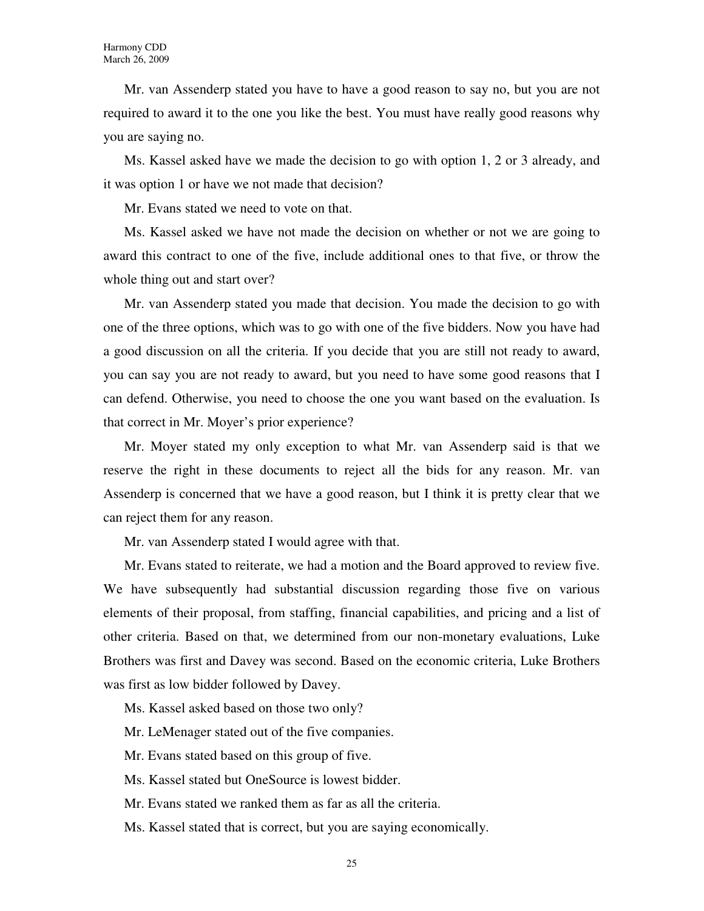Mr. van Assenderp stated you have to have a good reason to say no, but you are not required to award it to the one you like the best. You must have really good reasons why you are saying no.

Ms. Kassel asked have we made the decision to go with option 1, 2 or 3 already, and it was option 1 or have we not made that decision?

Mr. Evans stated we need to vote on that.

Ms. Kassel asked we have not made the decision on whether or not we are going to award this contract to one of the five, include additional ones to that five, or throw the whole thing out and start over?

Mr. van Assenderp stated you made that decision. You made the decision to go with one of the three options, which was to go with one of the five bidders. Now you have had a good discussion on all the criteria. If you decide that you are still not ready to award, you can say you are not ready to award, but you need to have some good reasons that I can defend. Otherwise, you need to choose the one you want based on the evaluation. Is that correct in Mr. Moyer's prior experience?

Mr. Moyer stated my only exception to what Mr. van Assenderp said is that we reserve the right in these documents to reject all the bids for any reason. Mr. van Assenderp is concerned that we have a good reason, but I think it is pretty clear that we can reject them for any reason.

Mr. van Assenderp stated I would agree with that.

Mr. Evans stated to reiterate, we had a motion and the Board approved to review five. We have subsequently had substantial discussion regarding those five on various elements of their proposal, from staffing, financial capabilities, and pricing and a list of other criteria. Based on that, we determined from our non-monetary evaluations, Luke Brothers was first and Davey was second. Based on the economic criteria, Luke Brothers was first as low bidder followed by Davey.

Ms. Kassel asked based on those two only?

Mr. LeMenager stated out of the five companies.

Mr. Evans stated based on this group of five.

Ms. Kassel stated but OneSource is lowest bidder.

Mr. Evans stated we ranked them as far as all the criteria.

Ms. Kassel stated that is correct, but you are saying economically.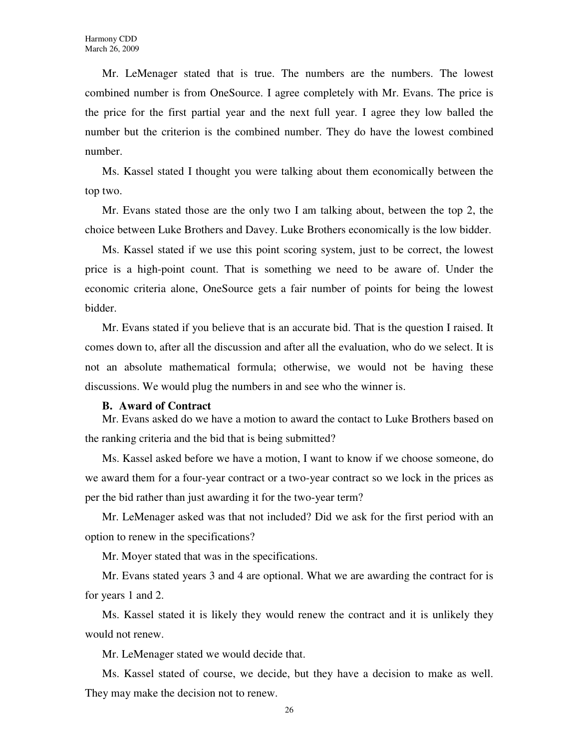Mr. LeMenager stated that is true. The numbers are the numbers. The lowest combined number is from OneSource. I agree completely with Mr. Evans. The price is the price for the first partial year and the next full year. I agree they low balled the number but the criterion is the combined number. They do have the lowest combined number.

Ms. Kassel stated I thought you were talking about them economically between the top two.

Mr. Evans stated those are the only two I am talking about, between the top 2, the choice between Luke Brothers and Davey. Luke Brothers economically is the low bidder.

Ms. Kassel stated if we use this point scoring system, just to be correct, the lowest price is a high-point count. That is something we need to be aware of. Under the economic criteria alone, OneSource gets a fair number of points for being the lowest bidder.

Mr. Evans stated if you believe that is an accurate bid. That is the question I raised. It comes down to, after all the discussion and after all the evaluation, who do we select. It is not an absolute mathematical formula; otherwise, we would not be having these discussions. We would plug the numbers in and see who the winner is.

**B. Award of Contract**

Mr. Evans asked do we have a motion to award the contact to Luke Brothers based on the ranking criteria and the bid that is being submitted?

Ms. Kassel asked before we have a motion, I want to know if we choose someone, do we award them for a four-year contract or a two-year contract so we lock in the prices as per the bid rather than just awarding it for the two-year term?

Mr. LeMenager asked was that not included? Did we ask for the first period with an option to renew in the specifications?

Mr. Moyer stated that was in the specifications.

Mr. Evans stated years 3 and 4 are optional. What we are awarding the contract for is for years 1 and 2.

Ms. Kassel stated it is likely they would renew the contract and it is unlikely they would not renew.

Mr. LeMenager stated we would decide that.

Ms. Kassel stated of course, we decide, but they have a decision to make as well. They may make the decision not to renew.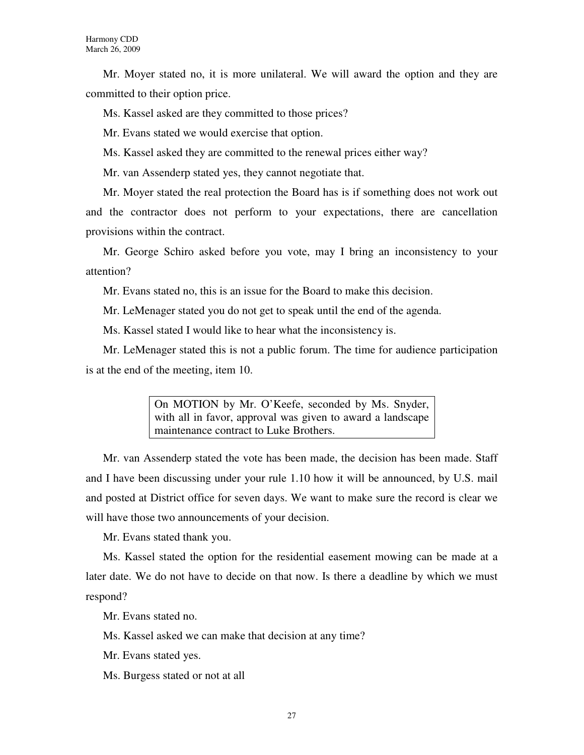Mr. Moyer stated no, it is more unilateral. We will award the option and they are committed to their option price.

Ms. Kassel asked are they committed to those prices?

Mr. Evans stated we would exercise that option.

Ms. Kassel asked they are committed to the renewal prices either way?

Mr. van Assenderp stated yes, they cannot negotiate that.

Mr. Moyer stated the real protection the Board has is if something does not work out and the contractor does not perform to your expectations, there are cancellation provisions within the contract.

Mr. George Schiro asked before you vote, may I bring an inconsistency to your attention?

Mr. Evans stated no, this is an issue for the Board to make this decision.

Mr. LeMenager stated you do not get to speak until the end of the agenda.

Ms. Kassel stated I would like to hear what the inconsistency is.

Mr. LeMenager stated this is not a public forum. The time for audience participation is at the end of the meeting, item 10.

> On MOTION by Mr. O'Keefe, seconded by Ms. Snyder, with all in favor, approval was given to award a landscape maintenance contract to Luke Brothers.

Mr. van Assenderp stated the vote has been made, the decision has been made. Staff and I have been discussing under your rule 1.10 how it will be announced, by U.S. mail and posted at District office for seven days. We want to make sure the record is clear we will have those two announcements of your decision.

Mr. Evans stated thank you.

Ms. Kassel stated the option for the residential easement mowing can be made at a later date. We do not have to decide on that now. Is there a deadline by which we must respond?

Mr. Evans stated no.

Ms. Kassel asked we can make that decision at any time?

Mr. Evans stated yes.

Ms. Burgess stated or not at all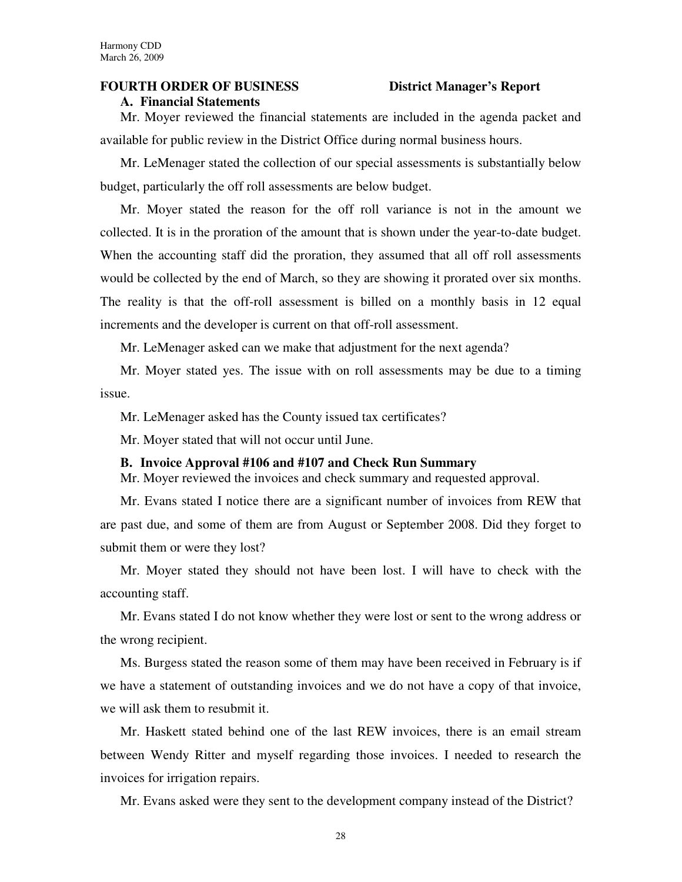**FOURTH ORDER OF BUSINESS District Manager's Report**

**A. Financial Statements**

Mr. Moyer reviewed the financial statements are included in the agenda packet and available for public review in the District Office during normal business hours.

Mr. LeMenager stated the collection of our special assessments is substantially below budget, particularly the off roll assessments are below budget.

Mr. Moyer stated the reason for the off roll variance is not in the amount we collected. It is in the proration of the amount that is shown under the year-to-date budget. When the accounting staff did the proration, they assumed that all off roll assessments would be collected by the end of March, so they are showing it prorated over six months. The reality is that the off-roll assessment is billed on a monthly basis in 12 equal increments and the developer is current on that off-roll assessment.

Mr. LeMenager asked can we make that adjustment for the next agenda?

Mr. Moyer stated yes. The issue with on roll assessments may be due to a timing issue.

Mr. LeMenager asked has the County issued tax certificates?

Mr. Moyer stated that will not occur until June.

**B. Invoice Approval #106 and #107 and Check Run Summary**

Mr. Moyer reviewed the invoices and check summary and requested approval.

Mr. Evans stated I notice there are a significant number of invoices from REW that are past due, and some of them are from August or September 2008. Did they forget to submit them or were they lost?

Mr. Moyer stated they should not have been lost. I will have to check with the accounting staff.

Mr. Evans stated I do not know whether they were lost or sent to the wrong address or the wrong recipient.

Ms. Burgess stated the reason some of them may have been received in February is if we have a statement of outstanding invoices and we do not have a copy of that invoice, we will ask them to resubmit it.

Mr. Haskett stated behind one of the last REW invoices, there is an email stream between Wendy Ritter and myself regarding those invoices. I needed to research the invoices for irrigation repairs.

Mr. Evans asked were they sent to the development company instead of the District?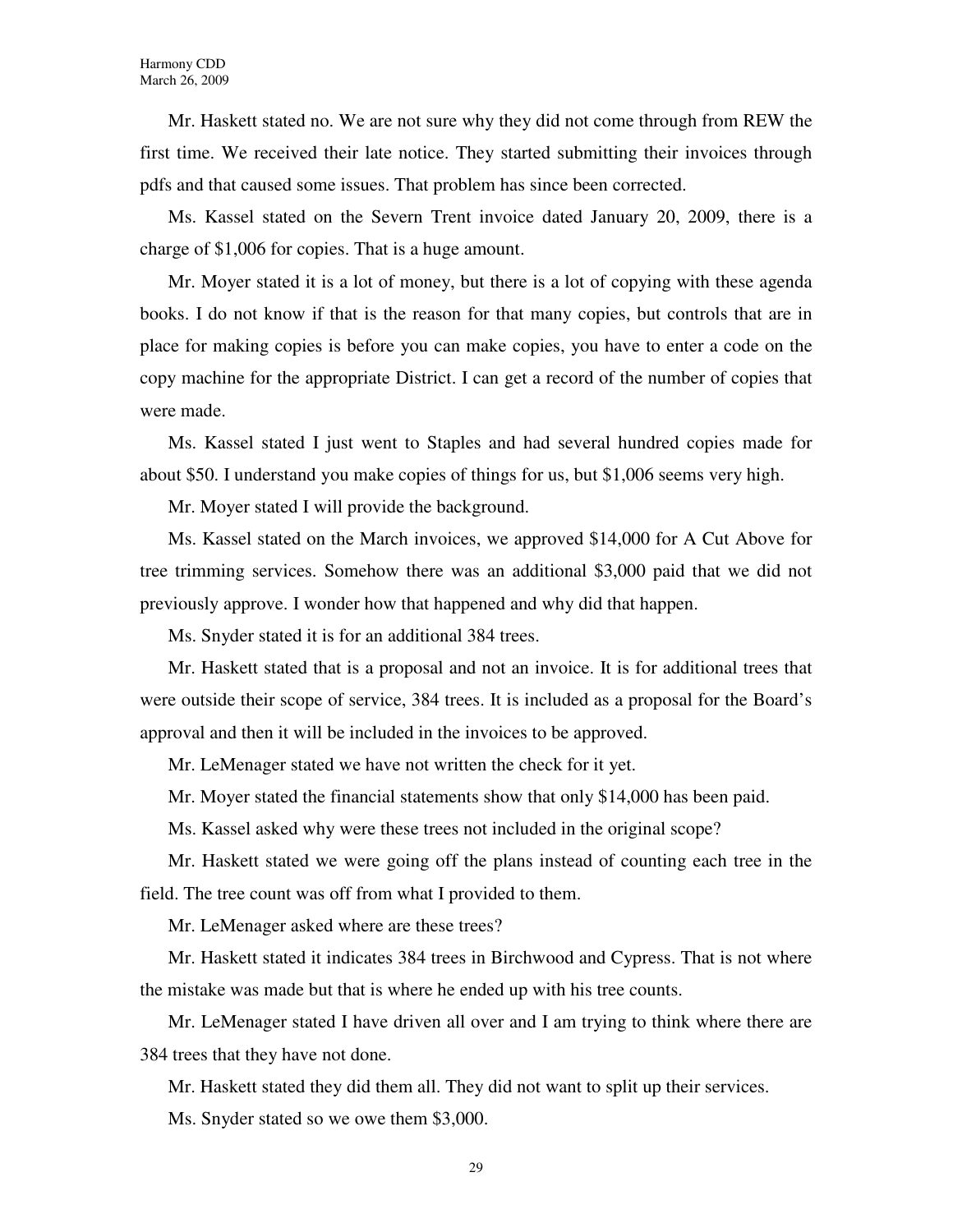Mr. Haskett stated no. We are not sure why they did not come through from REW the first time. We received their late notice. They started submitting their invoices through pdfs and that caused some issues. That problem has since been corrected.

Ms. Kassel stated on the Severn Trent invoice dated January 20, 2009, there is a charge of $1,006 for copies. That is a huge amount.

Mr. Moyer stated it is a lot of money, but there is a lot of copying with these agenda books. I do not know if that is the reason for that many copies, but controls that are in place for making copies is before you can make copies, you have to enter a code on the copy machine for the appropriate District. I can get a record of the number of copies that were made.

Ms. Kassel stated I just went to Staples and had several hundred copies made for about $50. I understand you make copies of things for us, but $1,006 seems very high.

Mr. Moyer stated I will provide the background.

Ms. Kassel stated on the March invoices, we approved $14,000 for A Cut Above for tree trimming services. Somehow there was an additional $3,000 paid that we did not previously approve. I wonder how that happened and why did that happen.

Ms. Snyder stated it is for an additional 384 trees.

Mr. Haskett stated that is a proposal and not an invoice. It is for additional trees that were outside their scope of service, 384 trees. It is included as a proposal for the Board's approval and then it will be included in the invoices to be approved.

Mr. LeMenager stated we have not written the check for it yet.

Mr. Moyer stated the financial statements show that only $14,000 has been paid.

Ms. Kassel asked why were these trees not included in the original scope?

Mr. Haskett stated we were going off the plans instead of counting each tree in the field. The tree count was off from what I provided to them.

Mr. LeMenager asked where are these trees?

Mr. Haskett stated it indicates 384 trees in Birchwood and Cypress. That is not where the mistake was made but that is where he ended up with his tree counts.

Mr. LeMenager stated I have driven all over and I am trying to think where there are 384 trees that they have not done.

Mr. Haskett stated they did them all. They did not want to split up their services.

Ms. Snyder stated so we owe them $3,000.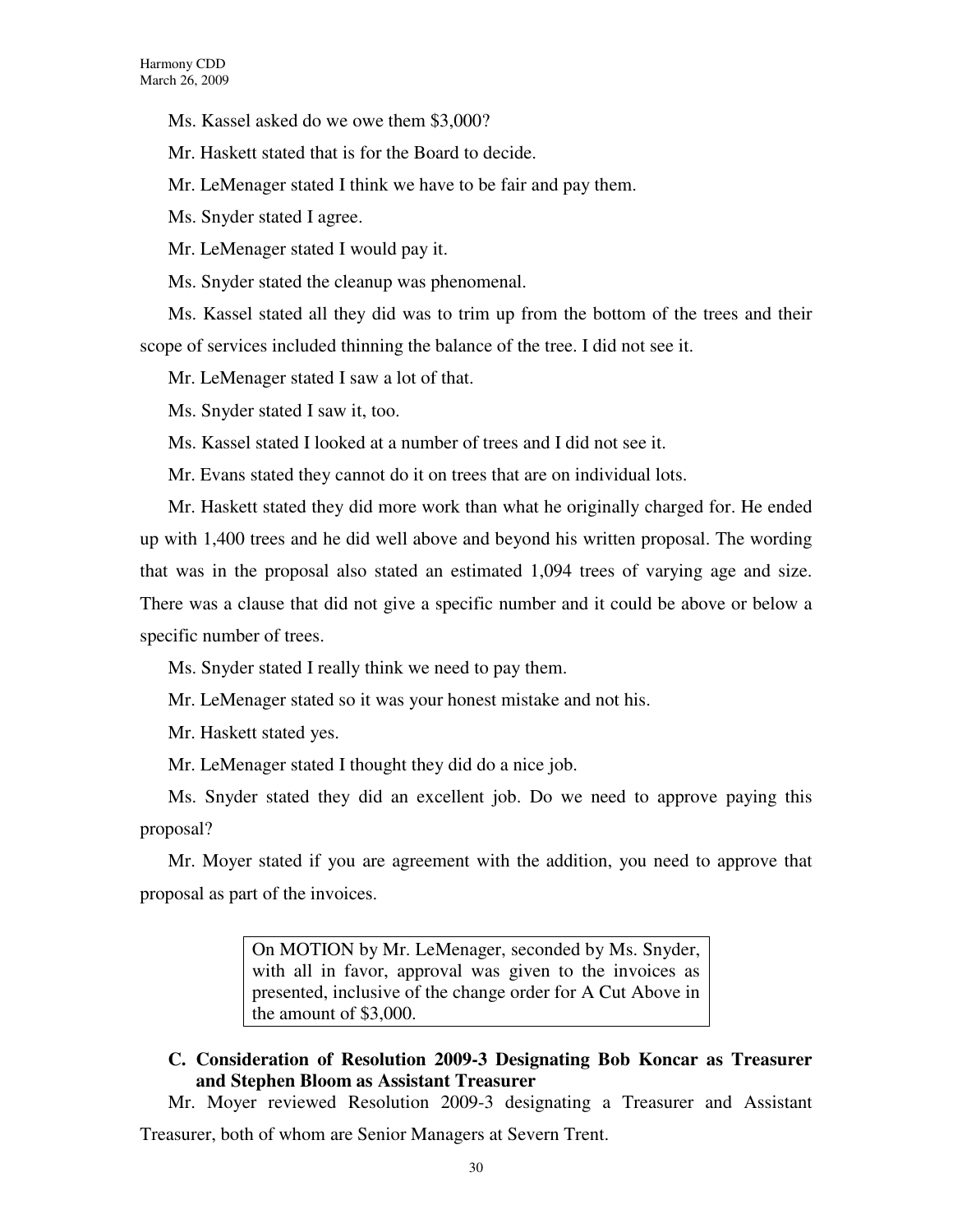Ms. Kassel asked do we owe them $3,000?

Mr. Haskett stated that is for the Board to decide.

Mr. LeMenager stated I think we have to be fair and pay them.

Ms. Snyder stated I agree.

Mr. LeMenager stated I would pay it.

Ms. Snyder stated the cleanup was phenomenal.

Ms. Kassel stated all they did was to trim up from the bottom of the trees and their scope of services included thinning the balance of the tree. I did not see it.

Mr. LeMenager stated I saw a lot of that.

Ms. Snyder stated I saw it, too.

Ms. Kassel stated I looked at a number of trees and I did not see it.

Mr. Evans stated they cannot do it on trees that are on individual lots.

Mr. Haskett stated they did more work than what he originally charged for. He ended up with 1,400 trees and he did well above and beyond his written proposal. The wording that was in the proposal also stated an estimated 1,094 trees of varying age and size. There was a clause that did not give a specific number and it could be above or below a specific number of trees.

Ms. Snyder stated I really think we need to pay them.

Mr. LeMenager stated so it was your honest mistake and not his.

Mr. Haskett stated yes.

Mr. LeMenager stated I thought they did do a nice job.

Ms. Snyder stated they did an excellent job. Do we need to approve paying this proposal?

Mr. Moyer stated if you are agreement with the addition, you need to approve that proposal as part of the invoices.

> On MOTION by Mr. LeMenager, seconded by Ms. Snyder, with all in favor, approval was given to the invoices as presented, inclusive of the change order for A Cut Above in the amount of $3,000.

**C. Consideration of Resolution 2009-3 Designating Bob Koncar as Treasurer and Stephen Bloom as Assistant Treasurer**

Mr. Moyer reviewed Resolution 2009-3 designating a Treasurer and Assistant Treasurer, both of whom are Senior Managers at Severn Trent.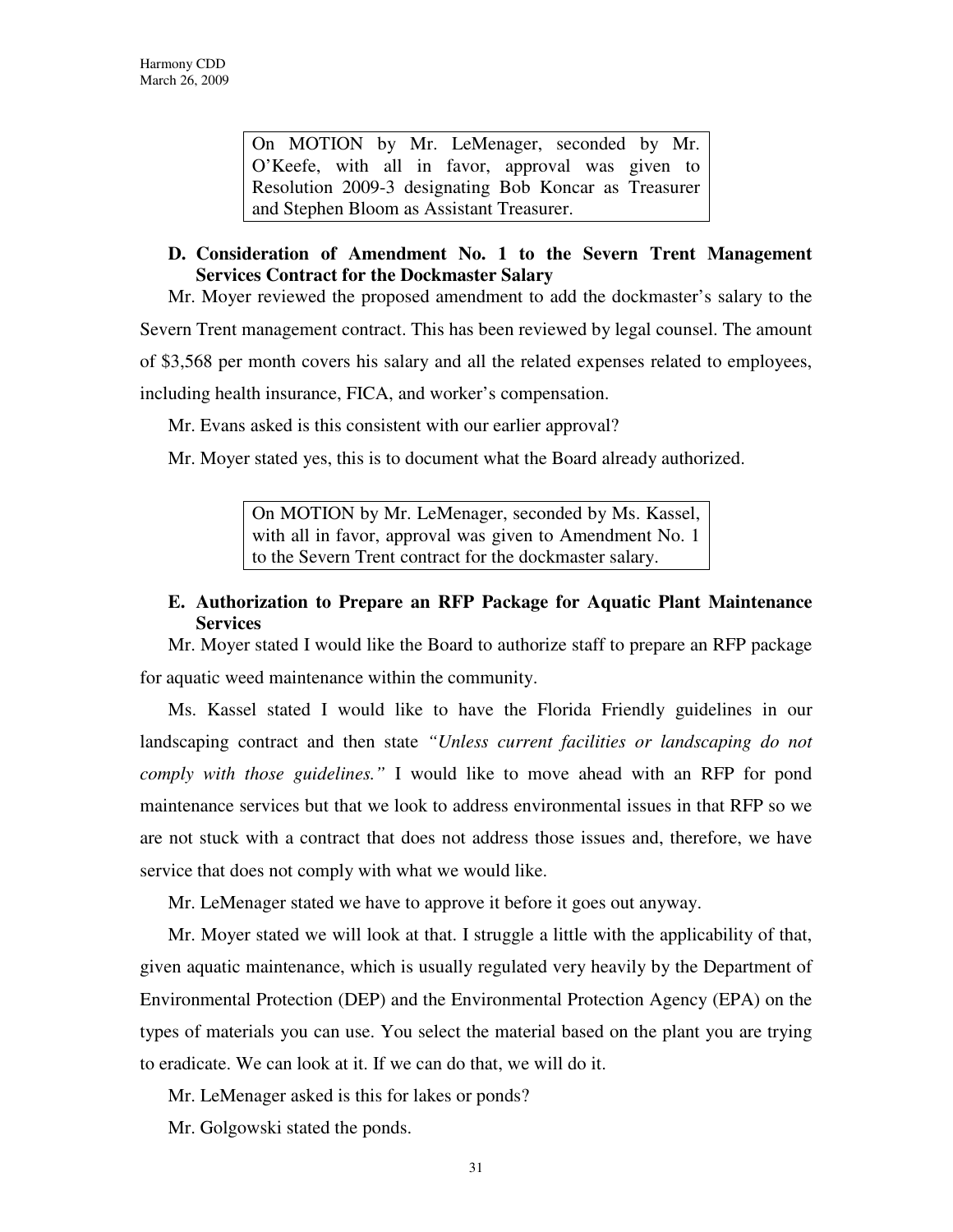On MOTION by Mr. LeMenager, seconded by Mr. O'Keefe, with all in favor, approval was given to Resolution 2009-3 designating Bob Koncar as Treasurer and Stephen Bloom as Assistant Treasurer.

**D. Consideration of Amendment No. 1 to the Severn Trent Management Services Contract for the Dockmaster Salary**

Mr. Moyer reviewed the proposed amendment to add the dockmaster's salary to the Severn Trent management contract. This has been reviewed by legal counsel. The amount of $3,568 per month covers his salary and all the related expenses related to employees, including health insurance, FICA, and worker's compensation.

Mr. Evans asked is this consistent with our earlier approval?

Mr. Moyer stated yes, this is to document what the Board already authorized.

On MOTION by Mr. LeMenager, seconded by Ms. Kassel, with all in favor, approval was given to Amendment No. 1 to the Severn Trent contract for the dockmaster salary.

**E. Authorization to Prepare an RFP Package for Aquatic Plant Maintenance Services**

Mr. Moyer stated I would like the Board to authorize staff to prepare an RFP package for aquatic weed maintenance within the community.

Ms. Kassel stated I would like to have the Florida Friendly guidelines in our landscaping contract and then state *"Unless current facilities or landscaping do not comply with those guidelines."* I would like to move ahead with an RFP for pond maintenance services but that we look to address environmental issues in that RFP so we are not stuck with a contract that does not address those issues and, therefore, we have service that does not comply with what we would like.

Mr. LeMenager stated we have to approve it before it goes out anyway.

Mr. Moyer stated we will look at that. I struggle a little with the applicability of that, given aquatic maintenance, which is usually regulated very heavily by the Department of Environmental Protection (DEP) and the Environmental Protection Agency (EPA) on the types of materials you can use. You select the material based on the plant you are trying to eradicate. We can look at it. If we can do that, we will do it.

Mr. LeMenager asked is this for lakes or ponds?

Mr. Golgowski stated the ponds.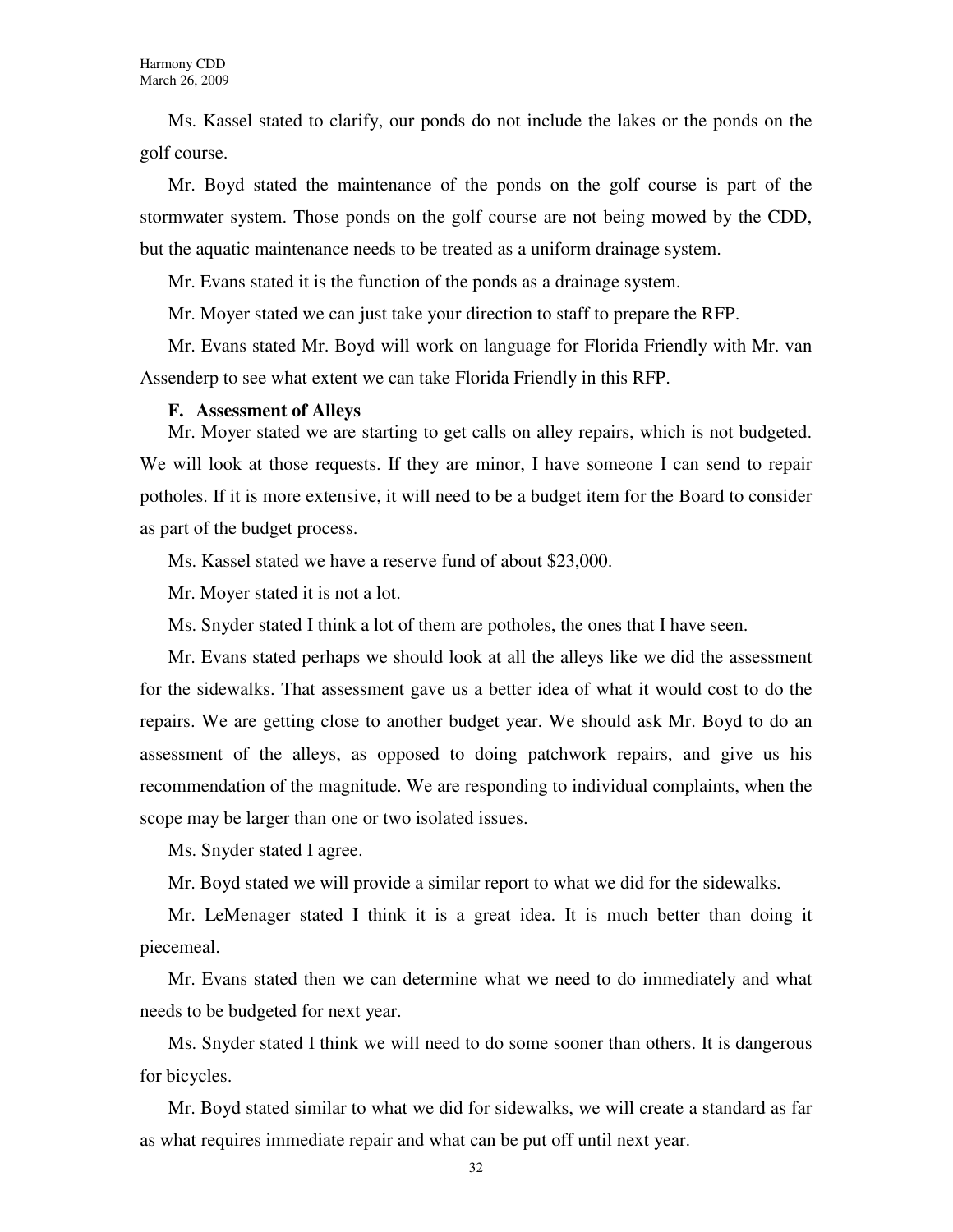Ms. Kassel stated to clarify, our ponds do not include the lakes or the ponds on the golf course.

Mr. Boyd stated the maintenance of the ponds on the golf course is part of the stormwater system. Those ponds on the golf course are not being mowed by the CDD, but the aquatic maintenance needs to be treated as a uniform drainage system.

Mr. Evans stated it is the function of the ponds as a drainage system.

Mr. Moyer stated we can just take your direction to staff to prepare the RFP.

Mr. Evans stated Mr. Boyd will work on language for Florida Friendly with Mr. van Assenderp to see what extent we can take Florida Friendly in this RFP.

**F. Assessment of Alleys**

Mr. Moyer stated we are starting to get calls on alley repairs, which is not budgeted. We will look at those requests. If they are minor, I have someone I can send to repair potholes. If it is more extensive, it will need to be a budget item for the Board to consider as part of the budget process.

Ms. Kassel stated we have a reserve fund of about $23,000.

Mr. Moyer stated it is not a lot.

Ms. Snyder stated I think a lot of them are potholes, the ones that I have seen.

Mr. Evans stated perhaps we should look at all the alleys like we did the assessment for the sidewalks. That assessment gave us a better idea of what it would cost to do the repairs. We are getting close to another budget year. We should ask Mr. Boyd to do an assessment of the alleys, as opposed to doing patchwork repairs, and give us his recommendation of the magnitude. We are responding to individual complaints, when the scope may be larger than one or two isolated issues.

Ms. Snyder stated I agree.

Mr. Boyd stated we will provide a similar report to what we did for the sidewalks.

Mr. LeMenager stated I think it is a great idea. It is much better than doing it piecemeal.

Mr. Evans stated then we can determine what we need to do immediately and what needs to be budgeted for next year.

Ms. Snyder stated I think we will need to do some sooner than others. It is dangerous for bicycles.

Mr. Boyd stated similar to what we did for sidewalks, we will create a standard as far as what requires immediate repair and what can be put off until next year.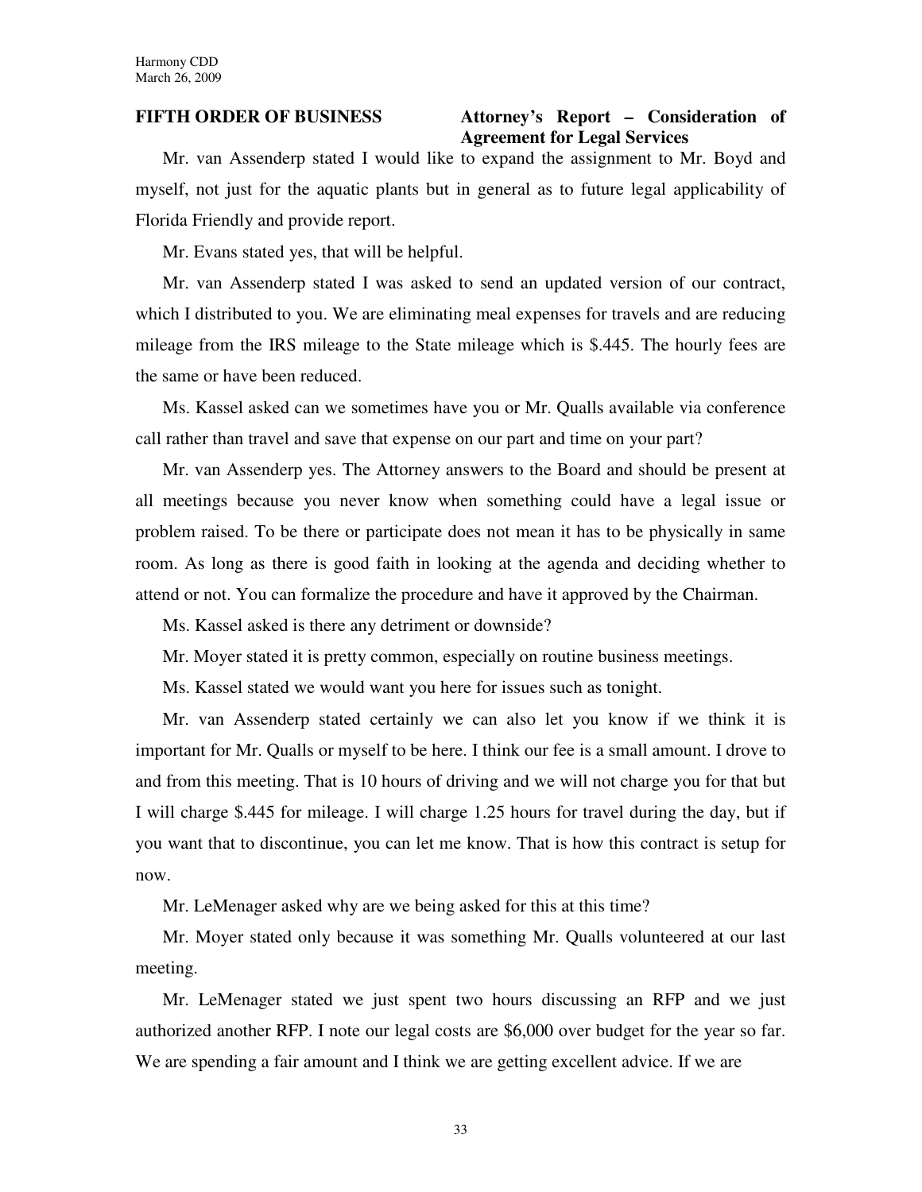**FIFTH ORDER OF BUSINESS** **Attorney's Report – Consideration of Agreement for Legal Services**

Mr. van Assenderp stated I would like to expand the assignment to Mr. Boyd and myself, not just for the aquatic plants but in general as to future legal applicability of Florida Friendly and provide report.

Mr. Evans stated yes, that will be helpful.

Mr. van Assenderp stated I was asked to send an updated version of our contract, which I distributed to you. We are eliminating meal expenses for travels and are reducing mileage from the IRS mileage to the State mileage which is $.445. The hourly fees are the same or have been reduced.

Ms. Kassel asked can we sometimes have you or Mr. Qualls available via conference call rather than travel and save that expense on our part and time on your part?

Mr. van Assenderp yes. The Attorney answers to the Board and should be present at all meetings because you never know when something could have a legal issue or problem raised. To be there or participate does not mean it has to be physically in same room. As long as there is good faith in looking at the agenda and deciding whether to attend or not. You can formalize the procedure and have it approved by the Chairman.

Ms. Kassel asked is there any detriment or downside?

Mr. Moyer stated it is pretty common, especially on routine business meetings.

Ms. Kassel stated we would want you here for issues such as tonight.

Mr. van Assenderp stated certainly we can also let you know if we think it is important for Mr. Qualls or myself to be here. I think our fee is a small amount. I drove to and from this meeting. That is 10 hours of driving and we will not charge you for that but I will charge $.445 for mileage. I will charge 1.25 hours for travel during the day, but if you want that to discontinue, you can let me know. That is how this contract is setup for now.

Mr. LeMenager asked why are we being asked for this at this time?

Mr. Moyer stated only because it was something Mr. Qualls volunteered at our last meeting.

Mr. LeMenager stated we just spent two hours discussing an RFP and we just authorized another RFP. I note our legal costs are $6,000 over budget for the year so far. We are spending a fair amount and I think we are getting excellent advice. If we are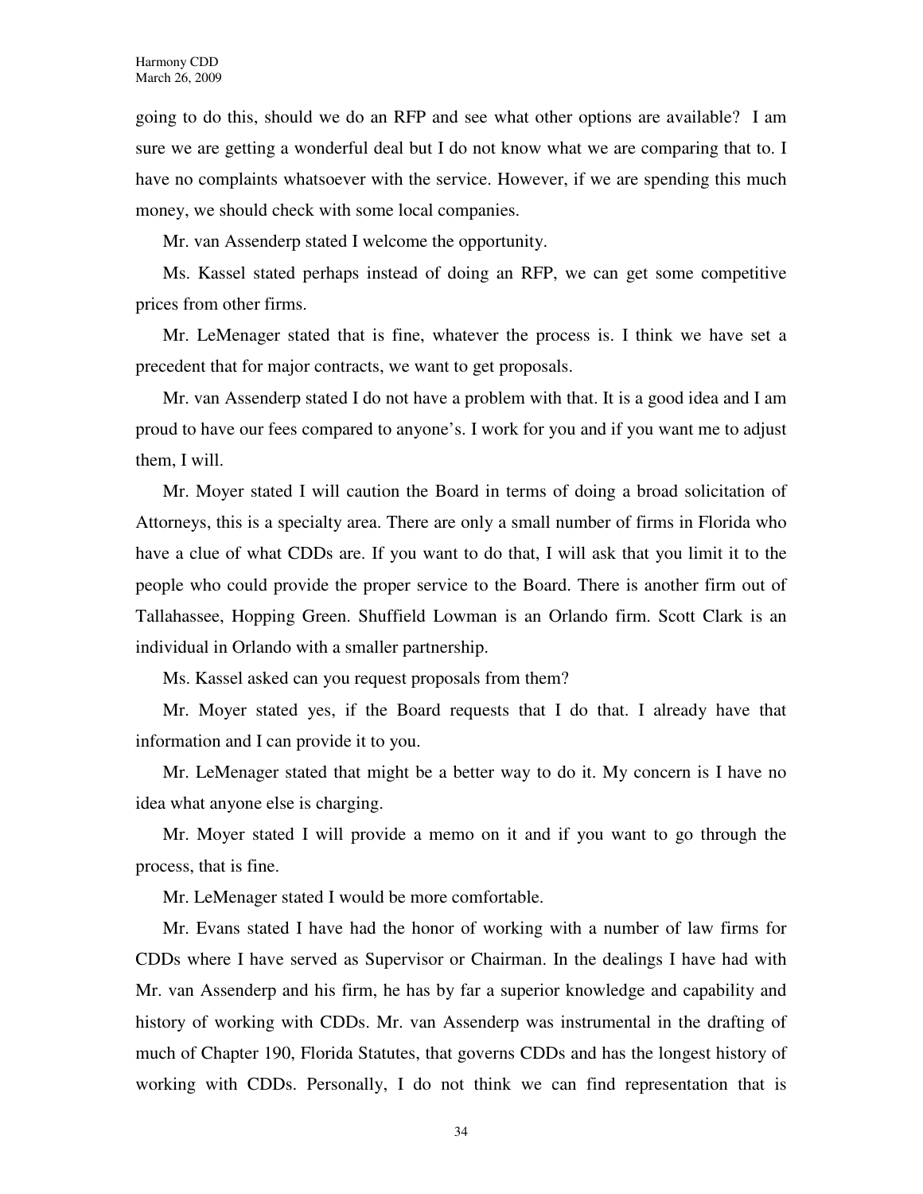going to do this, should we do an RFP and see what other options are available? I am sure we are getting a wonderful deal but I do not know what we are comparing that to. I have no complaints whatsoever with the service. However, if we are spending this much money, we should check with some local companies.

Mr. van Assenderp stated I welcome the opportunity.

Ms. Kassel stated perhaps instead of doing an RFP, we can get some competitive prices from other firms.

Mr. LeMenager stated that is fine, whatever the process is. I think we have set a precedent that for major contracts, we want to get proposals.

Mr. van Assenderp stated I do not have a problem with that. It is a good idea and I am proud to have our fees compared to anyone's. I work for you and if you want me to adjust them, I will.

Mr. Moyer stated I will caution the Board in terms of doing a broad solicitation of Attorneys, this is a specialty area. There are only a small number of firms in Florida who have a clue of what CDDs are. If you want to do that, I will ask that you limit it to the people who could provide the proper service to the Board. There is another firm out of Tallahassee, Hopping Green. Shuffield Lowman is an Orlando firm. Scott Clark is an individual in Orlando with a smaller partnership.

Ms. Kassel asked can you request proposals from them?

Mr. Moyer stated yes, if the Board requests that I do that. I already have that information and I can provide it to you.

Mr. LeMenager stated that might be a better way to do it. My concern is I have no idea what anyone else is charging.

Mr. Moyer stated I will provide a memo on it and if you want to go through the process, that is fine.

Mr. LeMenager stated I would be more comfortable.

Mr. Evans stated I have had the honor of working with a number of law firms for CDDs where I have served as Supervisor or Chairman. In the dealings I have had with Mr. van Assenderp and his firm, he has by far a superior knowledge and capability and history of working with CDDs. Mr. van Assenderp was instrumental in the drafting of much of Chapter 190, Florida Statutes, that governs CDDs and has the longest history of working with CDDs. Personally, I do not think we can find representation that is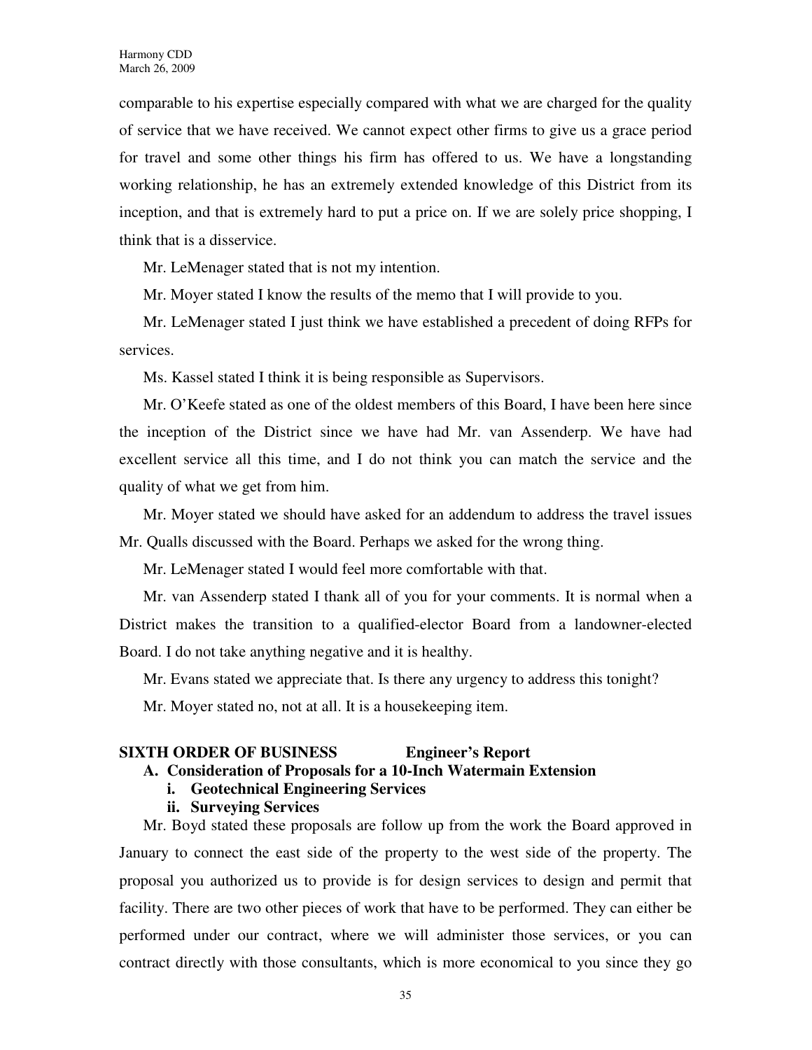comparable to his expertise especially compared with what we are charged for the quality of service that we have received. We cannot expect other firms to give us a grace period for travel and some other things his firm has offered to us. We have a longstanding working relationship, he has an extremely extended knowledge of this District from its inception, and that is extremely hard to put a price on. If we are solely price shopping, I think that is a disservice.

Mr. LeMenager stated that is not my intention.

Mr. Moyer stated I know the results of the memo that I will provide to you.

Mr. LeMenager stated I just think we have established a precedent of doing RFPs for services.

Ms. Kassel stated I think it is being responsible as Supervisors.

Mr. O'Keefe stated as one of the oldest members of this Board, I have been here since the inception of the District since we have had Mr. van Assenderp. We have had excellent service all this time, and I do not think you can match the service and the quality of what we get from him.

Mr. Moyer stated we should have asked for an addendum to address the travel issues Mr. Qualls discussed with the Board. Perhaps we asked for the wrong thing.

Mr. LeMenager stated I would feel more comfortable with that.

Mr. van Assenderp stated I thank all of you for your comments. It is normal when a District makes the transition to a qualified-elector Board from a landowner-elected Board. I do not take anything negative and it is healthy.

Mr. Evans stated we appreciate that. Is there any urgency to address this tonight?

Mr. Moyer stated no, not at all. It is a housekeeping item.

**SIXTH ORDER OF BUSINESS Engineer's Report**

**A. Consideration of Proposals for a 10-Inch Watermain Extension**

**i. Geotechnical Engineering Services**

**ii. Surveying Services**

Mr. Boyd stated these proposals are follow up from the work the Board approved in January to connect the east side of the property to the west side of the property. The proposal you authorized us to provide is for design services to design and permit that facility. There are two other pieces of work that have to be performed. They can either be performed under our contract, where we will administer those services, or you can contract directly with those consultants, which is more economical to you since they go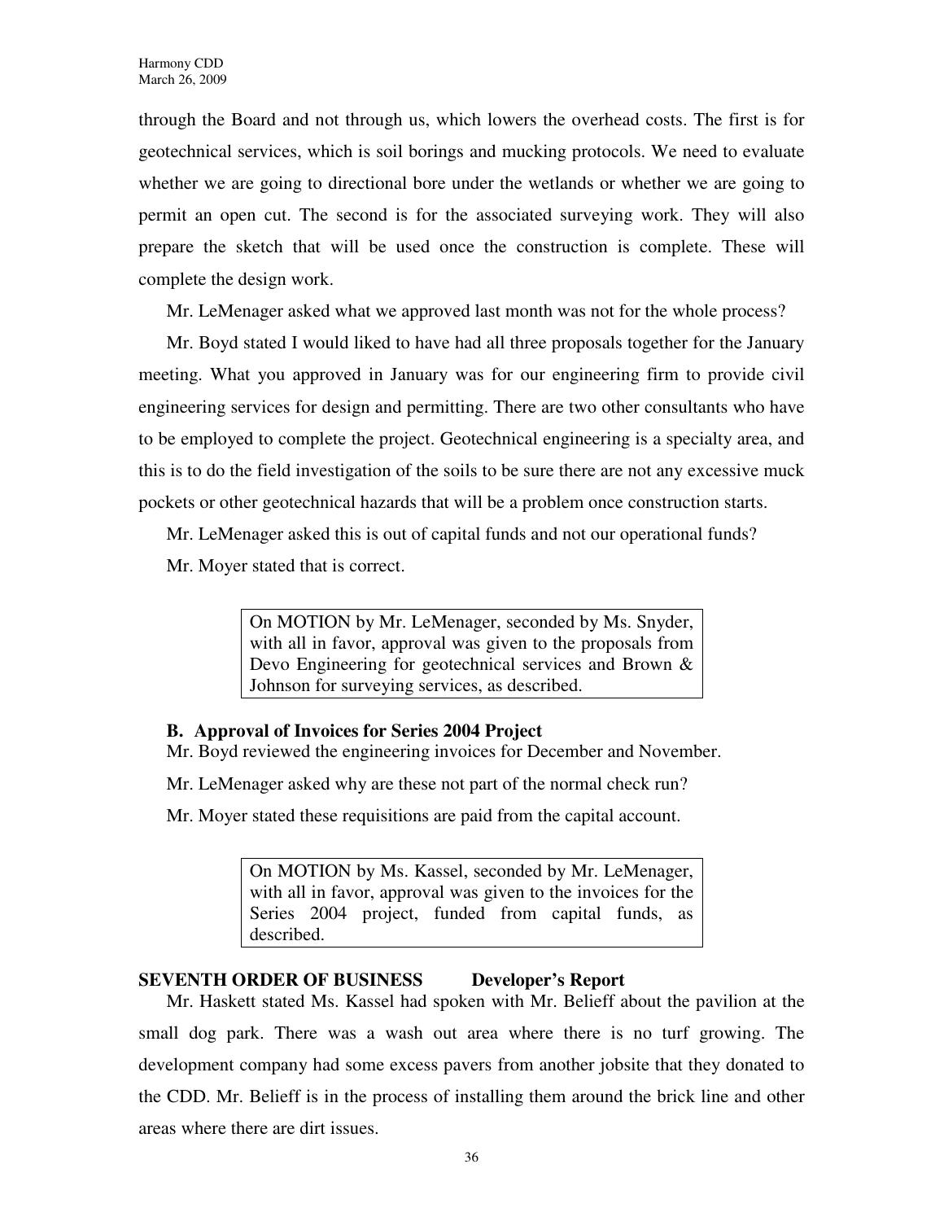through the Board and not through us, which lowers the overhead costs. The first is for geotechnical services, which is soil borings and mucking protocols. We need to evaluate whether we are going to directional bore under the wetlands or whether we are going to permit an open cut. The second is for the associated surveying work. They will also prepare the sketch that will be used once the construction is complete. These will complete the design work.

Mr. LeMenager asked what we approved last month was not for the whole process?

Mr. Boyd stated I would liked to have had all three proposals together for the January meeting. What you approved in January was for our engineering firm to provide civil engineering services for design and permitting. There are two other consultants who have to be employed to complete the project. Geotechnical engineering is a specialty area, and this is to do the field investigation of the soils to be sure there are not any excessive muck pockets or other geotechnical hazards that will be a problem once construction starts.

Mr. LeMenager asked this is out of capital funds and not our operational funds?

Mr. Moyer stated that is correct.

> On MOTION by Mr. LeMenager, seconded by Ms. Snyder, with all in favor, approval was given to the proposals from Devo Engineering for geotechnical services and Brown & Johnson for surveying services, as described.

**B. Approval of Invoices for Series 2004 Project**

Mr. Boyd reviewed the engineering invoices for December and November.

Mr. LeMenager asked why are these not part of the normal check run?

Mr. Moyer stated these requisitions are paid from the capital account.

> On MOTION by Ms. Kassel, seconded by Mr. LeMenager, with all in favor, approval was given to the invoices for the Series 2004 project, funded from capital funds, as described.

**SEVENTH ORDER OF BUSINESS Developer's Report**

Mr. Haskett stated Ms. Kassel had spoken with Mr. Belieff about the pavilion at the small dog park. There was a wash out area where there is no turf growing. The development company had some excess pavers from another jobsite that they donated to the CDD. Mr. Belieff is in the process of installing them around the brick line and other areas where there are dirt issues.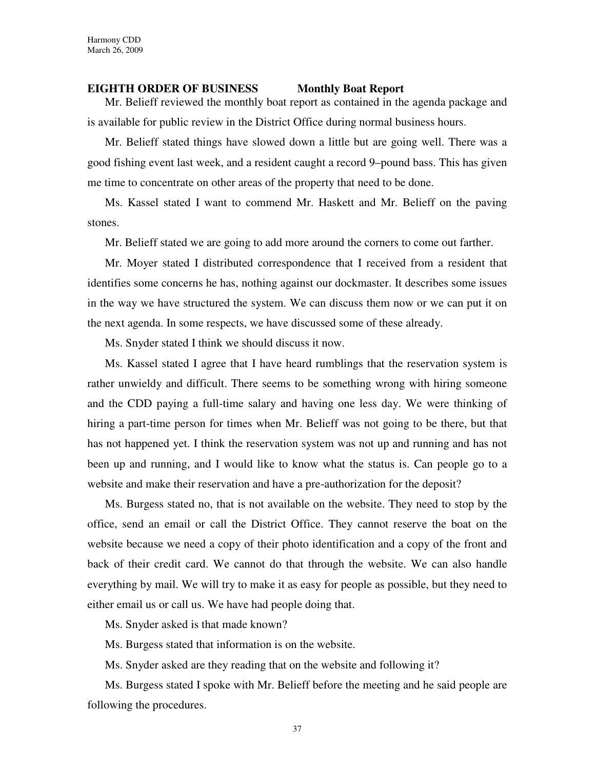**EIGHTH ORDER OF BUSINESS Monthly Boat Report**

Mr. Belieff reviewed the monthly boat report as contained in the agenda package and is available for public review in the District Office during normal business hours.

Mr. Belieff stated things have slowed down a little but are going well. There was a good fishing event last week, and a resident caught a record 9–pound bass. This has given me time to concentrate on other areas of the property that need to be done.

Ms. Kassel stated I want to commend Mr. Haskett and Mr. Belieff on the paving stones.

Mr. Belieff stated we are going to add more around the corners to come out farther.

Mr. Moyer stated I distributed correspondence that I received from a resident that identifies some concerns he has, nothing against our dockmaster. It describes some issues in the way we have structured the system. We can discuss them now or we can put it on the next agenda. In some respects, we have discussed some of these already.

Ms. Snyder stated I think we should discuss it now.

Ms. Kassel stated I agree that I have heard rumblings that the reservation system is rather unwieldy and difficult. There seems to be something wrong with hiring someone and the CDD paying a full-time salary and having one less day. We were thinking of hiring a part-time person for times when Mr. Belieff was not going to be there, but that has not happened yet. I think the reservation system was not up and running and has not been up and running, and I would like to know what the status is. Can people go to a website and make their reservation and have a pre-authorization for the deposit?

Ms. Burgess stated no, that is not available on the website. They need to stop by the office, send an email or call the District Office. They cannot reserve the boat on the website because we need a copy of their photo identification and a copy of the front and back of their credit card. We cannot do that through the website. We can also handle everything by mail. We will try to make it as easy for people as possible, but they need to either email us or call us. We have had people doing that.

Ms. Snyder asked is that made known?

Ms. Burgess stated that information is on the website.

Ms. Snyder asked are they reading that on the website and following it?

Ms. Burgess stated I spoke with Mr. Belieff before the meeting and he said people are following the procedures.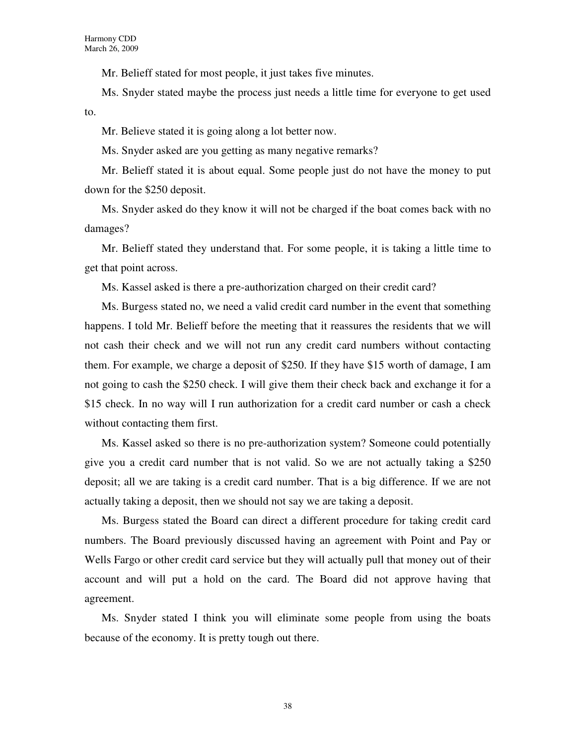Mr. Belieff stated for most people, it just takes five minutes.

Ms. Snyder stated maybe the process just needs a little time for everyone to get used to.

Mr. Believe stated it is going along a lot better now.

Ms. Snyder asked are you getting as many negative remarks?

Mr. Belieff stated it is about equal. Some people just do not have the money to put down for the $250 deposit.

Ms. Snyder asked do they know it will not be charged if the boat comes back with no damages?

Mr. Belieff stated they understand that. For some people, it is taking a little time to get that point across.

Ms. Kassel asked is there a pre-authorization charged on their credit card?

Ms. Burgess stated no, we need a valid credit card number in the event that something happens. I told Mr. Belieff before the meeting that it reassures the residents that we will not cash their check and we will not run any credit card numbers without contacting them. For example, we charge a deposit of $250. If they have $15 worth of damage, I am not going to cash the $250 check. I will give them their check back and exchange it for a $15 check. In no way will I run authorization for a credit card number or cash a check without contacting them first.

Ms. Kassel asked so there is no pre-authorization system? Someone could potentially give you a credit card number that is not valid. So we are not actually taking a $250 deposit; all we are taking is a credit card number. That is a big difference. If we are not actually taking a deposit, then we should not say we are taking a deposit.

Ms. Burgess stated the Board can direct a different procedure for taking credit card numbers. The Board previously discussed having an agreement with Point and Pay or Wells Fargo or other credit card service but they will actually pull that money out of their account and will put a hold on the card. The Board did not approve having that agreement.

Ms. Snyder stated I think you will eliminate some people from using the boats because of the economy. It is pretty tough out there.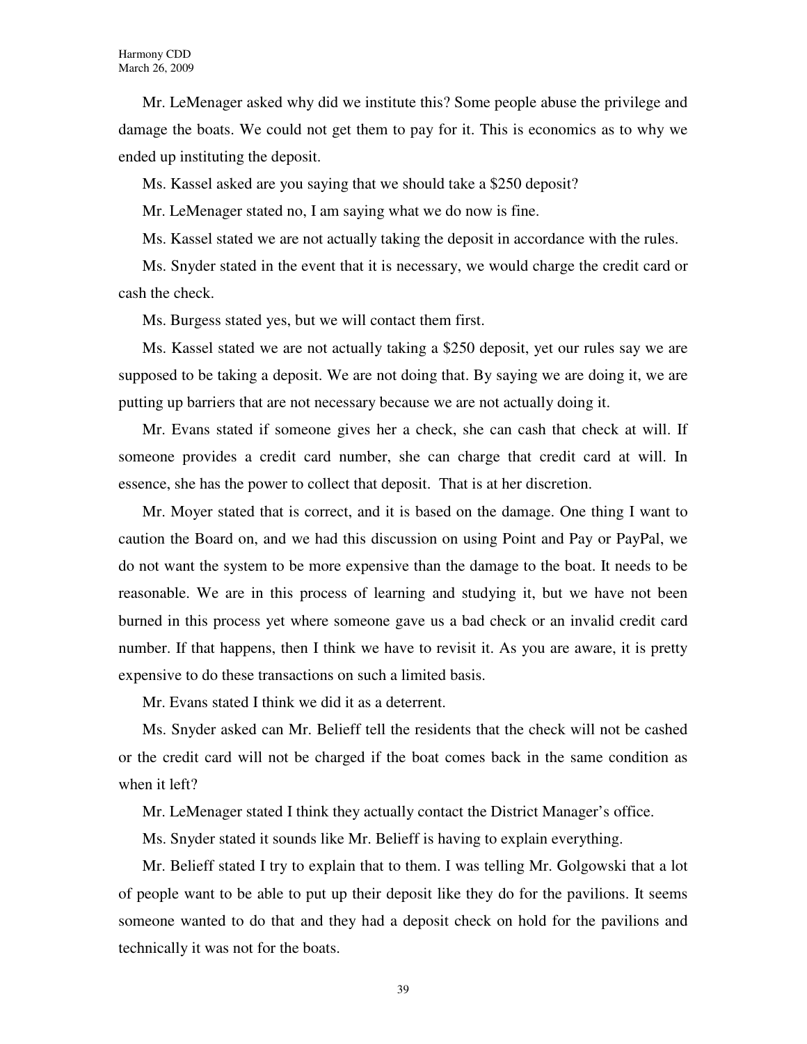Mr. LeMenager asked why did we institute this? Some people abuse the privilege and damage the boats. We could not get them to pay for it. This is economics as to why we ended up instituting the deposit.

Ms. Kassel asked are you saying that we should take a $250 deposit?

Mr. LeMenager stated no, I am saying what we do now is fine.

Ms. Kassel stated we are not actually taking the deposit in accordance with the rules.

Ms. Snyder stated in the event that it is necessary, we would charge the credit card or cash the check.

Ms. Burgess stated yes, but we will contact them first.

Ms. Kassel stated we are not actually taking a $250 deposit, yet our rules say we are supposed to be taking a deposit. We are not doing that. By saying we are doing it, we are putting up barriers that are not necessary because we are not actually doing it.

Mr. Evans stated if someone gives her a check, she can cash that check at will. If someone provides a credit card number, she can charge that credit card at will. In essence, she has the power to collect that deposit. That is at her discretion.

Mr. Moyer stated that is correct, and it is based on the damage. One thing I want to caution the Board on, and we had this discussion on using Point and Pay or PayPal, we do not want the system to be more expensive than the damage to the boat. It needs to be reasonable. We are in this process of learning and studying it, but we have not been burned in this process yet where someone gave us a bad check or an invalid credit card number. If that happens, then I think we have to revisit it. As you are aware, it is pretty expensive to do these transactions on such a limited basis.

Mr. Evans stated I think we did it as a deterrent.

Ms. Snyder asked can Mr. Belieff tell the residents that the check will not be cashed or the credit card will not be charged if the boat comes back in the same condition as when it left?

Mr. LeMenager stated I think they actually contact the District Manager's office.

Ms. Snyder stated it sounds like Mr. Belieff is having to explain everything.

Mr. Belieff stated I try to explain that to them. I was telling Mr. Golgowski that a lot of people want to be able to put up their deposit like they do for the pavilions. It seems someone wanted to do that and they had a deposit check on hold for the pavilions and technically it was not for the boats.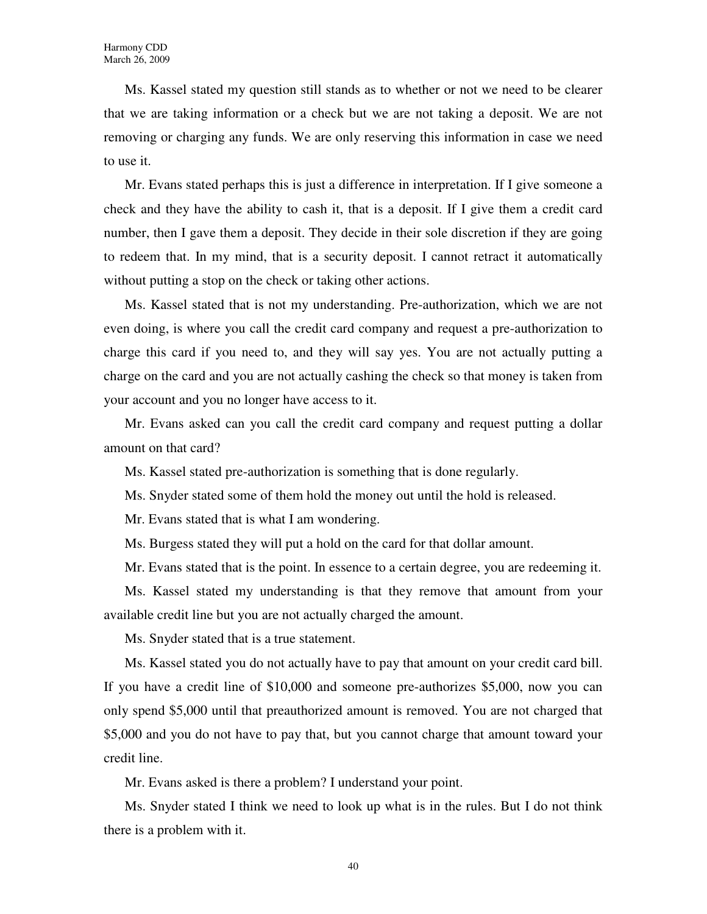Ms. Kassel stated my question still stands as to whether or not we need to be clearer that we are taking information or a check but we are not taking a deposit. We are not removing or charging any funds. We are only reserving this information in case we need to use it.

Mr. Evans stated perhaps this is just a difference in interpretation. If I give someone a check and they have the ability to cash it, that is a deposit. If I give them a credit card number, then I gave them a deposit. They decide in their sole discretion if they are going to redeem that. In my mind, that is a security deposit. I cannot retract it automatically without putting a stop on the check or taking other actions.

Ms. Kassel stated that is not my understanding. Pre-authorization, which we are not even doing, is where you call the credit card company and request a pre-authorization to charge this card if you need to, and they will say yes. You are not actually putting a charge on the card and you are not actually cashing the check so that money is taken from your account and you no longer have access to it.

Mr. Evans asked can you call the credit card company and request putting a dollar amount on that card?

Ms. Kassel stated pre-authorization is something that is done regularly.

Ms. Snyder stated some of them hold the money out until the hold is released.

Mr. Evans stated that is what I am wondering.

Ms. Burgess stated they will put a hold on the card for that dollar amount.

Mr. Evans stated that is the point. In essence to a certain degree, you are redeeming it.

Ms. Kassel stated my understanding is that they remove that amount from your available credit line but you are not actually charged the amount.

Ms. Snyder stated that is a true statement.

Ms. Kassel stated you do not actually have to pay that amount on your credit card bill. If you have a credit line of $10,000 and someone pre-authorizes $5,000, now you can only spend $5,000 until that preauthorized amount is removed. You are not charged that $5,000 and you do not have to pay that, but you cannot charge that amount toward your credit line.

Mr. Evans asked is there a problem? I understand your point.

Ms. Snyder stated I think we need to look up what is in the rules. But I do not think there is a problem with it.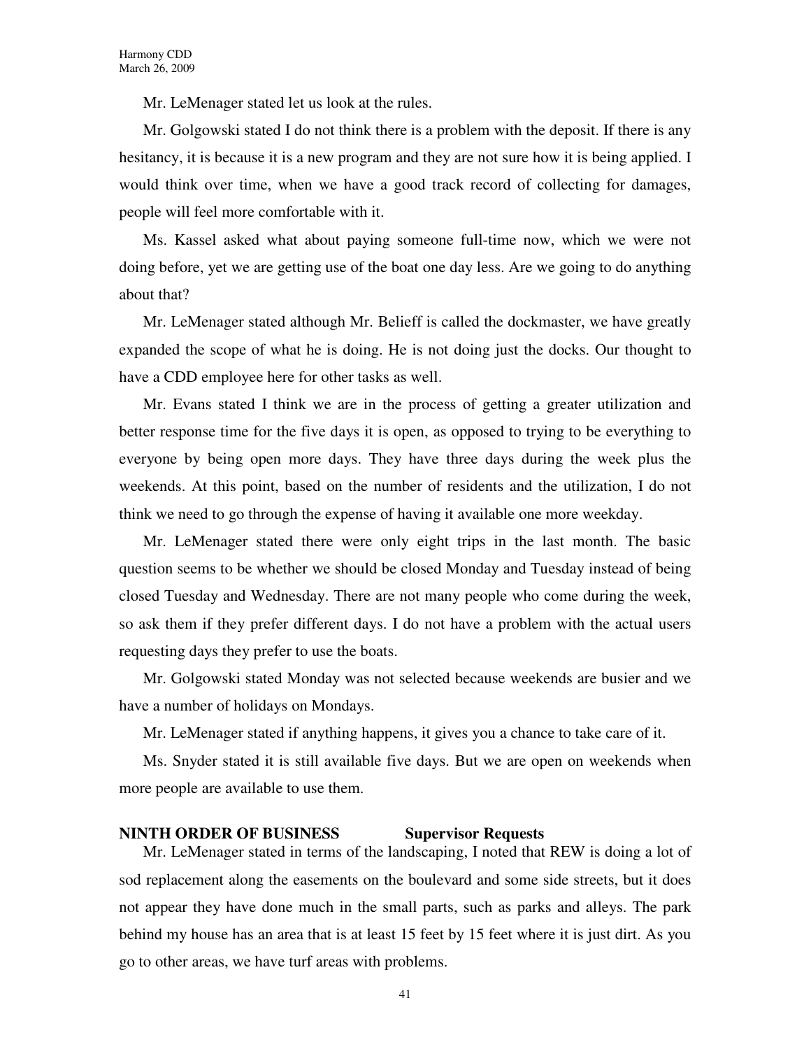Mr. LeMenager stated let us look at the rules.

Mr. Golgowski stated I do not think there is a problem with the deposit. If there is any hesitancy, it is because it is a new program and they are not sure how it is being applied. I would think over time, when we have a good track record of collecting for damages, people will feel more comfortable with it.

Ms. Kassel asked what about paying someone full-time now, which we were not doing before, yet we are getting use of the boat one day less. Are we going to do anything about that?

Mr. LeMenager stated although Mr. Belieff is called the dockmaster, we have greatly expanded the scope of what he is doing. He is not doing just the docks. Our thought to have a CDD employee here for other tasks as well.

Mr. Evans stated I think we are in the process of getting a greater utilization and better response time for the five days it is open, as opposed to trying to be everything to everyone by being open more days. They have three days during the week plus the weekends. At this point, based on the number of residents and the utilization, I do not think we need to go through the expense of having it available one more weekday.

Mr. LeMenager stated there were only eight trips in the last month. The basic question seems to be whether we should be closed Monday and Tuesday instead of being closed Tuesday and Wednesday. There are not many people who come during the week, so ask them if they prefer different days. I do not have a problem with the actual users requesting days they prefer to use the boats.

Mr. Golgowski stated Monday was not selected because weekends are busier and we have a number of holidays on Mondays.

Mr. LeMenager stated if anything happens, it gives you a chance to take care of it.

Ms. Snyder stated it is still available five days. But we are open on weekends when more people are available to use them.

**NINTH ORDER OF BUSINESS Supervisor Requests**

Mr. LeMenager stated in terms of the landscaping, I noted that REW is doing a lot of sod replacement along the easements on the boulevard and some side streets, but it does not appear they have done much in the small parts, such as parks and alleys. The park behind my house has an area that is at least 15 feet by 15 feet where it is just dirt. As you go to other areas, we have turf areas with problems.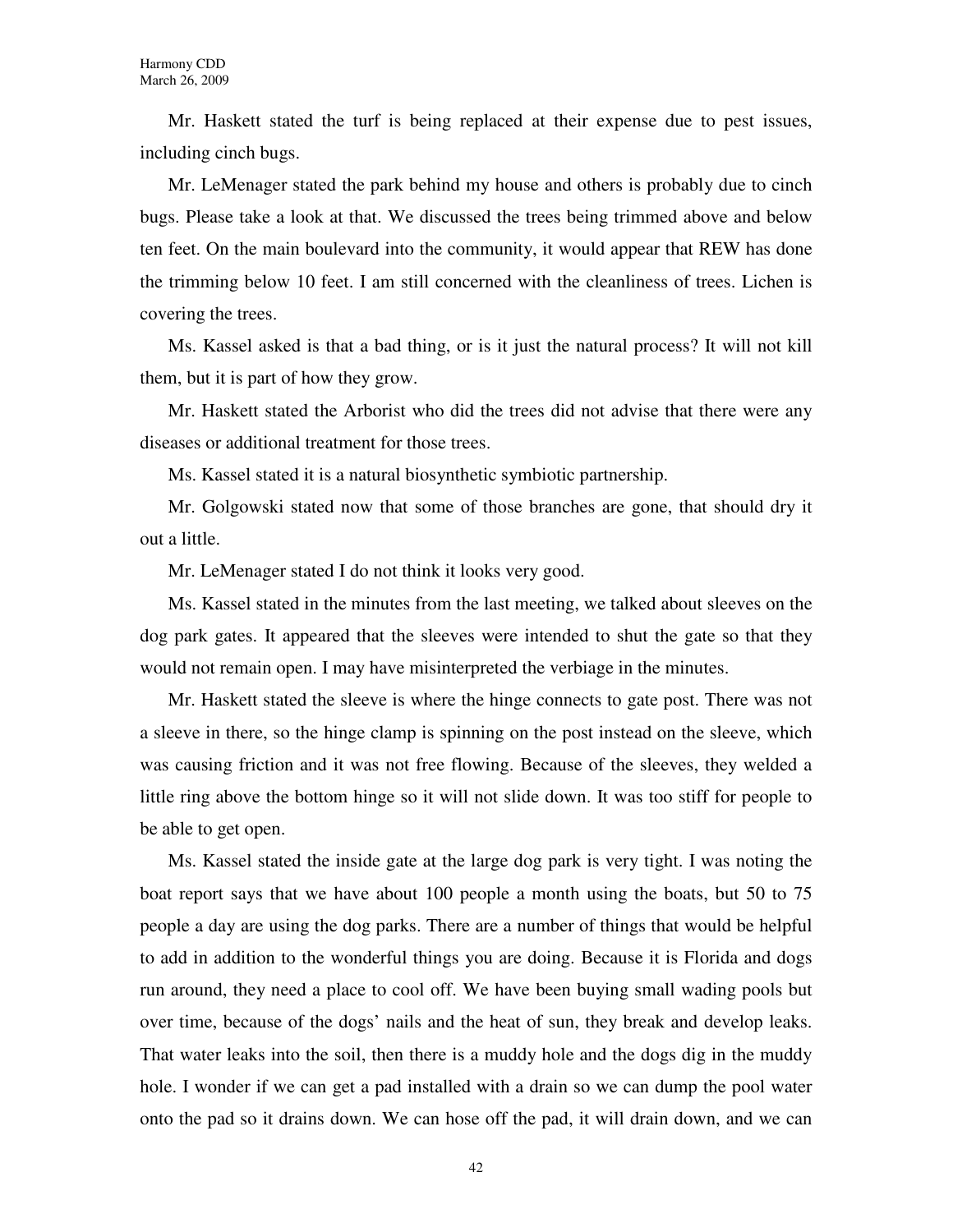Mr. Haskett stated the turf is being replaced at their expense due to pest issues, including cinch bugs.

Mr. LeMenager stated the park behind my house and others is probably due to cinch bugs. Please take a look at that. We discussed the trees being trimmed above and below ten feet. On the main boulevard into the community, it would appear that REW has done the trimming below 10 feet. I am still concerned with the cleanliness of trees. Lichen is covering the trees.

Ms. Kassel asked is that a bad thing, or is it just the natural process? It will not kill them, but it is part of how they grow.

Mr. Haskett stated the Arborist who did the trees did not advise that there were any diseases or additional treatment for those trees.

Ms. Kassel stated it is a natural biosynthetic symbiotic partnership.

Mr. Golgowski stated now that some of those branches are gone, that should dry it out a little.

Mr. LeMenager stated I do not think it looks very good.

Ms. Kassel stated in the minutes from the last meeting, we talked about sleeves on the dog park gates. It appeared that the sleeves were intended to shut the gate so that they would not remain open. I may have misinterpreted the verbiage in the minutes.

Mr. Haskett stated the sleeve is where the hinge connects to gate post. There was not a sleeve in there, so the hinge clamp is spinning on the post instead on the sleeve, which was causing friction and it was not free flowing. Because of the sleeves, they welded a little ring above the bottom hinge so it will not slide down. It was too stiff for people to be able to get open.

Ms. Kassel stated the inside gate at the large dog park is very tight. I was noting the boat report says that we have about 100 people a month using the boats, but 50 to 75 people a day are using the dog parks. There are a number of things that would be helpful to add in addition to the wonderful things you are doing. Because it is Florida and dogs run around, they need a place to cool off. We have been buying small wading pools but over time, because of the dogs' nails and the heat of sun, they break and develop leaks. That water leaks into the soil, then there is a muddy hole and the dogs dig in the muddy hole. I wonder if we can get a pad installed with a drain so we can dump the pool water onto the pad so it drains down. We can hose off the pad, it will drain down, and we can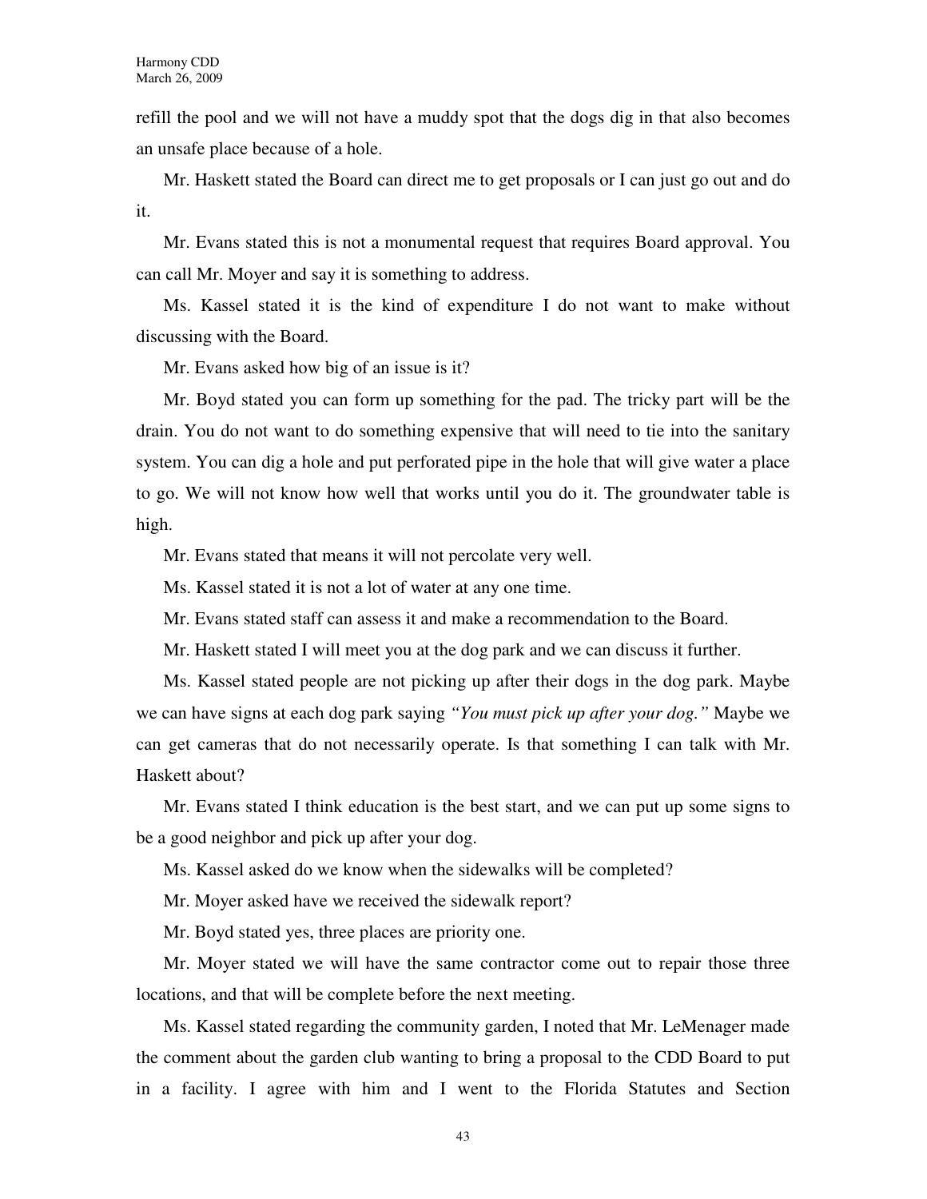refill the pool and we will not have a muddy spot that the dogs dig in that also becomes an unsafe place because of a hole.

Mr. Haskett stated the Board can direct me to get proposals or I can just go out and do it.

Mr. Evans stated this is not a monumental request that requires Board approval. You can call Mr. Moyer and say it is something to address.

Ms. Kassel stated it is the kind of expenditure I do not want to make without discussing with the Board.

Mr. Evans asked how big of an issue is it?

Mr. Boyd stated you can form up something for the pad. The tricky part will be the drain. You do not want to do something expensive that will need to tie into the sanitary system. You can dig a hole and put perforated pipe in the hole that will give water a place to go. We will not know how well that works until you do it. The groundwater table is high.

Mr. Evans stated that means it will not percolate very well.

Ms. Kassel stated it is not a lot of water at any one time.

Mr. Evans stated staff can assess it and make a recommendation to the Board.

Mr. Haskett stated I will meet you at the dog park and we can discuss it further.

Ms. Kassel stated people are not picking up after their dogs in the dog park. Maybe we can have signs at each dog park saying *"You must pick up after your dog."* Maybe we can get cameras that do not necessarily operate. Is that something I can talk with Mr. Haskett about?

Mr. Evans stated I think education is the best start, and we can put up some signs to be a good neighbor and pick up after your dog.

Ms. Kassel asked do we know when the sidewalks will be completed?

Mr. Moyer asked have we received the sidewalk report?

Mr. Boyd stated yes, three places are priority one.

Mr. Moyer stated we will have the same contractor come out to repair those three locations, and that will be complete before the next meeting.

Ms. Kassel stated regarding the community garden, I noted that Mr. LeMenager made the comment about the garden club wanting to bring a proposal to the CDD Board to put in a facility. I agree with him and I went to the Florida Statutes and Section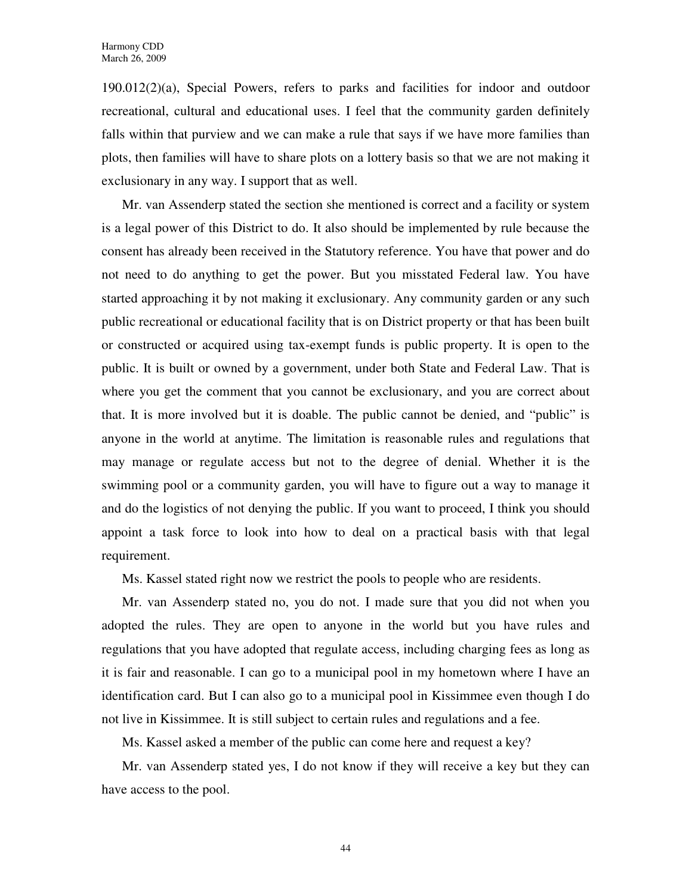190.012(2)(a), Special Powers, refers to parks and facilities for indoor and outdoor recreational, cultural and educational uses. I feel that the community garden definitely falls within that purview and we can make a rule that says if we have more families than plots, then families will have to share plots on a lottery basis so that we are not making it exclusionary in any way. I support that as well.

Mr. van Assenderp stated the section she mentioned is correct and a facility or system is a legal power of this District to do. It also should be implemented by rule because the consent has already been received in the Statutory reference. You have that power and do not need to do anything to get the power. But you misstated Federal law. You have started approaching it by not making it exclusionary. Any community garden or any such public recreational or educational facility that is on District property or that has been built or constructed or acquired using tax-exempt funds is public property. It is open to the public. It is built or owned by a government, under both State and Federal Law. That is where you get the comment that you cannot be exclusionary, and you are correct about that. It is more involved but it is doable. The public cannot be denied, and "public" is anyone in the world at anytime. The limitation is reasonable rules and regulations that may manage or regulate access but not to the degree of denial. Whether it is the swimming pool or a community garden, you will have to figure out a way to manage it and do the logistics of not denying the public. If you want to proceed, I think you should appoint a task force to look into how to deal on a practical basis with that legal requirement.

Ms. Kassel stated right now we restrict the pools to people who are residents.

Mr. van Assenderp stated no, you do not. I made sure that you did not when you adopted the rules. They are open to anyone in the world but you have rules and regulations that you have adopted that regulate access, including charging fees as long as it is fair and reasonable. I can go to a municipal pool in my hometown where I have an identification card. But I can also go to a municipal pool in Kissimmee even though I do not live in Kissimmee. It is still subject to certain rules and regulations and a fee.

Ms. Kassel asked a member of the public can come here and request a key?

Mr. van Assenderp stated yes, I do not know if they will receive a key but they can have access to the pool.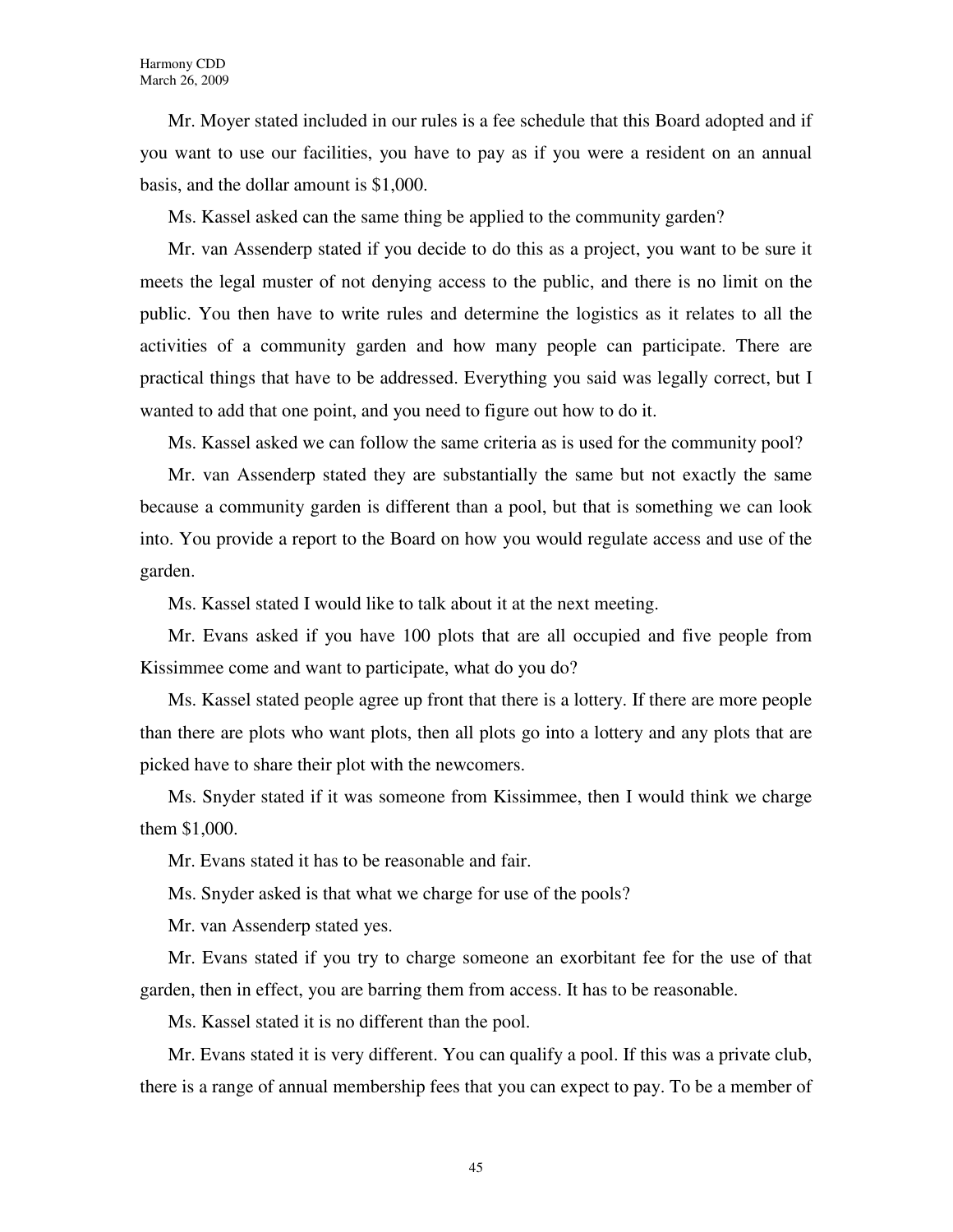Mr. Moyer stated included in our rules is a fee schedule that this Board adopted and if you want to use our facilities, you have to pay as if you were a resident on an annual basis, and the dollar amount is $1,000.

Ms. Kassel asked can the same thing be applied to the community garden?

Mr. van Assenderp stated if you decide to do this as a project, you want to be sure it meets the legal muster of not denying access to the public, and there is no limit on the public. You then have to write rules and determine the logistics as it relates to all the activities of a community garden and how many people can participate. There are practical things that have to be addressed. Everything you said was legally correct, but I wanted to add that one point, and you need to figure out how to do it.

Ms. Kassel asked we can follow the same criteria as is used for the community pool?

Mr. van Assenderp stated they are substantially the same but not exactly the same because a community garden is different than a pool, but that is something we can look into. You provide a report to the Board on how you would regulate access and use of the garden.

Ms. Kassel stated I would like to talk about it at the next meeting.

Mr. Evans asked if you have 100 plots that are all occupied and five people from Kissimmee come and want to participate, what do you do?

Ms. Kassel stated people agree up front that there is a lottery. If there are more people than there are plots who want plots, then all plots go into a lottery and any plots that are picked have to share their plot with the newcomers.

Ms. Snyder stated if it was someone from Kissimmee, then I would think we charge them $1,000.

Mr. Evans stated it has to be reasonable and fair.

Ms. Snyder asked is that what we charge for use of the pools?

Mr. van Assenderp stated yes.

Mr. Evans stated if you try to charge someone an exorbitant fee for the use of that garden, then in effect, you are barring them from access. It has to be reasonable.

Ms. Kassel stated it is no different than the pool.

Mr. Evans stated it is very different. You can qualify a pool. If this was a private club, there is a range of annual membership fees that you can expect to pay. To be a member of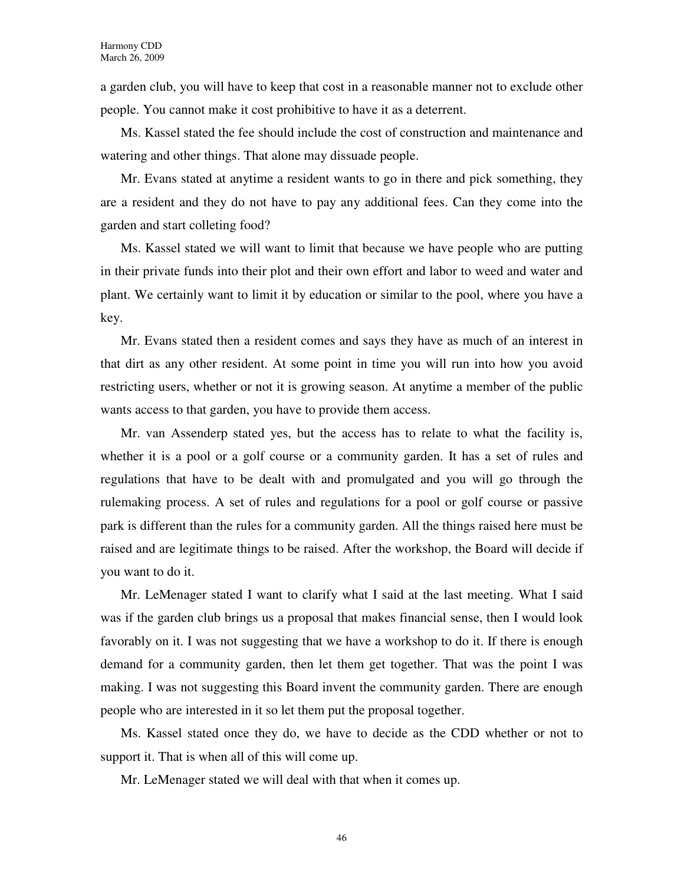a garden club, you will have to keep that cost in a reasonable manner not to exclude other people. You cannot make it cost prohibitive to have it as a deterrent.

Ms. Kassel stated the fee should include the cost of construction and maintenance and watering and other things. That alone may dissuade people.

Mr. Evans stated at anytime a resident wants to go in there and pick something, they are a resident and they do not have to pay any additional fees. Can they come into the garden and start colleting food?

Ms. Kassel stated we will want to limit that because we have people who are putting in their private funds into their plot and their own effort and labor to weed and water and plant. We certainly want to limit it by education or similar to the pool, where you have a key.

Mr. Evans stated then a resident comes and says they have as much of an interest in that dirt as any other resident. At some point in time you will run into how you avoid restricting users, whether or not it is growing season. At anytime a member of the public wants access to that garden, you have to provide them access.

Mr. van Assenderp stated yes, but the access has to relate to what the facility is, whether it is a pool or a golf course or a community garden. It has a set of rules and regulations that have to be dealt with and promulgated and you will go through the rulemaking process. A set of rules and regulations for a pool or golf course or passive park is different than the rules for a community garden. All the things raised here must be raised and are legitimate things to be raised. After the workshop, the Board will decide if you want to do it.

Mr. LeMenager stated I want to clarify what I said at the last meeting. What I said was if the garden club brings us a proposal that makes financial sense, then I would look favorably on it. I was not suggesting that we have a workshop to do it. If there is enough demand for a community garden, then let them get together. That was the point I was making. I was not suggesting this Board invent the community garden. There are enough people who are interested in it so let them put the proposal together.

Ms. Kassel stated once they do, we have to decide as the CDD whether or not to support it. That is when all of this will come up.

Mr. LeMenager stated we will deal with that when it comes up.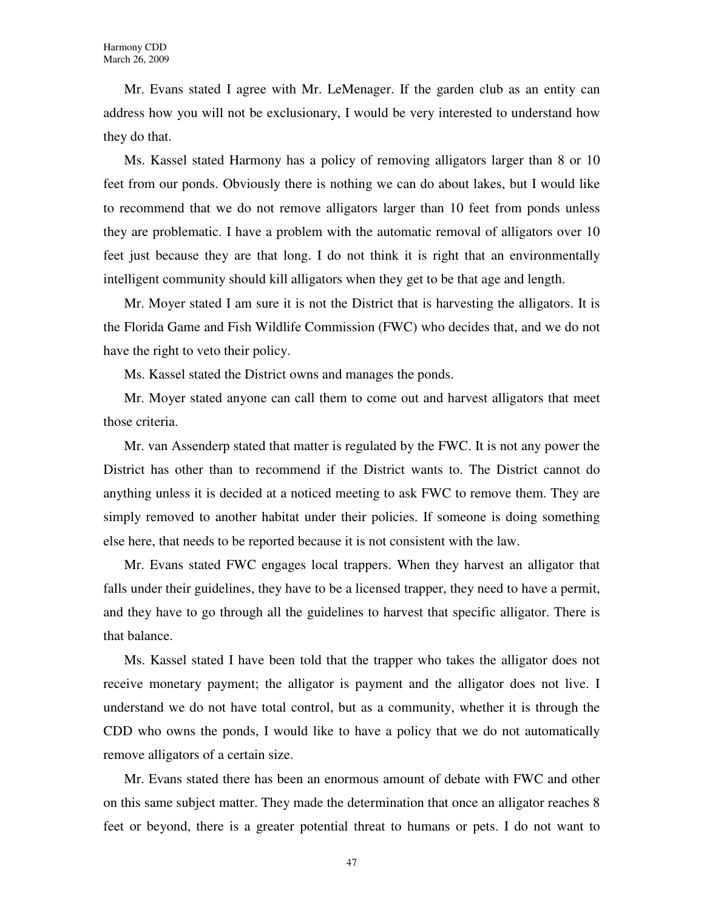Mr. Evans stated I agree with Mr. LeMenager. If the garden club as an entity can address how you will not be exclusionary, I would be very interested to understand how they do that.

Ms. Kassel stated Harmony has a policy of removing alligators larger than 8 or 10 feet from our ponds. Obviously there is nothing we can do about lakes, but I would like to recommend that we do not remove alligators larger than 10 feet from ponds unless they are problematic. I have a problem with the automatic removal of alligators over 10 feet just because they are that long. I do not think it is right that an environmentally intelligent community should kill alligators when they get to be that age and length.

Mr. Moyer stated I am sure it is not the District that is harvesting the alligators. It is the Florida Game and Fish Wildlife Commission (FWC) who decides that, and we do not have the right to veto their policy.

Ms. Kassel stated the District owns and manages the ponds.

Mr. Moyer stated anyone can call them to come out and harvest alligators that meet those criteria.

Mr. van Assenderp stated that matter is regulated by the FWC. It is not any power the District has other than to recommend if the District wants to. The District cannot do anything unless it is decided at a noticed meeting to ask FWC to remove them. They are simply removed to another habitat under their policies. If someone is doing something else here, that needs to be reported because it is not consistent with the law.

Mr. Evans stated FWC engages local trappers. When they harvest an alligator that falls under their guidelines, they have to be a licensed trapper, they need to have a permit, and they have to go through all the guidelines to harvest that specific alligator. There is that balance.

Ms. Kassel stated I have been told that the trapper who takes the alligator does not receive monetary payment; the alligator is payment and the alligator does not live. I understand we do not have total control, but as a community, whether it is through the CDD who owns the ponds, I would like to have a policy that we do not automatically remove alligators of a certain size.

Mr. Evans stated there has been an enormous amount of debate with FWC and other on this same subject matter. They made the determination that once an alligator reaches 8 feet or beyond, there is a greater potential threat to humans or pets. I do not want to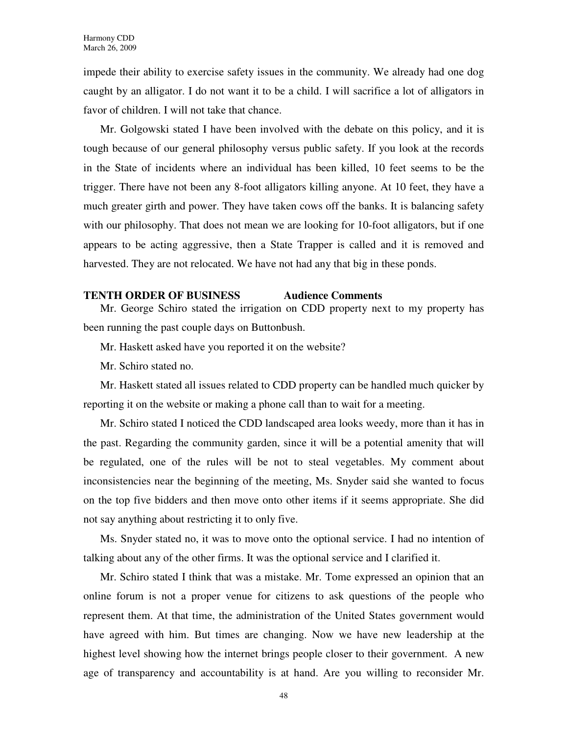impede their ability to exercise safety issues in the community. We already had one dog caught by an alligator. I do not want it to be a child. I will sacrifice a lot of alligators in favor of children. I will not take that chance.

Mr. Golgowski stated I have been involved with the debate on this policy, and it is tough because of our general philosophy versus public safety. If you look at the records in the State of incidents where an individual has been killed, 10 feet seems to be the trigger. There have not been any 8-foot alligators killing anyone. At 10 feet, they have a much greater girth and power. They have taken cows off the banks. It is balancing safety with our philosophy. That does not mean we are looking for 10-foot alligators, but if one appears to be acting aggressive, then a State Trapper is called and it is removed and harvested. They are not relocated. We have not had any that big in these ponds.

**TENTH ORDER OF BUSINESS Audience Comments**

Mr. George Schiro stated the irrigation on CDD property next to my property has been running the past couple days on Buttonbush.

Mr. Haskett asked have you reported it on the website?

Mr. Schiro stated no.

Mr. Haskett stated all issues related to CDD property can be handled much quicker by reporting it on the website or making a phone call than to wait for a meeting.

Mr. Schiro stated I noticed the CDD landscaped area looks weedy, more than it has in the past. Regarding the community garden, since it will be a potential amenity that will be regulated, one of the rules will be not to steal vegetables. My comment about inconsistencies near the beginning of the meeting, Ms. Snyder said she wanted to focus on the top five bidders and then move onto other items if it seems appropriate. She did not say anything about restricting it to only five.

Ms. Snyder stated no, it was to move onto the optional service. I had no intention of talking about any of the other firms. It was the optional service and I clarified it.

Mr. Schiro stated I think that was a mistake. Mr. Tome expressed an opinion that an online forum is not a proper venue for citizens to ask questions of the people who represent them. At that time, the administration of the United States government would have agreed with him. But times are changing. Now we have new leadership at the highest level showing how the internet brings people closer to their government. A new age of transparency and accountability is at hand. Are you willing to reconsider Mr.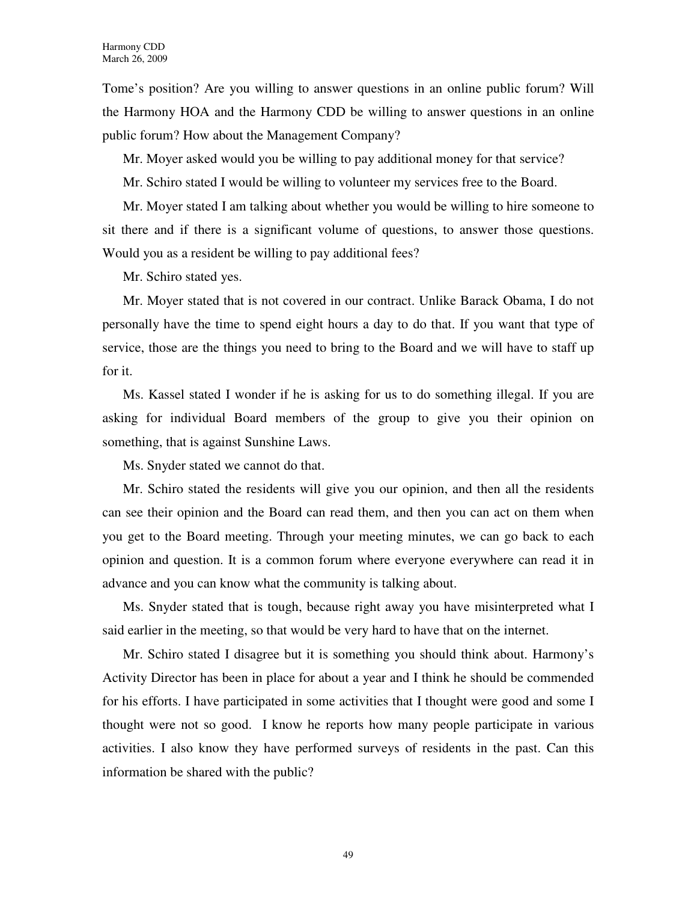Tome's position? Are you willing to answer questions in an online public forum? Will the Harmony HOA and the Harmony CDD be willing to answer questions in an online public forum? How about the Management Company?

Mr. Moyer asked would you be willing to pay additional money for that service?

Mr. Schiro stated I would be willing to volunteer my services free to the Board.

Mr. Moyer stated I am talking about whether you would be willing to hire someone to sit there and if there is a significant volume of questions, to answer those questions. Would you as a resident be willing to pay additional fees?

Mr. Schiro stated yes.

Mr. Moyer stated that is not covered in our contract. Unlike Barack Obama, I do not personally have the time to spend eight hours a day to do that. If you want that type of service, those are the things you need to bring to the Board and we will have to staff up for it.

Ms. Kassel stated I wonder if he is asking for us to do something illegal. If you are asking for individual Board members of the group to give you their opinion on something, that is against Sunshine Laws.

Ms. Snyder stated we cannot do that.

Mr. Schiro stated the residents will give you our opinion, and then all the residents can see their opinion and the Board can read them, and then you can act on them when you get to the Board meeting. Through your meeting minutes, we can go back to each opinion and question. It is a common forum where everyone everywhere can read it in advance and you can know what the community is talking about.

Ms. Snyder stated that is tough, because right away you have misinterpreted what I said earlier in the meeting, so that would be very hard to have that on the internet.

Mr. Schiro stated I disagree but it is something you should think about. Harmony's Activity Director has been in place for about a year and I think he should be commended for his efforts. I have participated in some activities that I thought were good and some I thought were not so good. I know he reports how many people participate in various activities. I also know they have performed surveys of residents in the past. Can this information be shared with the public?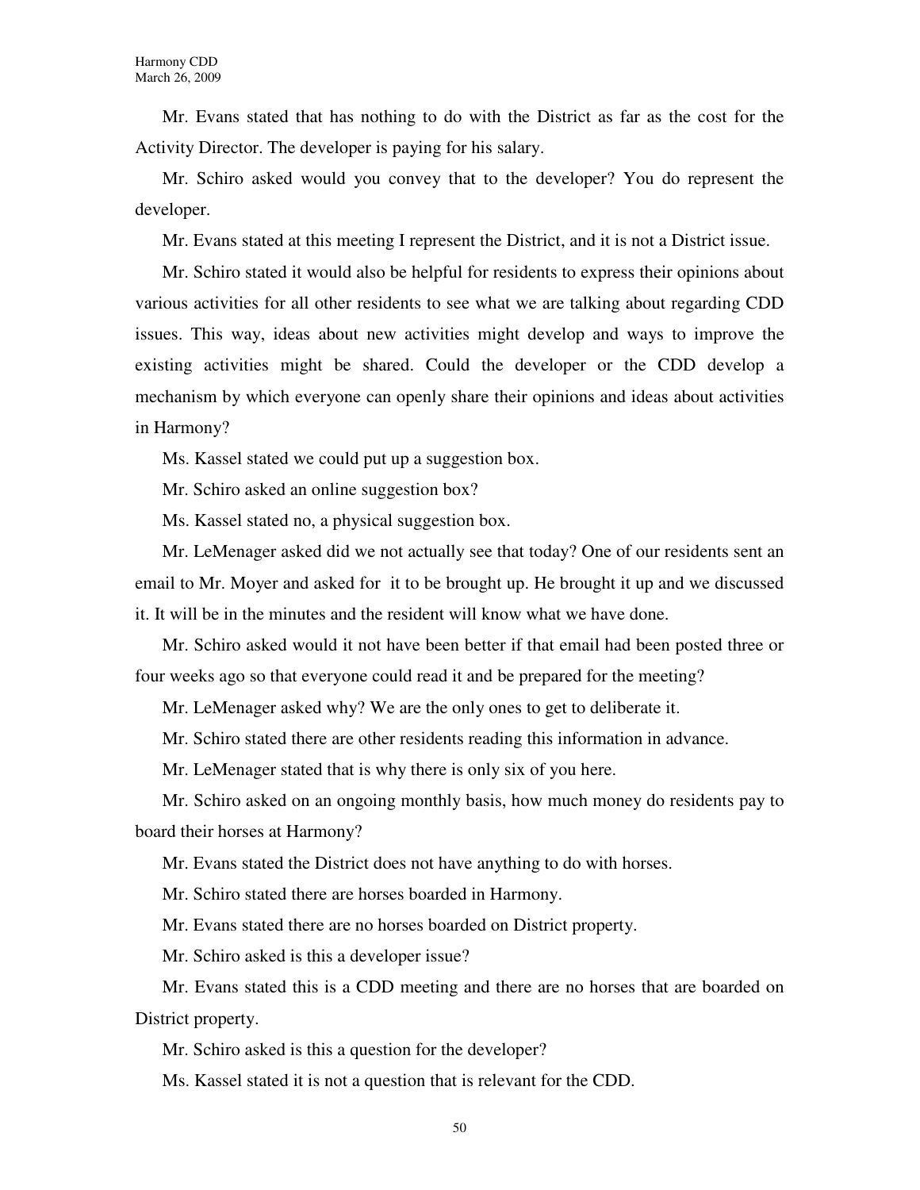Mr. Evans stated that has nothing to do with the District as far as the cost for the Activity Director. The developer is paying for his salary.

Mr. Schiro asked would you convey that to the developer? You do represent the developer.

Mr. Evans stated at this meeting I represent the District, and it is not a District issue.

Mr. Schiro stated it would also be helpful for residents to express their opinions about various activities for all other residents to see what we are talking about regarding CDD issues. This way, ideas about new activities might develop and ways to improve the existing activities might be shared. Could the developer or the CDD develop a mechanism by which everyone can openly share their opinions and ideas about activities in Harmony?

Ms. Kassel stated we could put up a suggestion box.

Mr. Schiro asked an online suggestion box?

Ms. Kassel stated no, a physical suggestion box.

Mr. LeMenager asked did we not actually see that today? One of our residents sent an email to Mr. Moyer and asked for it to be brought up. He brought it up and we discussed it. It will be in the minutes and the resident will know what we have done.

Mr. Schiro asked would it not have been better if that email had been posted three or four weeks ago so that everyone could read it and be prepared for the meeting?

Mr. LeMenager asked why? We are the only ones to get to deliberate it.

Mr. Schiro stated there are other residents reading this information in advance.

Mr. LeMenager stated that is why there is only six of you here.

Mr. Schiro asked on an ongoing monthly basis, how much money do residents pay to board their horses at Harmony?

Mr. Evans stated the District does not have anything to do with horses.

Mr. Schiro stated there are horses boarded in Harmony.

Mr. Evans stated there are no horses boarded on District property.

Mr. Schiro asked is this a developer issue?

Mr. Evans stated this is a CDD meeting and there are no horses that are boarded on District property.

Mr. Schiro asked is this a question for the developer?

Ms. Kassel stated it is not a question that is relevant for the CDD.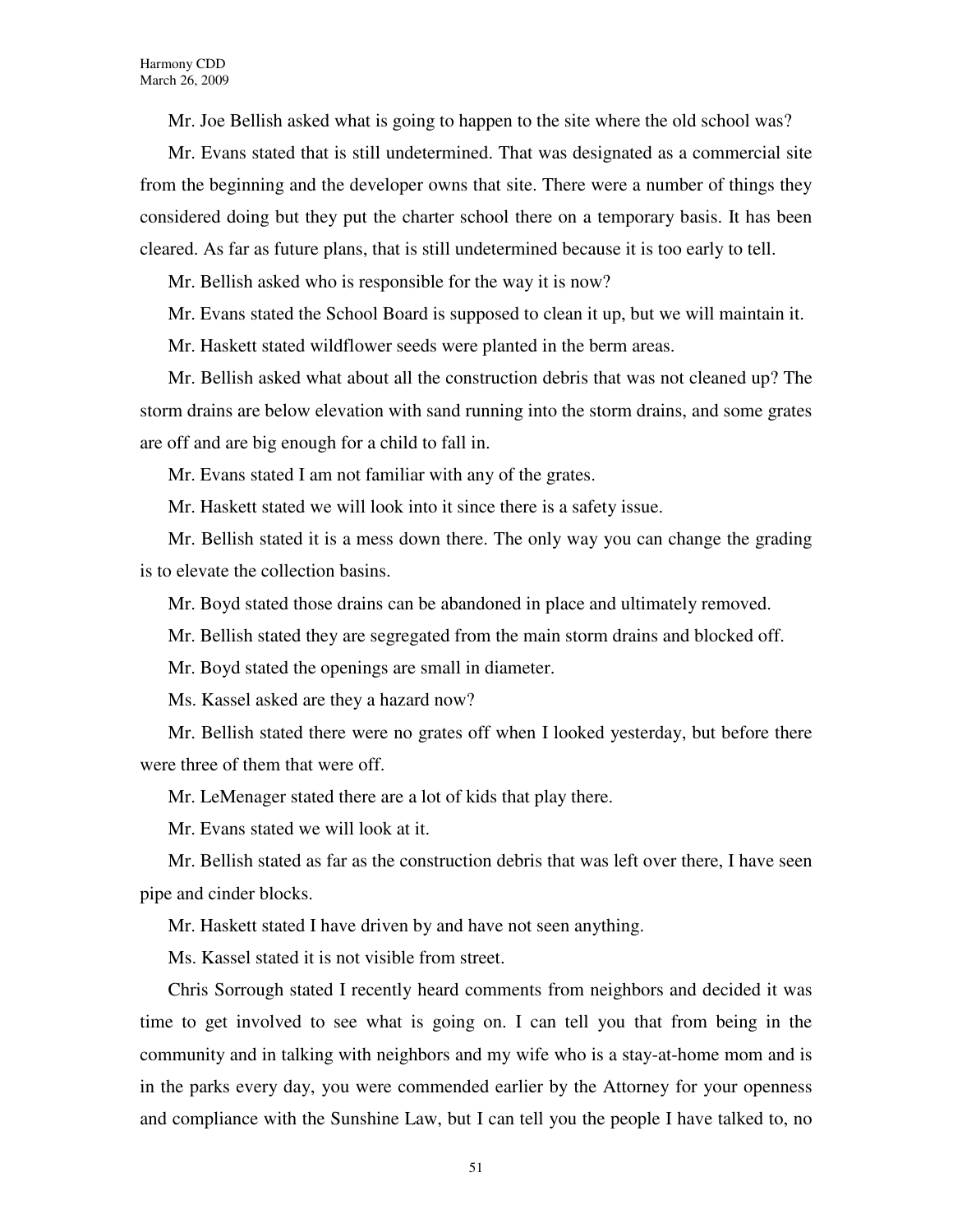Mr. Joe Bellish asked what is going to happen to the site where the old school was?

Mr. Evans stated that is still undetermined. That was designated as a commercial site from the beginning and the developer owns that site. There were a number of things they considered doing but they put the charter school there on a temporary basis. It has been cleared. As far as future plans, that is still undetermined because it is too early to tell.

Mr. Bellish asked who is responsible for the way it is now?

Mr. Evans stated the School Board is supposed to clean it up, but we will maintain it.

Mr. Haskett stated wildflower seeds were planted in the berm areas.

Mr. Bellish asked what about all the construction debris that was not cleaned up? The storm drains are below elevation with sand running into the storm drains, and some grates are off and are big enough for a child to fall in.

Mr. Evans stated I am not familiar with any of the grates.

Mr. Haskett stated we will look into it since there is a safety issue.

Mr. Bellish stated it is a mess down there. The only way you can change the grading is to elevate the collection basins.

Mr. Boyd stated those drains can be abandoned in place and ultimately removed.

Mr. Bellish stated they are segregated from the main storm drains and blocked off.

Mr. Boyd stated the openings are small in diameter.

Ms. Kassel asked are they a hazard now?

Mr. Bellish stated there were no grates off when I looked yesterday, but before there were three of them that were off.

Mr. LeMenager stated there are a lot of kids that play there.

Mr. Evans stated we will look at it.

Mr. Bellish stated as far as the construction debris that was left over there, I have seen pipe and cinder blocks.

Mr. Haskett stated I have driven by and have not seen anything.

Ms. Kassel stated it is not visible from street.

Chris Sorrough stated I recently heard comments from neighbors and decided it was time to get involved to see what is going on. I can tell you that from being in the community and in talking with neighbors and my wife who is a stay-at-home mom and is in the parks every day, you were commended earlier by the Attorney for your openness and compliance with the Sunshine Law, but I can tell you the people I have talked to, no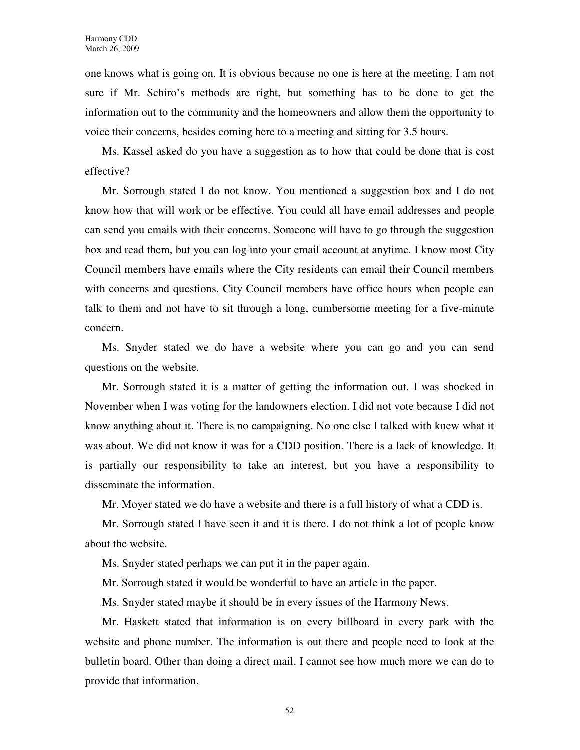one knows what is going on. It is obvious because no one is here at the meeting. I am not sure if Mr. Schiro's methods are right, but something has to be done to get the information out to the community and the homeowners and allow them the opportunity to voice their concerns, besides coming here to a meeting and sitting for 3.5 hours.

Ms. Kassel asked do you have a suggestion as to how that could be done that is cost effective?

Mr. Sorrough stated I do not know. You mentioned a suggestion box and I do not know how that will work or be effective. You could all have email addresses and people can send you emails with their concerns. Someone will have to go through the suggestion box and read them, but you can log into your email account at anytime. I know most City Council members have emails where the City residents can email their Council members with concerns and questions. City Council members have office hours when people can talk to them and not have to sit through a long, cumbersome meeting for a five-minute concern.

Ms. Snyder stated we do have a website where you can go and you can send questions on the website.

Mr. Sorrough stated it is a matter of getting the information out. I was shocked in November when I was voting for the landowners election. I did not vote because I did not know anything about it. There is no campaigning. No one else I talked with knew what it was about. We did not know it was for a CDD position. There is a lack of knowledge. It is partially our responsibility to take an interest, but you have a responsibility to disseminate the information.

Mr. Moyer stated we do have a website and there is a full history of what a CDD is.

Mr. Sorrough stated I have seen it and it is there. I do not think a lot of people know about the website.

Ms. Snyder stated perhaps we can put it in the paper again.

Mr. Sorrough stated it would be wonderful to have an article in the paper.

Ms. Snyder stated maybe it should be in every issues of the Harmony News.

Mr. Haskett stated that information is on every billboard in every park with the website and phone number. The information is out there and people need to look at the bulletin board. Other than doing a direct mail, I cannot see how much more we can do to provide that information.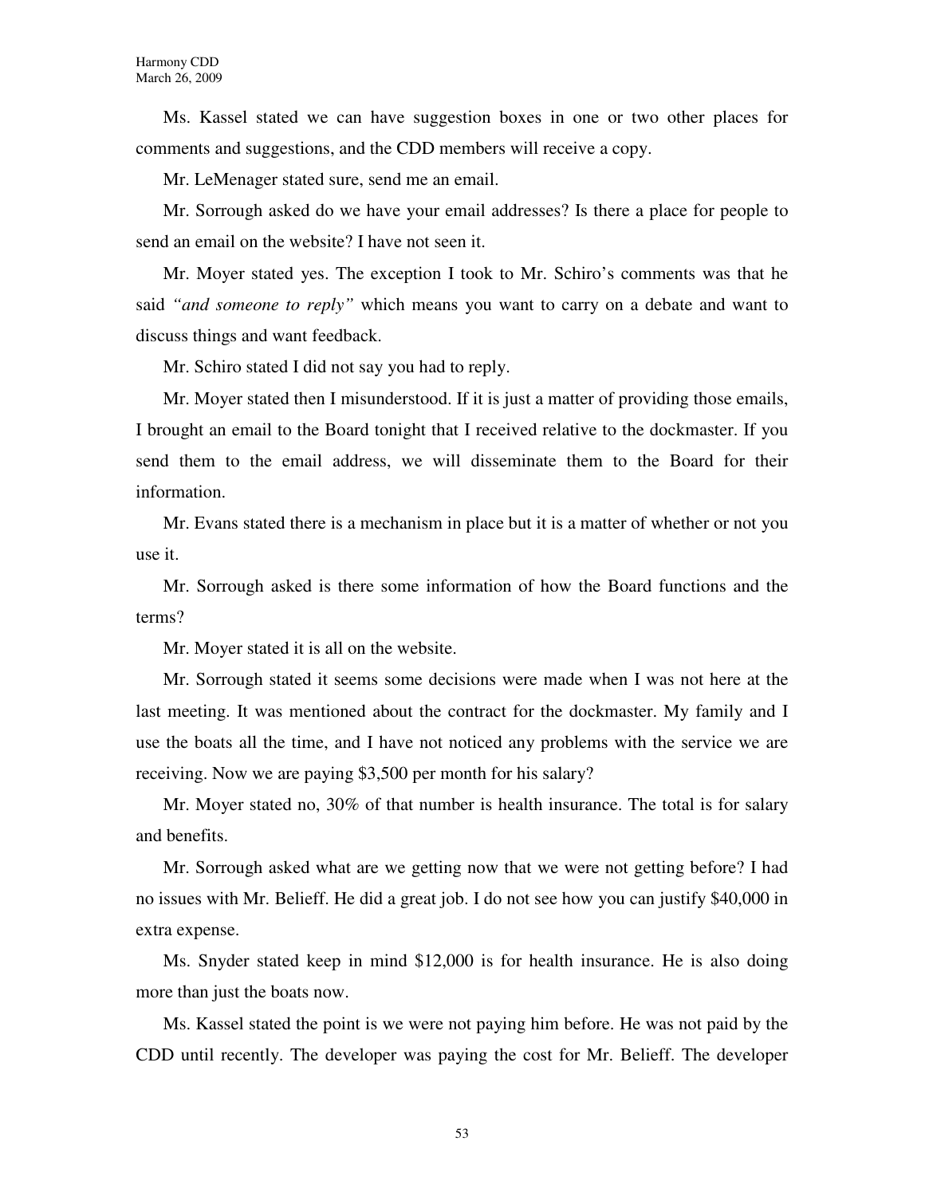Ms. Kassel stated we can have suggestion boxes in one or two other places for comments and suggestions, and the CDD members will receive a copy.

Mr. LeMenager stated sure, send me an email.

Mr. Sorrough asked do we have your email addresses? Is there a place for people to send an email on the website? I have not seen it.

Mr. Moyer stated yes. The exception I took to Mr. Schiro's comments was that he said *"and someone to reply"* which means you want to carry on a debate and want to discuss things and want feedback.

Mr. Schiro stated I did not say you had to reply.

Mr. Moyer stated then I misunderstood. If it is just a matter of providing those emails, I brought an email to the Board tonight that I received relative to the dockmaster. If you send them to the email address, we will disseminate them to the Board for their information.

Mr. Evans stated there is a mechanism in place but it is a matter of whether or not you use it.

Mr. Sorrough asked is there some information of how the Board functions and the terms?

Mr. Moyer stated it is all on the website.

Mr. Sorrough stated it seems some decisions were made when I was not here at the last meeting. It was mentioned about the contract for the dockmaster. My family and I use the boats all the time, and I have not noticed any problems with the service we are receiving. Now we are paying $3,500 per month for his salary?

Mr. Moyer stated no, 30% of that number is health insurance. The total is for salary and benefits.

Mr. Sorrough asked what are we getting now that we were not getting before? I had no issues with Mr. Belieff. He did a great job. I do not see how you can justify $40,000 in extra expense.

Ms. Snyder stated keep in mind $12,000 is for health insurance. He is also doing more than just the boats now.

Ms. Kassel stated the point is we were not paying him before. He was not paid by the CDD until recently. The developer was paying the cost for Mr. Belieff. The developer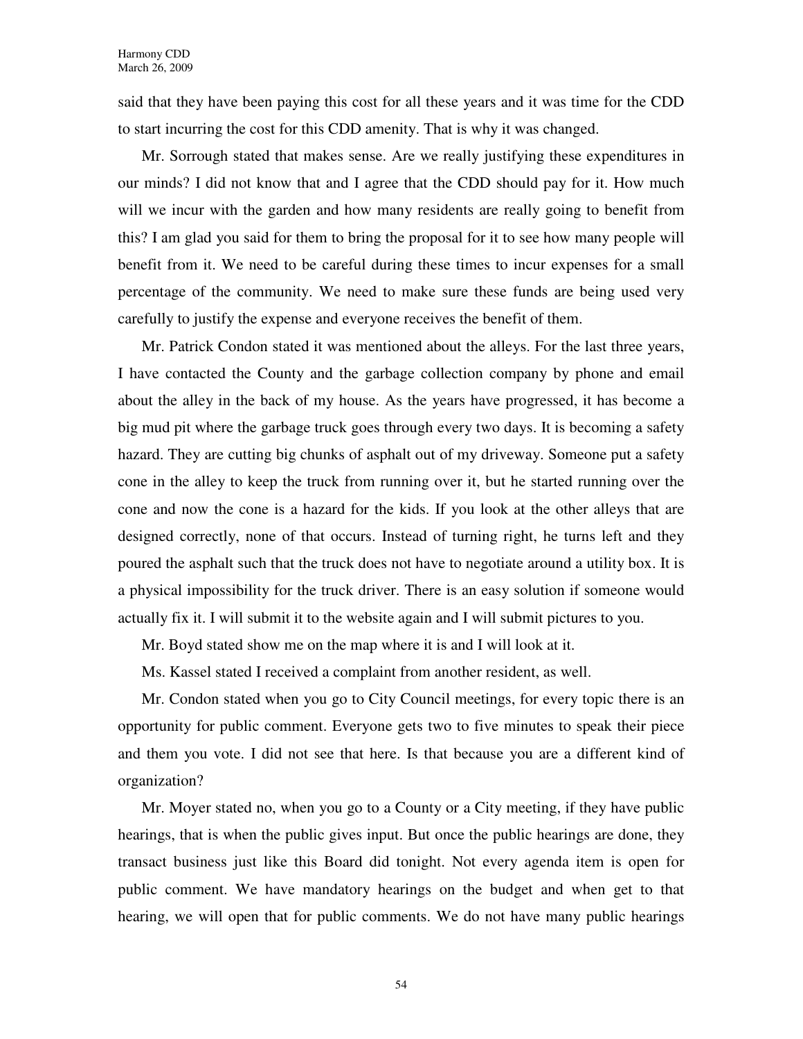said that they have been paying this cost for all these years and it was time for the CDD to start incurring the cost for this CDD amenity. That is why it was changed.

Mr. Sorrough stated that makes sense. Are we really justifying these expenditures in our minds? I did not know that and I agree that the CDD should pay for it. How much will we incur with the garden and how many residents are really going to benefit from this? I am glad you said for them to bring the proposal for it to see how many people will benefit from it. We need to be careful during these times to incur expenses for a small percentage of the community. We need to make sure these funds are being used very carefully to justify the expense and everyone receives the benefit of them.

Mr. Patrick Condon stated it was mentioned about the alleys. For the last three years, I have contacted the County and the garbage collection company by phone and email about the alley in the back of my house. As the years have progressed, it has become a big mud pit where the garbage truck goes through every two days. It is becoming a safety hazard. They are cutting big chunks of asphalt out of my driveway. Someone put a safety cone in the alley to keep the truck from running over it, but he started running over the cone and now the cone is a hazard for the kids. If you look at the other alleys that are designed correctly, none of that occurs. Instead of turning right, he turns left and they poured the asphalt such that the truck does not have to negotiate around a utility box. It is a physical impossibility for the truck driver. There is an easy solution if someone would actually fix it. I will submit it to the website again and I will submit pictures to you.

Mr. Boyd stated show me on the map where it is and I will look at it.

Ms. Kassel stated I received a complaint from another resident, as well.

Mr. Condon stated when you go to City Council meetings, for every topic there is an opportunity for public comment. Everyone gets two to five minutes to speak their piece and them you vote. I did not see that here. Is that because you are a different kind of organization?

Mr. Moyer stated no, when you go to a County or a City meeting, if they have public hearings, that is when the public gives input. But once the public hearings are done, they transact business just like this Board did tonight. Not every agenda item is open for public comment. We have mandatory hearings on the budget and when get to that hearing, we will open that for public comments. We do not have many public hearings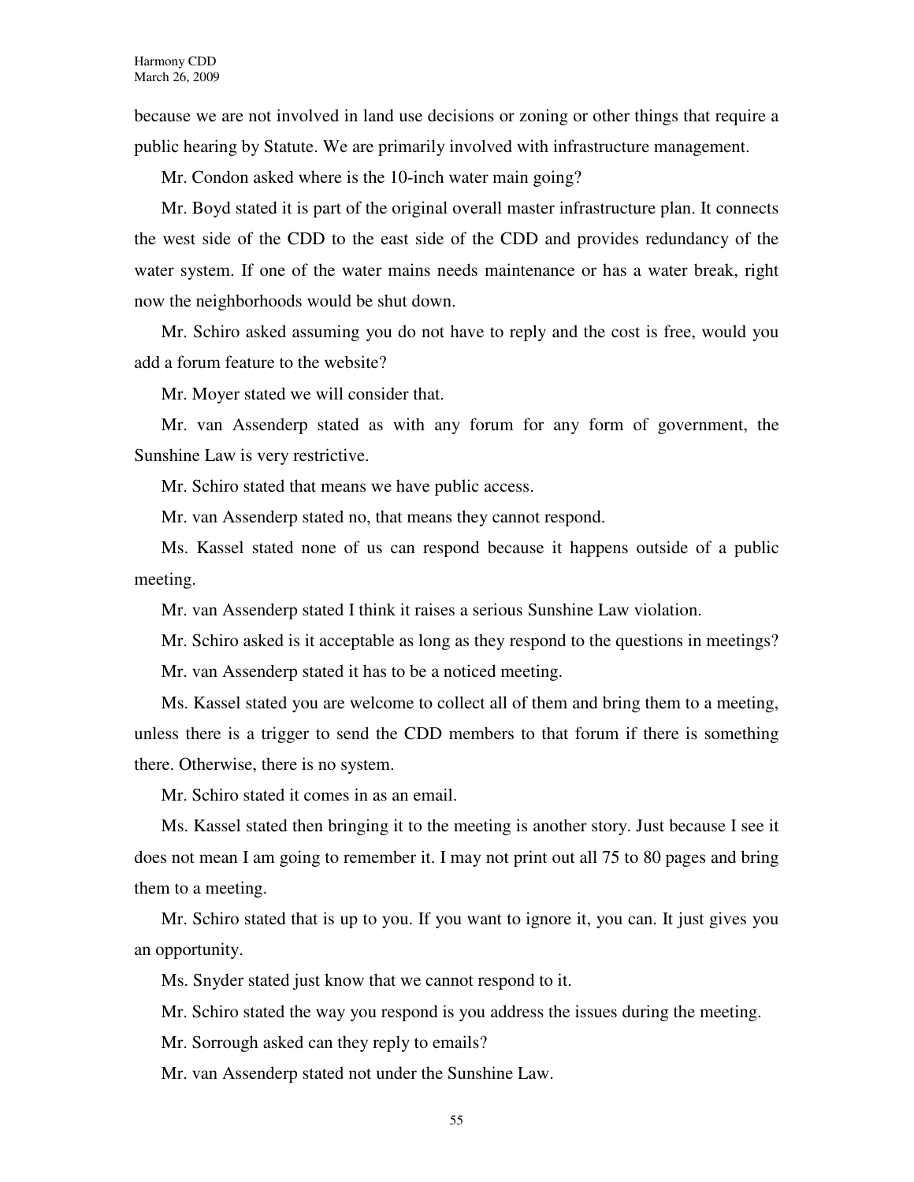because we are not involved in land use decisions or zoning or other things that require a public hearing by Statute. We are primarily involved with infrastructure management.

Mr. Condon asked where is the 10-inch water main going?

Mr. Boyd stated it is part of the original overall master infrastructure plan. It connects the west side of the CDD to the east side of the CDD and provides redundancy of the water system. If one of the water mains needs maintenance or has a water break, right now the neighborhoods would be shut down.

Mr. Schiro asked assuming you do not have to reply and the cost is free, would you add a forum feature to the website?

Mr. Moyer stated we will consider that.

Mr. van Assenderp stated as with any forum for any form of government, the Sunshine Law is very restrictive.

Mr. Schiro stated that means we have public access.

Mr. van Assenderp stated no, that means they cannot respond.

Ms. Kassel stated none of us can respond because it happens outside of a public meeting.

Mr. van Assenderp stated I think it raises a serious Sunshine Law violation.

Mr. Schiro asked is it acceptable as long as they respond to the questions in meetings?

Mr. van Assenderp stated it has to be a noticed meeting.

Ms. Kassel stated you are welcome to collect all of them and bring them to a meeting, unless there is a trigger to send the CDD members to that forum if there is something there. Otherwise, there is no system.

Mr. Schiro stated it comes in as an email.

Ms. Kassel stated then bringing it to the meeting is another story. Just because I see it does not mean I am going to remember it. I may not print out all 75 to 80 pages and bring them to a meeting.

Mr. Schiro stated that is up to you. If you want to ignore it, you can. It just gives you an opportunity.

Ms. Snyder stated just know that we cannot respond to it.

Mr. Schiro stated the way you respond is you address the issues during the meeting.

Mr. Sorrough asked can they reply to emails?

Mr. van Assenderp stated not under the Sunshine Law.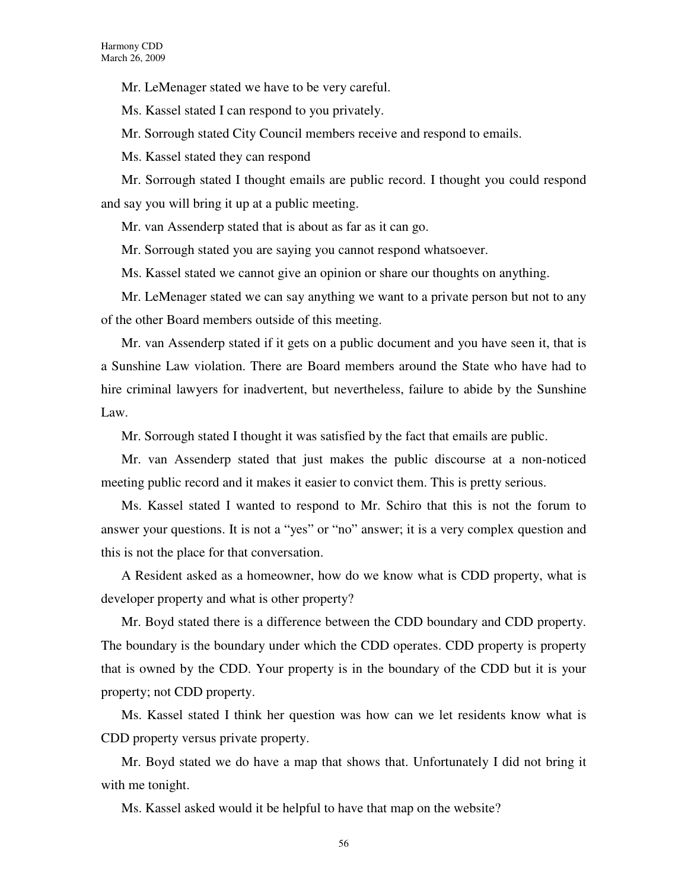Mr. LeMenager stated we have to be very careful.

Ms. Kassel stated I can respond to you privately.

Mr. Sorrough stated City Council members receive and respond to emails.

Ms. Kassel stated they can respond

Mr. Sorrough stated I thought emails are public record. I thought you could respond and say you will bring it up at a public meeting.

Mr. van Assenderp stated that is about as far as it can go.

Mr. Sorrough stated you are saying you cannot respond whatsoever.

Ms. Kassel stated we cannot give an opinion or share our thoughts on anything.

Mr. LeMenager stated we can say anything we want to a private person but not to any of the other Board members outside of this meeting.

Mr. van Assenderp stated if it gets on a public document and you have seen it, that is a Sunshine Law violation. There are Board members around the State who have had to hire criminal lawyers for inadvertent, but nevertheless, failure to abide by the Sunshine Law.

Mr. Sorrough stated I thought it was satisfied by the fact that emails are public.

Mr. van Assenderp stated that just makes the public discourse at a non-noticed meeting public record and it makes it easier to convict them. This is pretty serious.

Ms. Kassel stated I wanted to respond to Mr. Schiro that this is not the forum to answer your questions. It is not a "yes" or "no" answer; it is a very complex question and this is not the place for that conversation.

A Resident asked as a homeowner, how do we know what is CDD property, what is developer property and what is other property?

Mr. Boyd stated there is a difference between the CDD boundary and CDD property. The boundary is the boundary under which the CDD operates. CDD property is property that is owned by the CDD. Your property is in the boundary of the CDD but it is your property; not CDD property.

Ms. Kassel stated I think her question was how can we let residents know what is CDD property versus private property.

Mr. Boyd stated we do have a map that shows that. Unfortunately I did not bring it with me tonight.

Ms. Kassel asked would it be helpful to have that map on the website?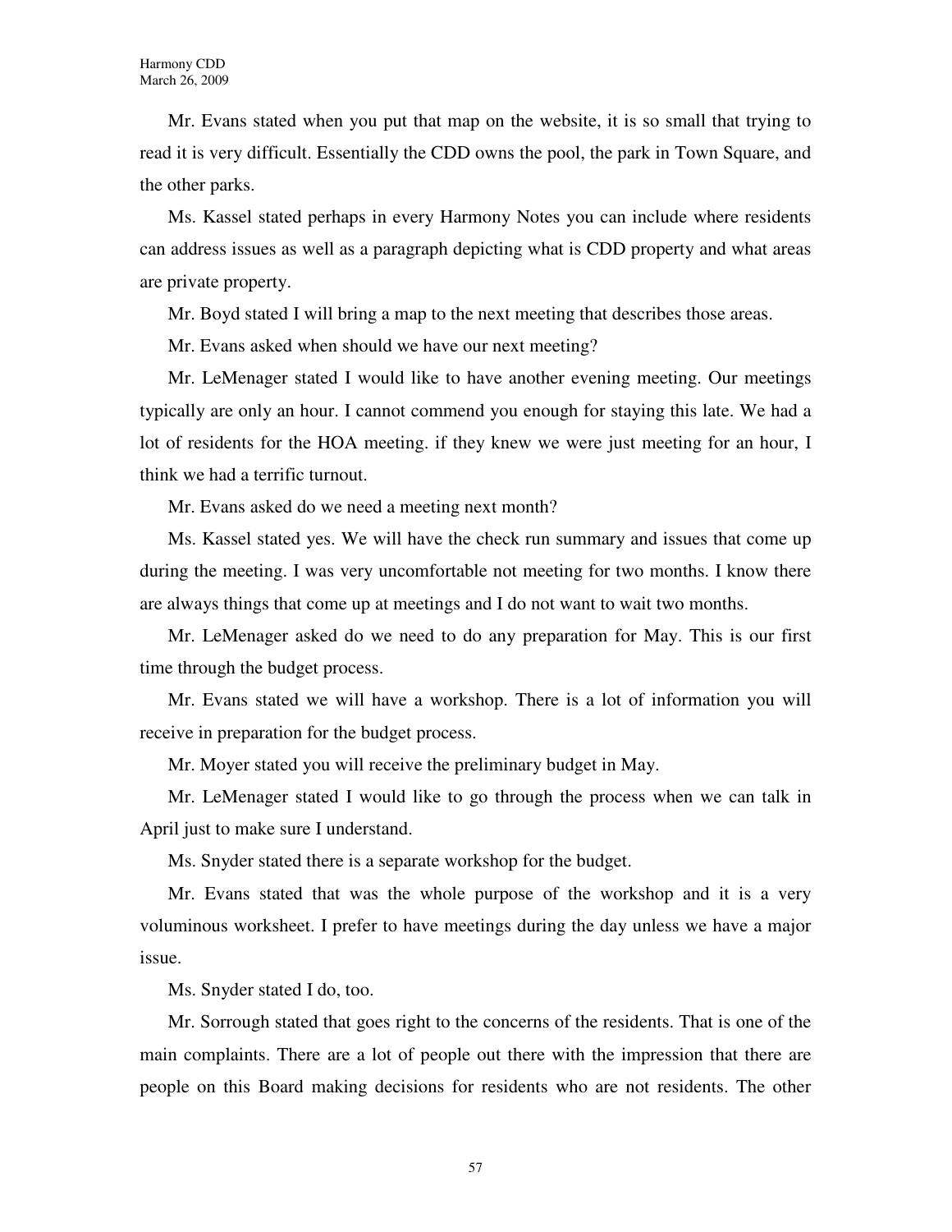Mr. Evans stated when you put that map on the website, it is so small that trying to read it is very difficult. Essentially the CDD owns the pool, the park in Town Square, and the other parks.

Ms. Kassel stated perhaps in every Harmony Notes you can include where residents can address issues as well as a paragraph depicting what is CDD property and what areas are private property.

Mr. Boyd stated I will bring a map to the next meeting that describes those areas.

Mr. Evans asked when should we have our next meeting?

Mr. LeMenager stated I would like to have another evening meeting. Our meetings typically are only an hour. I cannot commend you enough for staying this late. We had a lot of residents for the HOA meeting. if they knew we were just meeting for an hour, I think we had a terrific turnout.

Mr. Evans asked do we need a meeting next month?

Ms. Kassel stated yes. We will have the check run summary and issues that come up during the meeting. I was very uncomfortable not meeting for two months. I know there are always things that come up at meetings and I do not want to wait two months.

Mr. LeMenager asked do we need to do any preparation for May. This is our first time through the budget process.

Mr. Evans stated we will have a workshop. There is a lot of information you will receive in preparation for the budget process.

Mr. Moyer stated you will receive the preliminary budget in May.

Mr. LeMenager stated I would like to go through the process when we can talk in April just to make sure I understand.

Ms. Snyder stated there is a separate workshop for the budget.

Mr. Evans stated that was the whole purpose of the workshop and it is a very voluminous worksheet. I prefer to have meetings during the day unless we have a major issue.

Ms. Snyder stated I do, too.

Mr. Sorrough stated that goes right to the concerns of the residents. That is one of the main complaints. There are a lot of people out there with the impression that there are people on this Board making decisions for residents who are not residents. The other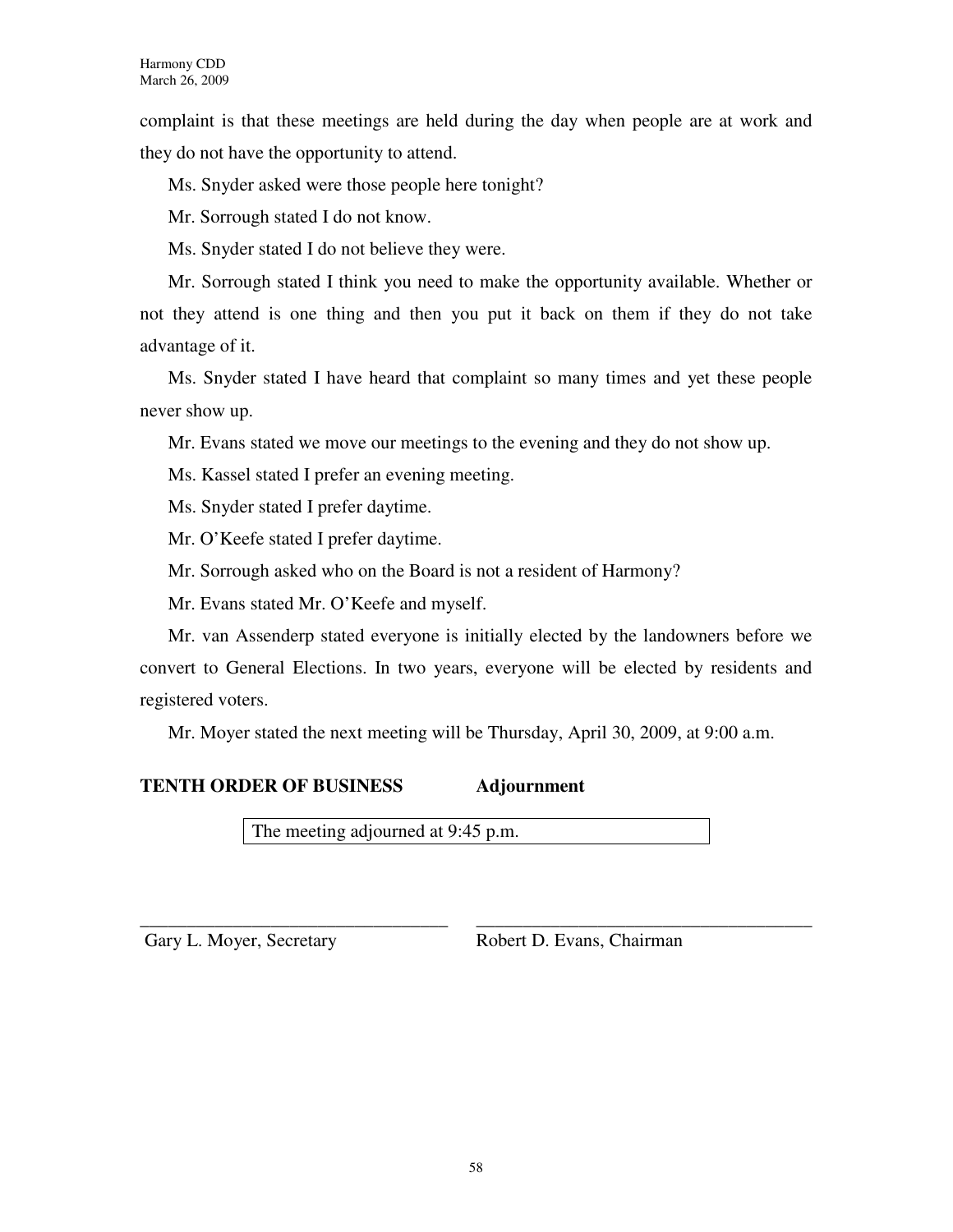complaint is that these meetings are held during the day when people are at work and they do not have the opportunity to attend.

Ms. Snyder asked were those people here tonight?

Mr. Sorrough stated I do not know.

Ms. Snyder stated I do not believe they were.

Mr. Sorrough stated I think you need to make the opportunity available. Whether or not they attend is one thing and then you put it back on them if they do not take advantage of it.

Ms. Snyder stated I have heard that complaint so many times and yet these people never show up.

Mr. Evans stated we move our meetings to the evening and they do not show up.

Ms. Kassel stated I prefer an evening meeting.

Ms. Snyder stated I prefer daytime.

Mr. O'Keefe stated I prefer daytime.

Mr. Sorrough asked who on the Board is not a resident of Harmony?

Mr. Evans stated Mr. O'Keefe and myself.

Mr. van Assenderp stated everyone is initially elected by the landowners before we convert to General Elections. In two years, everyone will be elected by residents and registered voters.

Mr. Moyer stated the next meeting will be Thursday, April 30, 2009, at 9:00 a.m.

**TENTH ORDER OF BUSINESS Adjournment**

The meeting adjourned at 9:45 p.m.

\_\_\_\_\_\_\_\_\_\_\_\_\_\_\_\_\_\_\_\_\_\_\_\_\_\_\_\_\_\_\_\_\_\_\_
Gary L. Moyer, Secretary

\_\_\_\_\_\_\_\_\_\_\_\_\_\_\_\_\_\_\_\_\_\_\_\_\_\_\_\_\_\_\_\_\_\_\_
Robert D. Evans, Chairman